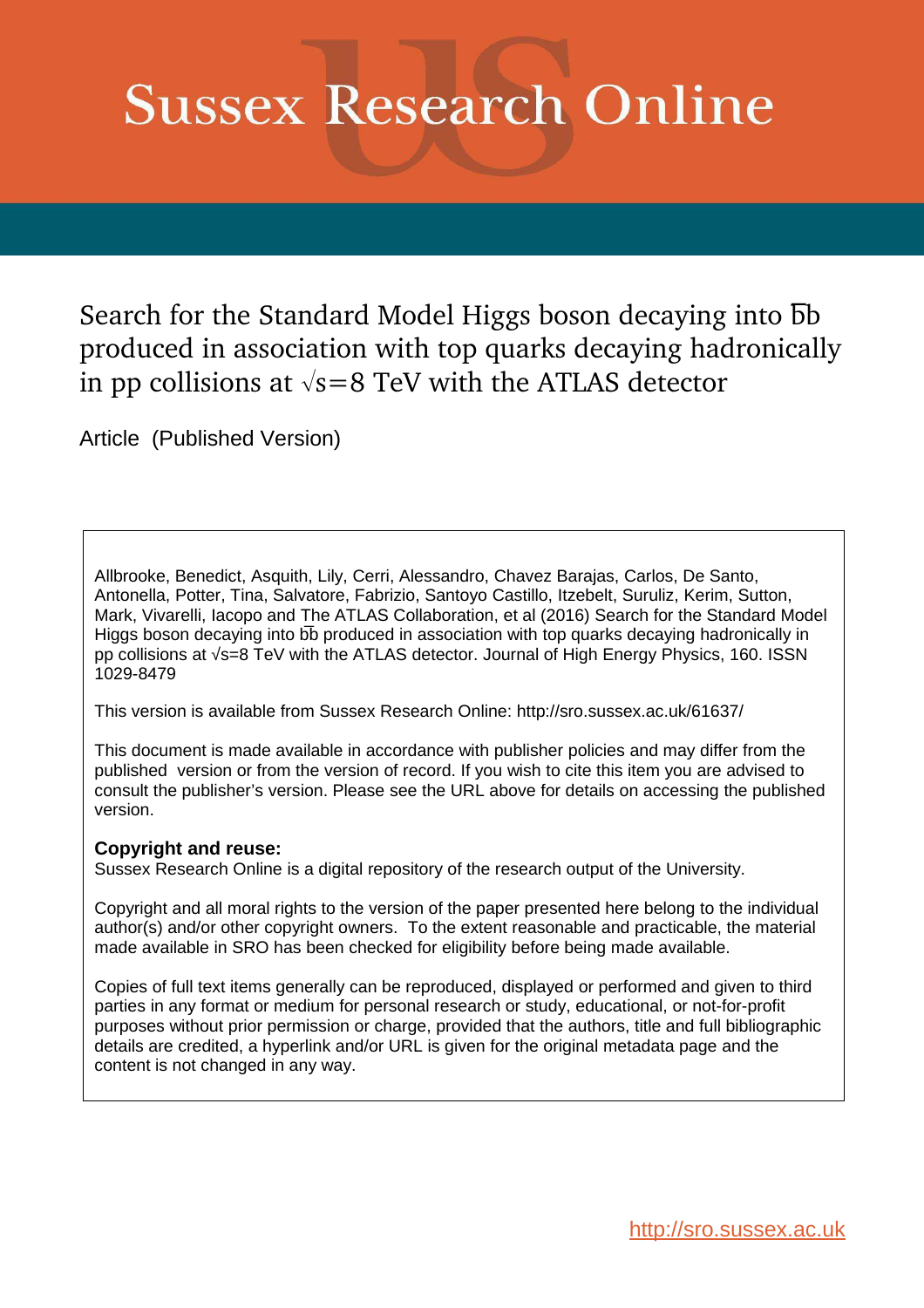# Sussex Research Online

## Search for the Standard Model Higgs boson decaying into $b\bar{b}$ produced in association with top quarks decaying hadronically in pp collisions at $\sqrt{s}=8$ TeV with the ATLAS detector

Article (Published Version)

Allbrooke, Benedict, Asquith, Lily, Cerri, Alessandro, Chavez Barajas, Carlos, De Santo, Antonella, Potter, Tina, Salvatore, Fabrizio, Santoyo Castillo, Itzebelt, Suruliz, Kerim, Sutton, Mark, Vivarelli, Iacopo and The ATLAS Collaboration, et al (2016) Search for the Standard Model Higgs boson decaying into $b\bar{b}$ produced in association with top quarks decaying hadronically in pp collisions at $\sqrt{s}$=8 TeV with the ATLAS detector. Journal of High Energy Physics, 160. ISSN 1029-8479

This version is available from Sussex Research Online: http://sro.sussex.ac.uk/61637/

This document is made available in accordance with publisher policies and may differ from the published version or from the version of record. If you wish to cite this item you are advised to consult the publisher's version. Please see the URL above for details on accessing the published version.

**Copyright and reuse:**
Sussex Research Online is a digital repository of the research output of the University.

Copyright and all moral rights to the version of the paper presented here belong to the individual author(s) and/or other copyright owners. To the extent reasonable and practicable, the material made available in SRO has been checked for eligibility before being made available.

Copies of full text items generally can be reproduced, displayed or performed and given to third parties in any format or medium for personal research or study, educational, or not-for-profit purposes without prior permission or charge, provided that the authors, title and full bibliographic details are credited, a hyperlink and/or URL is given for the original metadata page and the content is not changed in any way.

http://sro.sussex.ac.uk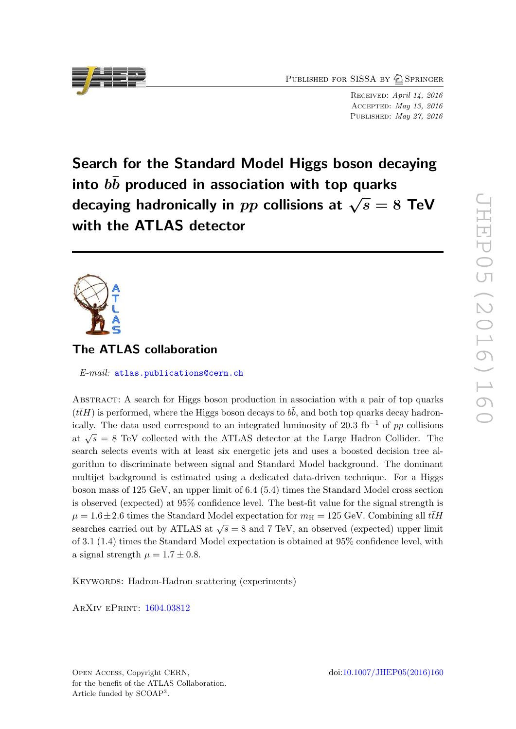Published for SISSA by Springer

Received: *April 14, 2016*
Accepted: *May 13, 2016*
Published: *May 27, 2016*

# Search for the Standard Model Higgs boson decaying into $b\bar{b}$ produced in association with top quarks decaying hadronically in $pp$ collisions at $\sqrt{s} = 8$ TeV with the ATLAS detector

## The ATLAS collaboration

*E-mail:* atlas.publications@cern.ch

Abstract: A search for Higgs boson production in association with a pair of top quarks ($t\bar{t}H$) is performed, where the Higgs boson decays to $b\bar{b}$, and both top quarks decay hadronically. The data used correspond to an integrated luminosity of 20.3 fb$^{-1}$ of $pp$ collisions at $\sqrt{s} = 8$ TeV collected with the ATLAS detector at the Large Hadron Collider. The search selects events with at least six energetic jets and uses a boosted decision tree algorithm to discriminate between signal and Standard Model background. The dominant multijet background is estimated using a dedicated data-driven technique. For a Higgs boson mass of 125 GeV, an upper limit of 6.4 (5.4) times the Standard Model cross section is observed (expected) at 95% confidence level. The best-fit value for the signal strength is $\mu = 1.6 \pm 2.6$ times the Standard Model expectation for $m_{\mathrm{H}} = 125$ GeV. Combining all $t\bar{t}H$ searches carried out by ATLAS at $\sqrt{s} = 8$ and 7 TeV, an observed (expected) upper limit of 3.1 (1.4) times the Standard Model expectation is obtained at 95% confidence level, with a signal strength $\mu = 1.7 \pm 0.8$.

Keywords: Hadron-Hadron scattering (experiments)

ArXiv ePrint: 1604.03812

Open Access, Copyright CERN, for the benefit of the ATLAS Collaboration. Article funded by SCOAP[3].

doi:10.1007/JHEP05(2016)160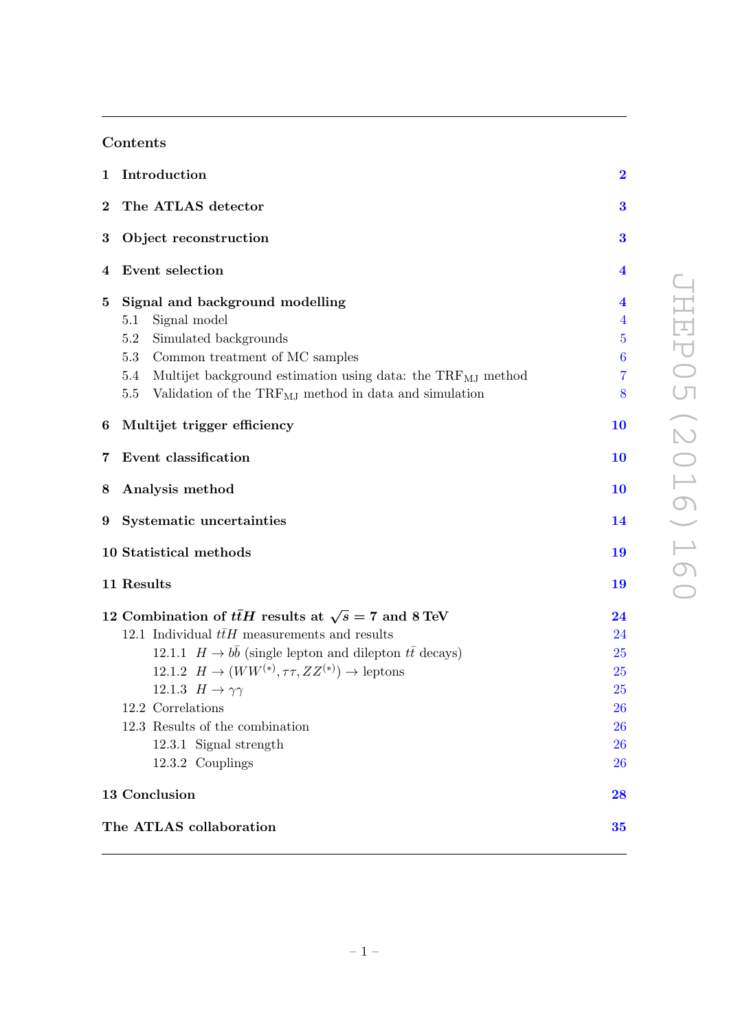## Contents

| | |
|---|---|
| **1 Introduction** | **2** |
| **2 The ATLAS detector** | **3** |
| **3 Object reconstruction** | **3** |
| **4 Event selection** | **4** |
| **5 Signal and background modelling** | **4** |
| 5.1 Signal model | 4 |
| 5.2 Simulated backgrounds | 5 |
| 5.3 Common treatment of MC samples | 6 |
| 5.4 Multijet background estimation using data: the $\mathrm{TRF}_{\mathrm{MJ}}$ method | 7 |
| 5.5 Validation of the $\mathrm{TRF}_{\mathrm{MJ}}$ method in data and simulation | 8 |
| **6 Multijet trigger efficiency** | **10** |
| **7 Event classification** | **10** |
| **8 Analysis method** | **10** |
| **9 Systematic uncertainties** | **14** |
| **10 Statistical methods** | **19** |
| **11 Results** | **19** |
| **12 Combination of $t\bar{t}H$ results at $\sqrt{s} = 7$ and 8 TeV** | **24** |
| 12.1 Individual $t\bar{t}H$ measurements and results | 24 |
| 12.1.1 $H \to b\bar{b}$ (single lepton and dilepton $t\bar{t}$ decays) | 25 |
| 12.1.2 $H \to (WW^{(*)}, \tau\tau, ZZ^{(*)}) \to$ leptons | 25 |
| 12.1.3 $H \to \gamma\gamma$ | 25 |
| 12.2 Correlations | 26 |
| 12.3 Results of the combination | 26 |
| 12.3.1 Signal strength | 26 |
| 12.3.2 Couplings | 26 |
| **13 Conclusion** | **28** |
| **The ATLAS collaboration** | **35** |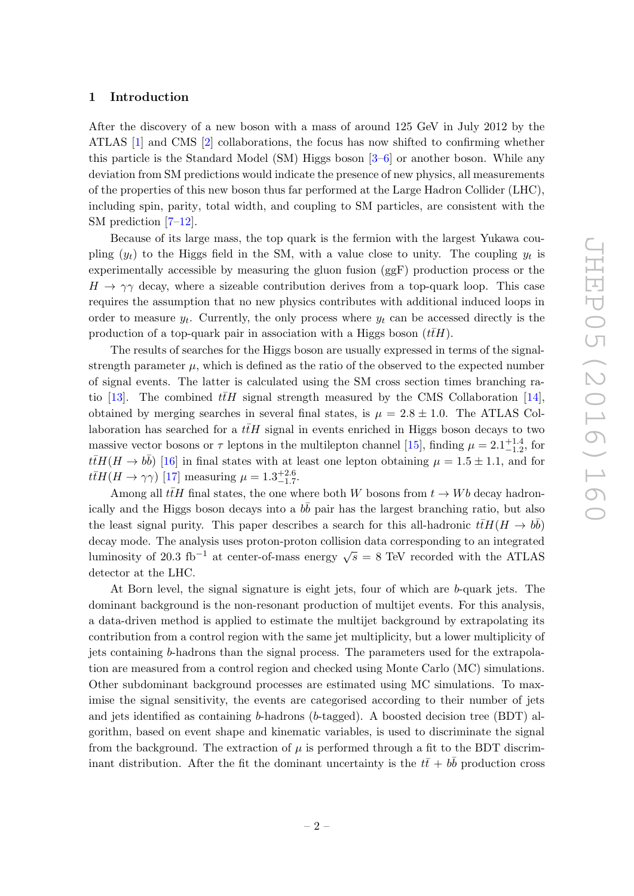## 1 Introduction

After the discovery of a new boson with a mass of around 125 GeV in July 2012 by the ATLAS [1] and CMS [2] collaborations, the focus has now shifted to confirming whether this particle is the Standard Model (SM) Higgs boson [3–6] or another boson. While any deviation from SM predictions would indicate the presence of new physics, all measurements of the properties of this new boson thus far performed at the Large Hadron Collider (LHC), including spin, parity, total width, and coupling to SM particles, are consistent with the SM prediction [7–12].

Because of its large mass, the top quark is the fermion with the largest Yukawa coupling ($y_t$) to the Higgs field in the SM, with a value close to unity. The coupling $y_t$ is experimentally accessible by measuring the gluon fusion (ggF) production process or the $H \to \gamma\gamma$ decay, where a sizeable contribution derives from a top-quark loop. This case requires the assumption that no new physics contributes with additional induced loops in order to measure $y_t$. Currently, the only process where $y_t$ can be accessed directly is the production of a top-quark pair in association with a Higgs boson ($t\bar{t}H$).

The results of searches for the Higgs boson are usually expressed in terms of the signal-strength parameter $\mu$, which is defined as the ratio of the observed to the expected number of signal events. The latter is calculated using the SM cross section times branching ratio [13]. The combined $t\bar{t}H$ signal strength measured by the CMS Collaboration [14], obtained by merging searches in several final states, is $\mu = 2.8 \pm 1.0$. The ATLAS Collaboration has searched for a $t\bar{t}H$ signal in events enriched in Higgs boson decays to two massive vector bosons or $\tau$ leptons in the multilepton channel [15], finding $\mu = 2.1^{+1.4}_{-1.2}$, for $t\bar{t}H(H \to b\bar{b})$ [16] in final states with at least one lepton obtaining $\mu = 1.5 \pm 1.1$, and for $t\bar{t}H(H \to \gamma\gamma)$ [17] measuring $\mu = 1.3^{+2.6}_{-1.7}$.

Among all $t\bar{t}H$ final states, the one where both $W$ bosons from $t \to Wb$ decay hadronically and the Higgs boson decays into a $b\bar{b}$ pair has the largest branching ratio, but also the least signal purity. This paper describes a search for this all-hadronic $t\bar{t}H(H \to b\bar{b})$ decay mode. The analysis uses proton-proton collision data corresponding to an integrated luminosity of 20.3 fb$^{-1}$ at center-of-mass energy $\sqrt{s} = 8$ TeV recorded with the ATLAS detector at the LHC.

At Born level, the signal signature is eight jets, four of which are $b$-quark jets. The dominant background is the non-resonant production of multijet events. For this analysis, a data-driven method is applied to estimate the multijet background by extrapolating its contribution from a control region with the same jet multiplicity, but a lower multiplicity of jets containing $b$-hadrons than the signal process. The parameters used for the extrapolation are measured from a control region and checked using Monte Carlo (MC) simulations. Other subdominant background processes are estimated using MC simulations. To maximise the signal sensitivity, the events are categorised according to their number of jets and jets identified as containing $b$-hadrons ($b$-tagged). A boosted decision tree (BDT) algorithm, based on event shape and kinematic variables, is used to discriminate the signal from the background. The extraction of $\mu$ is performed through a fit to the BDT discriminant distribution. After the fit the dominant uncertainty is the $t\bar{t} + b\bar{b}$ production cross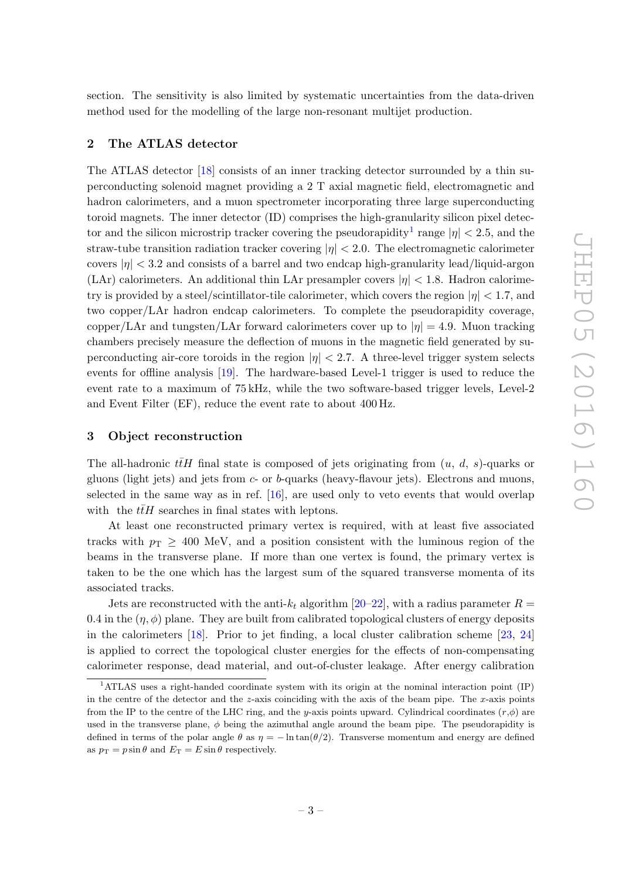section. The sensitivity is also limited by systematic uncertainties from the data-driven method used for the modelling of the large non-resonant multijet production.

## 2 The ATLAS detector

The ATLAS detector [18] consists of an inner tracking detector surrounded by a thin superconducting solenoid magnet providing a 2 T axial magnetic field, electromagnetic and hadron calorimeters, and a muon spectrometer incorporating three large superconducting toroid magnets. The inner detector (ID) comprises the high-granularity silicon pixel detector and the silicon microstrip tracker covering the pseudorapidity[1] range $|\eta| < 2.5$, and the straw-tube transition radiation tracker covering $|\eta| < 2.0$. The electromagnetic calorimeter covers $|\eta| < 3.2$ and consists of a barrel and two endcap high-granularity lead/liquid-argon (LAr) calorimeters. An additional thin LAr presampler covers $|\eta| < 1.8$. Hadron calorimetry is provided by a steel/scintillator-tile calorimeter, which covers the region $|\eta| < 1.7$, and two copper/LAr hadron endcap calorimeters. To complete the pseudorapidity coverage, copper/LAr and tungsten/LAr forward calorimeters cover up to $|\eta| = 4.9$. Muon tracking chambers precisely measure the deflection of muons in the magnetic field generated by superconducting air-core toroids in the region $|\eta| < 2.7$. A three-level trigger system selects events for offline analysis [19]. The hardware-based Level-1 trigger is used to reduce the event rate to a maximum of 75 kHz, while the two software-based trigger levels, Level-2 and Event Filter (EF), reduce the event rate to about 400 Hz.

## 3 Object reconstruction

The all-hadronic $t\bar{t}H$ final state is composed of jets originating from ($u$, $d$, $s$)-quarks or gluons (light jets) and jets from $c$- or $b$-quarks (heavy-flavour jets). Electrons and muons, selected in the same way as in ref. [16], are used only to veto events that would overlap with the $t\bar{t}H$ searches in final states with leptons.

At least one reconstructed primary vertex is required, with at least five associated tracks with $p_{\mathrm{T}} \geq 400$ MeV, and a position consistent with the luminous region of the beams in the transverse plane. If more than one vertex is found, the primary vertex is taken to be the one which has the largest sum of the squared transverse momenta of its associated tracks.

Jets are reconstructed with the anti-$k_t$ algorithm [20–22], with a radius parameter $R = 0.4$ in the $(\eta, \phi)$ plane. They are built from calibrated topological clusters of energy deposits in the calorimeters [18]. Prior to jet finding, a local cluster calibration scheme [23, 24] is applied to correct the topological cluster energies for the effects of non-compensating calorimeter response, dead material, and out-of-cluster leakage. After energy calibration

[1] ATLAS uses a right-handed coordinate system with its origin at the nominal interaction point (IP) in the centre of the detector and the $z$-axis coinciding with the axis of the beam pipe. The $x$-axis points from the IP to the centre of the LHC ring, and the $y$-axis points upward. Cylindrical coordinates $(r,\phi)$ are used in the transverse plane, $\phi$ being the azimuthal angle around the beam pipe. The pseudorapidity is defined in terms of the polar angle $\theta$ as $\eta = -\ln\tan(\theta/2)$. Transverse momentum and energy are defined as $p_{\mathrm{T}} = p\sin\theta$ and $E_{\mathrm{T}} = E\sin\theta$ respectively.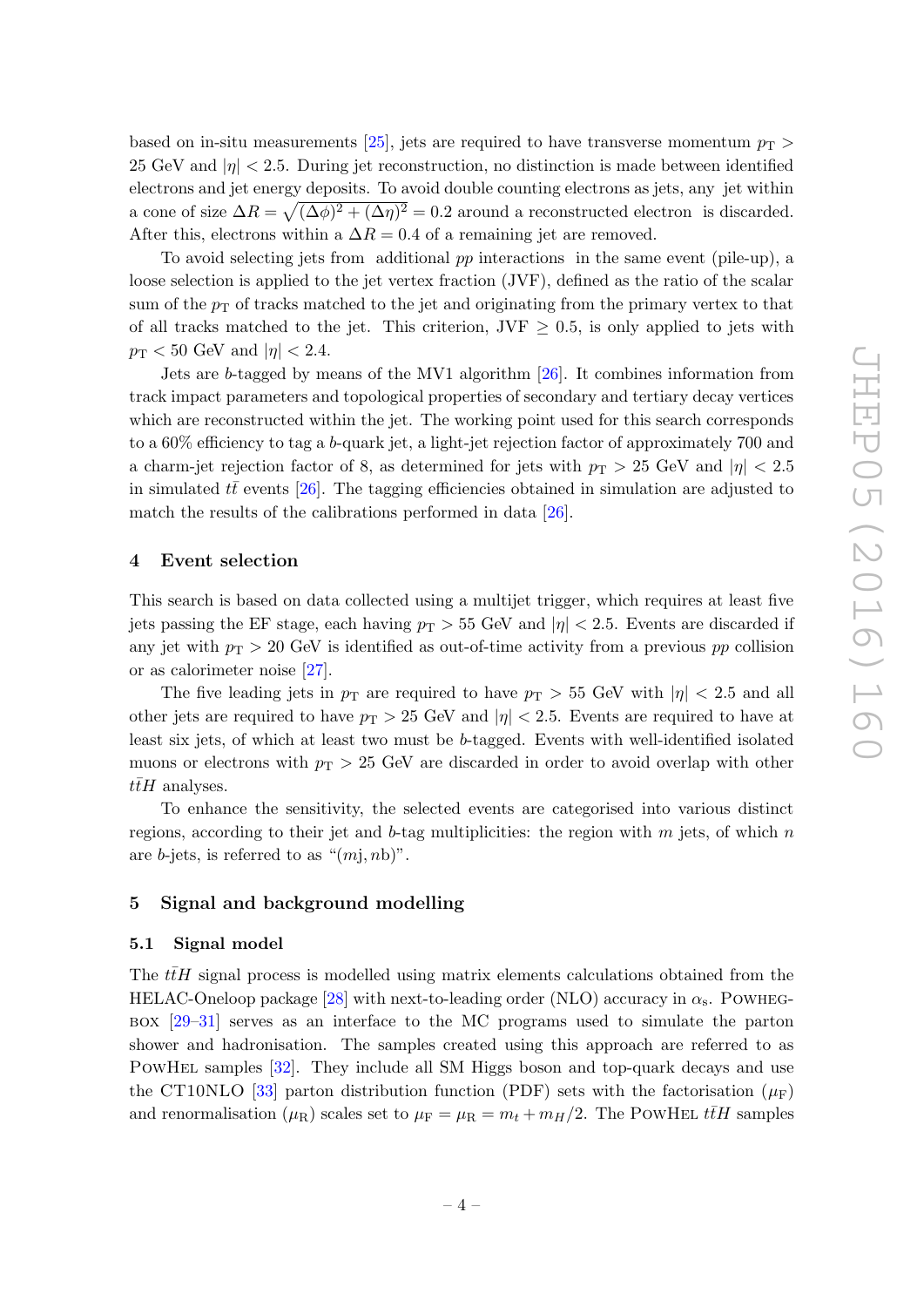based on in-situ measurements [25], jets are required to have transverse momentum $p_{\mathrm{T}} >$ 25 GeV and $|\eta| < 2.5$. During jet reconstruction, no distinction is made between identified electrons and jet energy deposits. To avoid double counting electrons as jets, any jet within a cone of size $\Delta R = \sqrt{(\Delta\phi)^2 + (\Delta\eta)^2} = 0.2$ around a reconstructed electron is discarded. After this, electrons within a $\Delta R = 0.4$ of a remaining jet are removed.

To avoid selecting jets from additional $pp$ interactions in the same event (pile-up), a loose selection is applied to the jet vertex fraction (JVF), defined as the ratio of the scalar sum of the $p_{\mathrm{T}}$ of tracks matched to the jet and originating from the primary vertex to that of all tracks matched to the jet. This criterion, JVF $\geq 0.5$, is only applied to jets with $p_{\mathrm{T}} < 50$ GeV and $|\eta| < 2.4$.

Jets are $b$-tagged by means of the MV1 algorithm [26]. It combines information from track impact parameters and topological properties of secondary and tertiary decay vertices which are reconstructed within the jet. The working point used for this search corresponds to a 60% efficiency to tag a $b$-quark jet, a light-jet rejection factor of approximately 700 and a charm-jet rejection factor of 8, as determined for jets with $p_{\mathrm{T}} > 25$ GeV and $|\eta| < 2.5$ in simulated $t\bar{t}$ events [26]. The tagging efficiencies obtained in simulation are adjusted to match the results of the calibrations performed in data [26].

## 4 Event selection

This search is based on data collected using a multijet trigger, which requires at least five jets passing the EF stage, each having $p_{\mathrm{T}} > 55$ GeV and $|\eta| < 2.5$. Events are discarded if any jet with $p_{\mathrm{T}} > 20$ GeV is identified as out-of-time activity from a previous $pp$ collision or as calorimeter noise [27].

The five leading jets in $p_{\mathrm{T}}$ are required to have $p_{\mathrm{T}} > 55$ GeV with $|\eta| < 2.5$ and all other jets are required to have $p_{\mathrm{T}} > 25$ GeV and $|\eta| < 2.5$. Events are required to have at least six jets, of which at least two must be $b$-tagged. Events with well-identified isolated muons or electrons with $p_{\mathrm{T}} > 25$ GeV are discarded in order to avoid overlap with other $t\bar{t}H$ analyses.

To enhance the sensitivity, the selected events are categorised into various distinct regions, according to their jet and $b$-tag multiplicities: the region with $m$ jets, of which $n$ are $b$-jets, is referred to as "($m$j, $n$b)".

## 5 Signal and background modelling

### 5.1 Signal model

The $t\bar{t}H$ signal process is modelled using matrix elements calculations obtained from the HELAC-Oneloop package [28] with next-to-leading order (NLO) accuracy in $\alpha_{\mathrm{s}}$. Powheg-box [29–31] serves as an interface to the MC programs used to simulate the parton shower and hadronisation. The samples created using this approach are referred to as PowHel samples [32]. They include all SM Higgs boson and top-quark decays and use the CT10NLO [33] parton distribution function (PDF) sets with the factorisation ($\mu_{\mathrm{F}}$) and renormalisation ($\mu_{\mathrm{R}}$) scales set to $\mu_{\mathrm{F}} = \mu_{\mathrm{R}} = m_t + m_H/2$. The PowHel $t\bar{t}H$ samples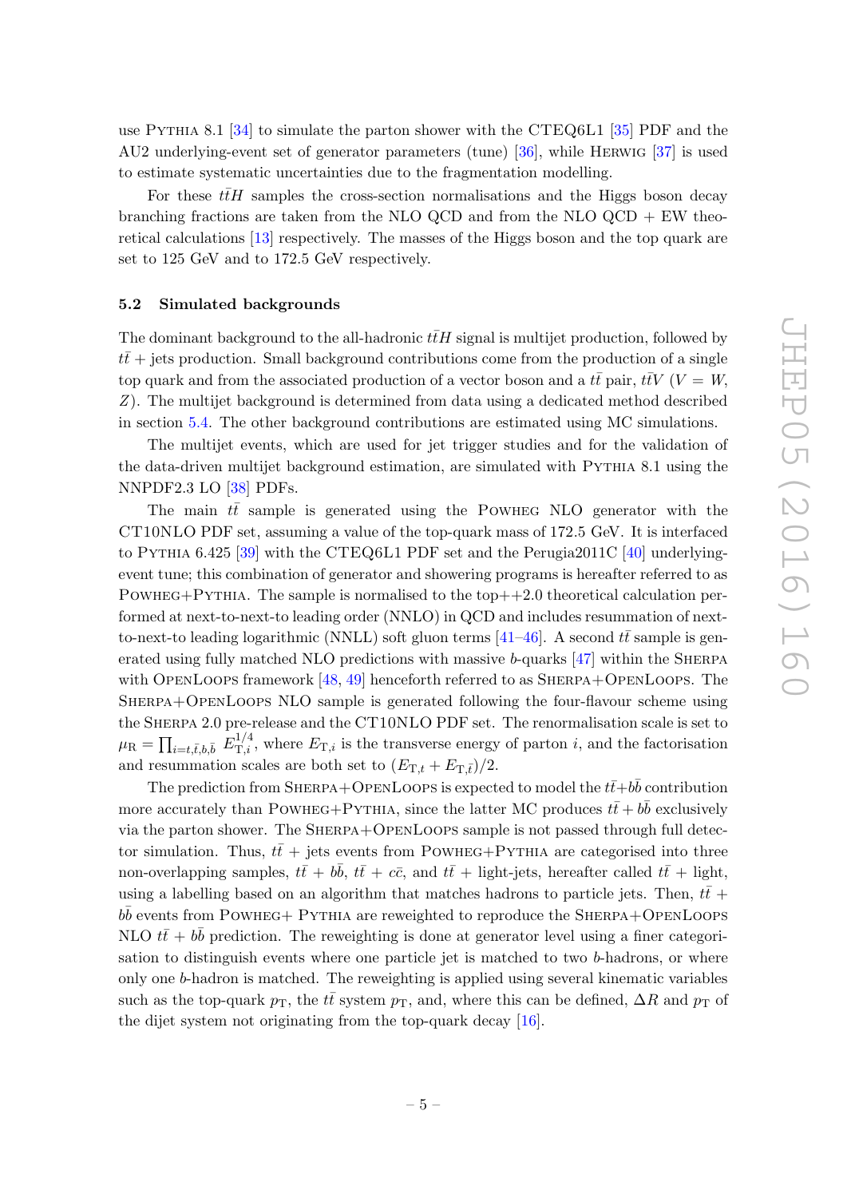use PYTHIA 8.1 [34] to simulate the parton shower with the CTEQ6L1 [35] PDF and the AU2 underlying-event set of generator parameters (tune) [36], while HERWIG [37] is used to estimate systematic uncertainties due to the fragmentation modelling.

For these $t\bar{t}H$ samples the cross-section normalisations and the Higgs boson decay branching fractions are taken from the NLO QCD and from the NLO QCD + EW theoretical calculations [13] respectively. The masses of the Higgs boson and the top quark are set to 125 GeV and to 172.5 GeV respectively.

### 5.2 Simulated backgrounds

The dominant background to the all-hadronic $t\bar{t}H$ signal is multijet production, followed by $t\bar{t}$ + jets production. Small background contributions come from the production of a single top quark and from the associated production of a vector boson and a $t\bar{t}$ pair, $t\bar{t}V$ ($V = W$, $Z$). The multijet background is determined from data using a dedicated method described in section 5.4. The other background contributions are estimated using MC simulations.

The multijet events, which are used for jet trigger studies and for the validation of the data-driven multijet background estimation, are simulated with PYTHIA 8.1 using the NNPDF2.3 LO [38] PDFs.

The main $t\bar{t}$ sample is generated using the POWHEG NLO generator with the CT10NLO PDF set, assuming a value of the top-quark mass of 172.5 GeV. It is interfaced to PYTHIA 6.425 [39] with the CTEQ6L1 PDF set and the Perugia2011C [40] underlying-event tune; this combination of generator and showering programs is hereafter referred to as POWHEG+PYTHIA. The sample is normalised to the top++2.0 theoretical calculation performed at next-to-next-to leading order (NNLO) in QCD and includes resummation of next-to-next-to leading logarithmic (NNLL) soft gluon terms [41–46]. A second $t\bar{t}$ sample is generated using fully matched NLO predictions with massive $b$-quarks [47] within the SHERPA with OPENLOOPS framework [48, 49] henceforth referred to as SHERPA+OPENLOOPS. The SHERPA+OPENLOOPS NLO sample is generated following the four-flavour scheme using the SHERPA 2.0 pre-release and the CT10NLO PDF set. The renormalisation scale is set to $\mu_{\mathrm{R}} = \prod_{i=t,\bar{t},b,\bar{b}} E_{\mathrm{T},i}^{1/4}$, where $E_{\mathrm{T},i}$ is the transverse energy of parton $i$, and the factorisation and resummation scales are both set to $(E_{\mathrm{T},t} + E_{\mathrm{T},\bar{t}})/2$.

The prediction from SHERPA+OPENLOOPS is expected to model the $t\bar{t}$+$b\bar{b}$ contribution more accurately than POWHEG+PYTHIA, since the latter MC produces $t\bar{t} + b\bar{b}$ exclusively via the parton shower. The SHERPA+OPENLOOPS sample is not passed through full detector simulation. Thus, $t\bar{t}$ + jets events from POWHEG+PYTHIA are categorised into three non-overlapping samples, $t\bar{t}$ + $b\bar{b}$, $t\bar{t}$ + $c\bar{c}$, and $t\bar{t}$ + light-jets, hereafter called $t\bar{t}$ + light, using a labelling based on an algorithm that matches hadrons to particle jets. Then, $t\bar{t}$ + $b\bar{b}$ events from POWHEG+ PYTHIA are reweighted to reproduce the SHERPA+OPENLOOPS NLO $t\bar{t}$ + $b\bar{b}$ prediction. The reweighting is done at generator level using a finer categorisation to distinguish events where one particle jet is matched to two $b$-hadrons, or where only one $b$-hadron is matched. The reweighting is applied using several kinematic variables such as the top-quark $p_{\mathrm{T}}$, the $t\bar{t}$ system $p_{\mathrm{T}}$, and, where this can be defined, $\Delta R$ and $p_{\mathrm{T}}$ of the dijet system not originating from the top-quark decay [16].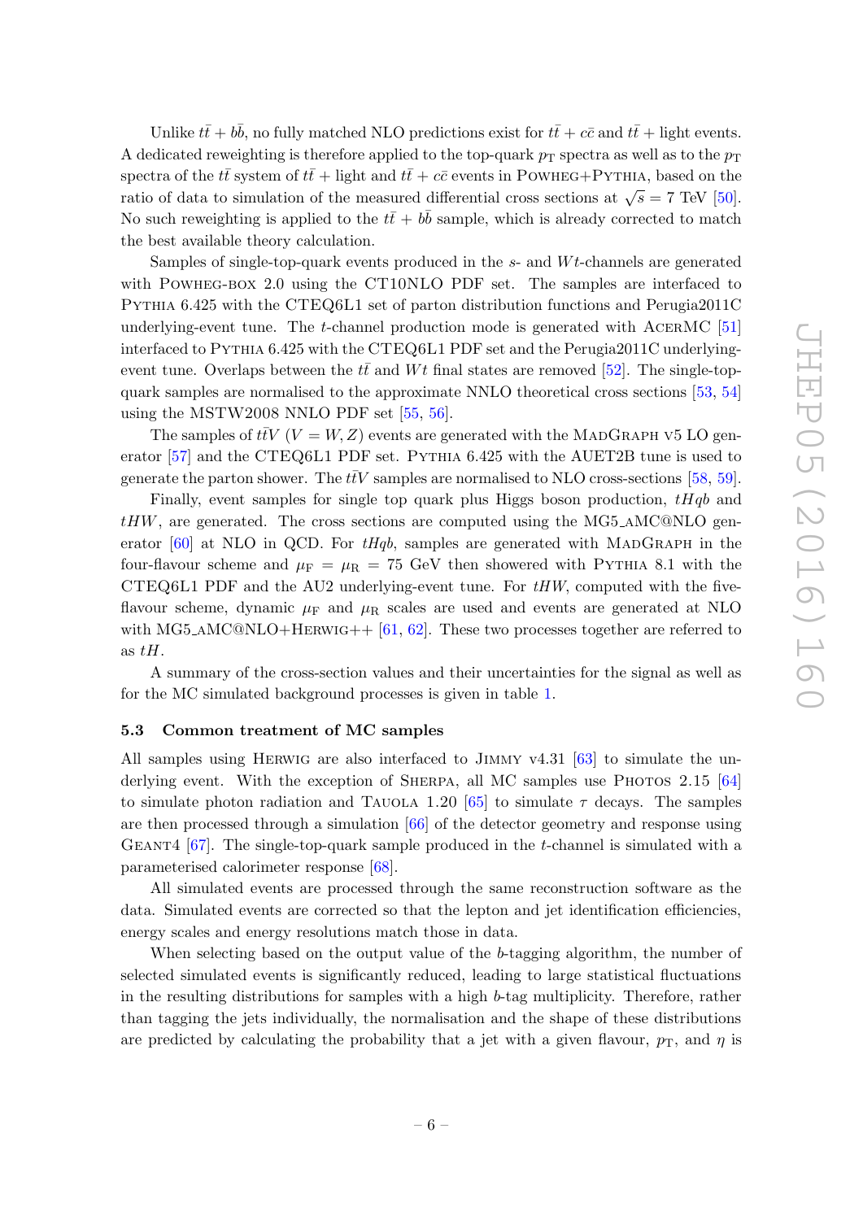Unlike $t\bar{t} + b\bar{b}$, no fully matched NLO predictions exist for $t\bar{t} + c\bar{c}$ and $t\bar{t}$ + light events. A dedicated reweighting is therefore applied to the top-quark $p_{\mathrm{T}}$ spectra as well as to the $p_{\mathrm{T}}$ spectra of the $t\bar{t}$ system of $t\bar{t}$ + light and $t\bar{t} + c\bar{c}$ events in POWHEG+PYTHIA, based on the ratio of data to simulation of the measured differential cross sections at $\sqrt{s} = 7$ TeV [50]. No such reweighting is applied to the $t\bar{t} + b\bar{b}$ sample, which is already corrected to match the best available theory calculation.

Samples of single-top-quark events produced in the $s$- and $Wt$-channels are generated with POWHEG-BOX 2.0 using the CT10NLO PDF set. The samples are interfaced to PYTHIA 6.425 with the CTEQ6L1 set of parton distribution functions and Perugia2011C underlying-event tune. The $t$-channel production mode is generated with ACERMC [51] interfaced to PYTHIA 6.425 with the CTEQ6L1 PDF set and the Perugia2011C underlying-event tune. Overlaps between the $t\bar{t}$ and $Wt$ final states are removed [52]. The single-top-quark samples are normalised to the approximate NNLO theoretical cross sections [53, 54] using the MSTW2008 NNLO PDF set [55, 56].

The samples of $t\bar{t}V$ ($V = W, Z$) events are generated with the MADGRAPH v5 LO generator [57] and the CTEQ6L1 PDF set. PYTHIA 6.425 with the AUET2B tune is used to generate the parton shower. The $t\bar{t}V$ samples are normalised to NLO cross-sections [58, 59].

Finally, event samples for single top quark plus Higgs boson production, $tHqb$ and $tHW$, are generated. The cross sections are computed using the MG5_AMC@NLO generator [60] at NLO in QCD. For $tHqb$, samples are generated with MADGRAPH in the four-flavour scheme and $\mu_{\mathrm{F}} = \mu_{\mathrm{R}} = 75$ GeV then showered with PYTHIA 8.1 with the CTEQ6L1 PDF and the AU2 underlying-event tune. For $tHW$, computed with the five-flavour scheme, dynamic $\mu_{\mathrm{F}}$ and $\mu_{\mathrm{R}}$ scales are used and events are generated at NLO with MG5_AMC@NLO+HERWIG++ [61, 62]. These two processes together are referred to as $tH$.

A summary of the cross-section values and their uncertainties for the signal as well as for the MC simulated background processes is given in table 1.

### 5.3 Common treatment of MC samples

All samples using HERWIG are also interfaced to JIMMY v4.31 [63] to simulate the underlying event. With the exception of SHERPA, all MC samples use PHOTOS 2.15 [64] to simulate photon radiation and TAUOLA 1.20 [65] to simulate $\tau$ decays. The samples are then processed through a simulation [66] of the detector geometry and response using GEANT4 [67]. The single-top-quark sample produced in the $t$-channel is simulated with a parameterised calorimeter response [68].

All simulated events are processed through the same reconstruction software as the data. Simulated events are corrected so that the lepton and jet identification efficiencies, energy scales and energy resolutions match those in data.

When selecting based on the output value of the $b$-tagging algorithm, the number of selected simulated events is significantly reduced, leading to large statistical fluctuations in the resulting distributions for samples with a high $b$-tag multiplicity. Therefore, rather than tagging the jets individually, the normalisation and the shape of these distributions are predicted by calculating the probability that a jet with a given flavour, $p_{\mathrm{T}}$, and $\eta$ is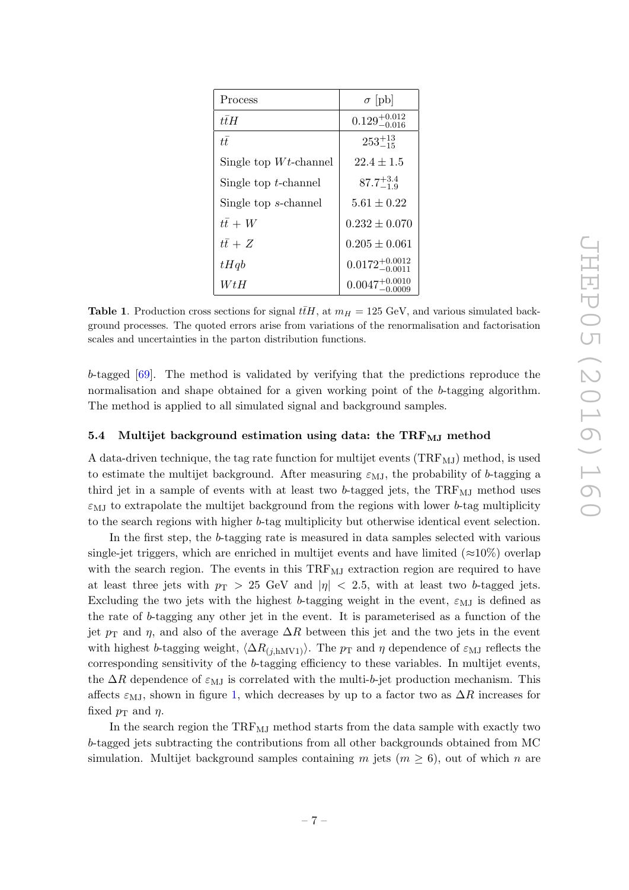| Process | $\sigma$ [pb] |
|---|---|
| $t\bar{t}H$ | $0.129^{+0.012}_{-0.016}$ |
| $t\bar{t}$ | $253^{+13}_{-15}$ |
| Single top $Wt$-channel | $22.4 \pm 1.5$ |
| Single top $t$-channel | $87.7^{+3.4}_{-1.9}$ |
| Single top $s$-channel | $5.61 \pm 0.22$ |
| $t\bar{t} + W$ | $0.232 \pm 0.070$ |
| $t\bar{t} + Z$ | $0.205 \pm 0.061$ |
| $tHqb$ | $0.0172^{+0.0012}_{-0.0011}$ |
| $WtH$ | $0.0047^{+0.0010}_{-0.0009}$ |

**Table 1**. Production cross sections for signal $t\bar{t}H$, at $m_H = 125$ GeV, and various simulated background processes. The quoted errors arise from variations of the renormalisation and factorisation scales and uncertainties in the parton distribution functions.

$b$-tagged [69]. The method is validated by verifying that the predictions reproduce the normalisation and shape obtained for a given working point of the $b$-tagging algorithm. The method is applied to all simulated signal and background samples.

### 5.4 Multijet background estimation using data: the $\mathrm{TRF_{MJ}}$ method

A data-driven technique, the tag rate function for multijet events ($\mathrm{TRF_{MJ}}$) method, is used to estimate the multijet background. After measuring $\varepsilon_{\mathrm{MJ}}$, the probability of $b$-tagging a third jet in a sample of events with at least two $b$-tagged jets, the $\mathrm{TRF_{MJ}}$ method uses $\varepsilon_{\mathrm{MJ}}$ to extrapolate the multijet background from the regions with lower $b$-tag multiplicity to the search regions with higher $b$-tag multiplicity but otherwise identical event selection.

In the first step, the $b$-tagging rate is measured in data samples selected with various single-jet triggers, which are enriched in multijet events and have limited ($\approx$10%) overlap with the search region. The events in this $\mathrm{TRF_{MJ}}$ extraction region are required to have at least three jets with $p_{\mathrm{T}} > 25$ GeV and $|\eta| < 2.5$, with at least two $b$-tagged jets. Excluding the two jets with the highest $b$-tagging weight in the event, $\varepsilon_{\mathrm{MJ}}$ is defined as the rate of $b$-tagging any other jet in the event. It is parameterised as a function of the jet $p_{\mathrm{T}}$ and $\eta$, and also of the average $\Delta R$ between this jet and the two jets in the event with highest $b$-tagging weight, $\langle \Delta R_{(j,\mathrm{hMV1})} \rangle$. The $p_{\mathrm{T}}$ and $\eta$ dependence of $\varepsilon_{\mathrm{MJ}}$ reflects the corresponding sensitivity of the $b$-tagging efficiency to these variables. In multijet events, the $\Delta R$ dependence of $\varepsilon_{\mathrm{MJ}}$ is correlated with the multi-$b$-jet production mechanism. This affects $\varepsilon_{\mathrm{MJ}}$, shown in figure 1, which decreases by up to a factor two as $\Delta R$ increases for fixed $p_{\mathrm{T}}$ and $\eta$.

In the search region the $\mathrm{TRF_{MJ}}$ method starts from the data sample with exactly two $b$-tagged jets subtracting the contributions from all other backgrounds obtained from MC simulation. Multijet background samples containing $m$ jets ($m \geq 6$), out of which $n$ are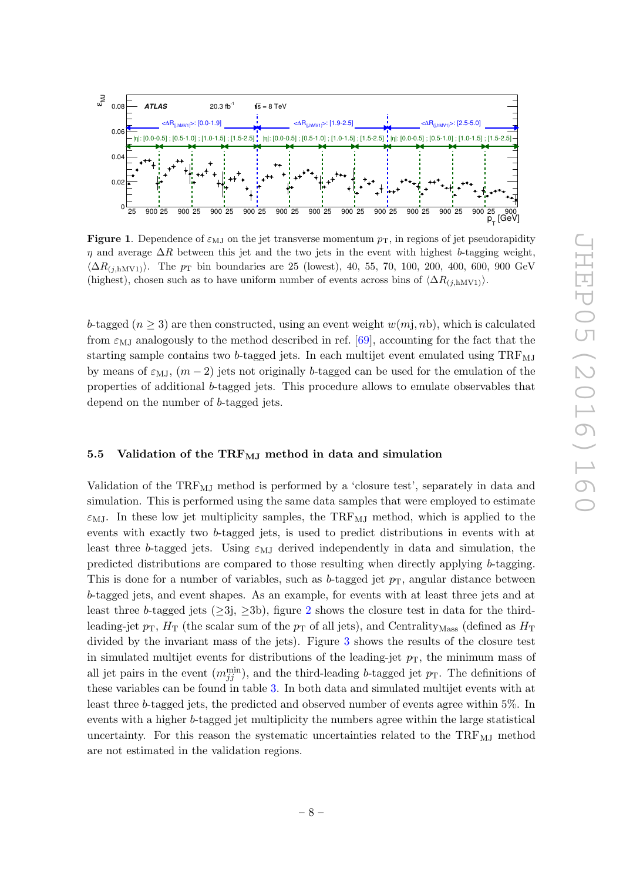ATLAS 20.3 fb$^{-1}$ $\sqrt{s}$ = 8 TeV

$\varepsilon_{MJ}$

<$\Delta R_{(j,hMV1)}$>: [0.0-1.9]
<$\Delta R_{(j,hMV1)}$>: [1.9-2.5]
<$\Delta R_{(j,hMV1)}$>: [2.5-5.0]

|η|: [0.0-0.5] ; [0.5-1.0] ; [1.0-1.5] ; [1.5-2.5]

$p_T$ [GeV]

**Figure 1**. Dependence of $\varepsilon_{\rm MJ}$ on the jet transverse momentum $p_{\rm T}$, in regions of jet pseudorapidity $\eta$ and average $\Delta R$ between this jet and the two jets in the event with highest $b$-tagging weight, $\langle \Delta R_{(j,{\rm hMV1})} \rangle$. The $p_{\rm T}$ bin boundaries are 25 (lowest), 40, 55, 70, 100, 200, 400, 600, 900 GeV (highest), chosen such as to have uniform number of events across bins of $\langle \Delta R_{(j,{\rm hMV1})} \rangle$.

$b$-tagged ($n \geq 3$) are then constructed, using an event weight $w(m{\rm j}, n{\rm b})$, which is calculated from $\varepsilon_{\rm MJ}$ analogously to the method described in ref. [69], accounting for the fact that the starting sample contains two $b$-tagged jets. In each multijet event emulated using TRF$_{\rm MJ}$ by means of $\varepsilon_{\rm MJ}$, $(m-2)$ jets not originally $b$-tagged can be used for the emulation of the properties of additional $b$-tagged jets. This procedure allows to emulate observables that depend on the number of $b$-tagged jets.

### 5.5 Validation of the TRF$_{\rm MJ}$ method in data and simulation

Validation of the TRF$_{\rm MJ}$ method is performed by a 'closure test', separately in data and simulation. This is performed using the same data samples that were employed to estimate $\varepsilon_{\rm MJ}$. In these low jet multiplicity samples, the TRF$_{\rm MJ}$ method, which is applied to the events with exactly two $b$-tagged jets, is used to predict distributions in events with at least three $b$-tagged jets. Using $\varepsilon_{\rm MJ}$ derived independently in data and simulation, the predicted distributions are compared to those resulting when directly applying $b$-tagging. This is done for a number of variables, such as $b$-tagged jet $p_{\rm T}$, angular distance between $b$-tagged jets, and event shapes. As an example, for events with at least three jets and at least three $b$-tagged jets ($\geq$3j, $\geq$3b), figure 2 shows the closure test in data for the third-leading-jet $p_{\rm T}$, $H_{\rm T}$ (the scalar sum of the $p_{\rm T}$ of all jets), and Centrality$_{\rm Mass}$ (defined as $H_{\rm T}$ divided by the invariant mass of the jets). Figure 3 shows the results of the closure test in simulated multijet events for distributions of the leading-jet $p_{\rm T}$, the minimum mass of all jet pairs in the event ($m_{jj}^{\rm min}$), and the third-leading $b$-tagged jet $p_{\rm T}$. The definitions of these variables can be found in table 3. In both data and simulated multijet events with at least three $b$-tagged jets, the predicted and observed number of events agree within 5%. In events with a higher $b$-tagged jet multiplicity the numbers agree within the large statistical uncertainty. For this reason the systematic uncertainties related to the TRF$_{\rm MJ}$ method are not estimated in the validation regions.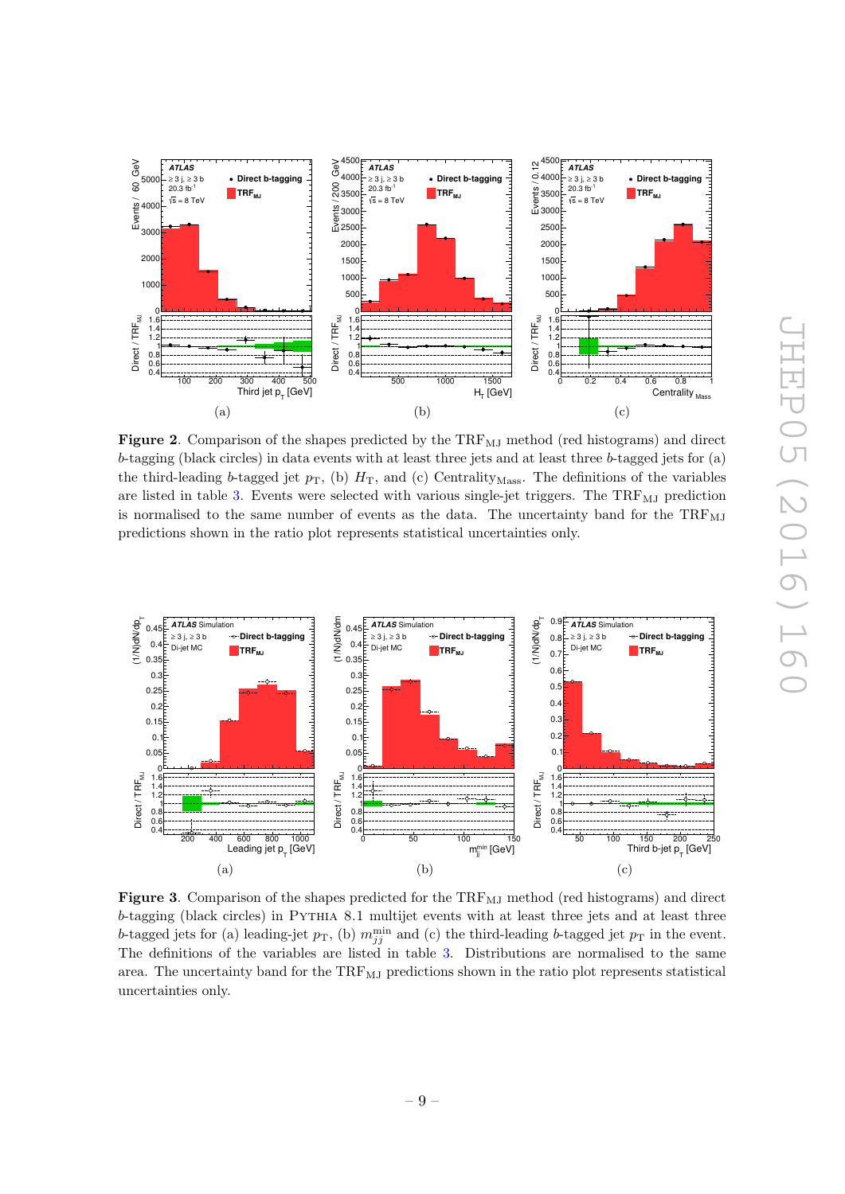ATLAS
≥ 3 j, ≥ 3 b
20.3 fb$^{-1}$
$\sqrt{s}$ = 8 TeV
• Direct b-tagging
TRF$_{MJ}$
Events / 60 GeV
Direct / TRF$_{MJ}$
Third jet p$_T$ [GeV]

(a)

ATLAS
≥ 3 j, ≥ 3 b
20.3 fb$^{-1}$
$\sqrt{s}$ = 8 TeV
• Direct b-tagging
TRF$_{MJ}$
Events / 200 GeV
Direct / TRF$_{MJ}$
H$_T$ [GeV]

(b)

ATLAS
≥ 3 j, ≥ 3 b
20.3 fb$^{-1}$
$\sqrt{s}$ = 8 TeV
• Direct b-tagging
TRF$_{MJ}$
Events / 0.12
Direct / TRF$_{MJ}$
Centrality$_{Mass}$

(c)

**Figure 2**. Comparison of the shapes predicted by the $\mathrm{TRF_{MJ}}$ method (red histograms) and direct $b$-tagging (black circles) in data events with at least three jets and at least three $b$-tagged jets for (a) the third-leading $b$-tagged jet $p_{\mathrm{T}}$, (b) $H_{\mathrm{T}}$, and (c) $\mathrm{Centrality_{Mass}}$. The definitions of the variables are listed in table 3. Events were selected with various single-jet triggers. The $\mathrm{TRF_{MJ}}$ prediction is normalised to the same number of events as the data. The uncertainty band for the $\mathrm{TRF_{MJ}}$ predictions shown in the ratio plot represents statistical uncertainties only.

ATLAS Simulation
≥ 3 j, ≥ 3 b
Di-jet MC
Direct b-tagging
TRF$_{MJ}$
(1/N)dN/dp$_T$
Direct / TRF$_{MJ}$
Leading jet p$_T$ [GeV]

(a)

ATLAS Simulation
≥ 3 j, ≥ 3 b
Di-jet MC
Direct b-tagging
TRF$_{MJ}$
(1/N)dN/dm
Direct / TRF$_{MJ}$
m$_{jj}^{min}$ [GeV]

(b)

ATLAS Simulation
≥ 3 j, ≥ 3 b
Di-jet MC
Direct b-tagging
TRF$_{MJ}$
(1/N)dN/dp$_T$
Direct / TRF$_{MJ}$
Third b-jet p$_T$ [GeV]

(c)

**Figure 3**. Comparison of the shapes predicted for the $\mathrm{TRF_{MJ}}$ method (red histograms) and direct $b$-tagging (black circles) in Pythia 8.1 multijet events with at least three jets and at least three $b$-tagged jets for (a) leading-jet $p_{\mathrm{T}}$, (b) $m_{jj}^{\mathrm{min}}$ and (c) the third-leading $b$-tagged jet $p_{\mathrm{T}}$ in the event. The definitions of the variables are listed in table 3. Distributions are normalised to the same area. The uncertainty band for the $\mathrm{TRF_{MJ}}$ predictions shown in the ratio plot represents statistical uncertainties only.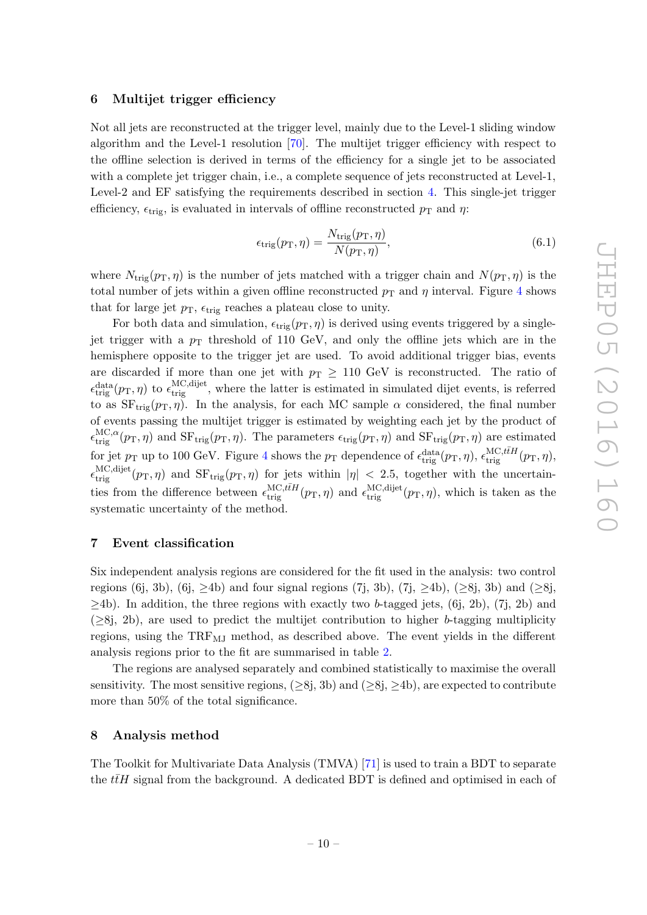## 6 Multijet trigger efficiency

Not all jets are reconstructed at the trigger level, mainly due to the Level-1 sliding window algorithm and the Level-1 resolution [70]. The multijet trigger efficiency with respect to the offline selection is derived in terms of the efficiency for a single jet to be associated with a complete jet trigger chain, i.e., a complete sequence of jets reconstructed at Level-1, Level-2 and EF satisfying the requirements described in section 4. This single-jet trigger efficiency, $\epsilon_{\mathrm{trig}}$, is evaluated in intervals of offline reconstructed $p_{\mathrm{T}}$ and $\eta$:

$$\epsilon_{\mathrm{trig}}(p_{\mathrm{T}}, \eta) = \frac{N_{\mathrm{trig}}(p_{\mathrm{T}}, \eta)}{N(p_{\mathrm{T}}, \eta)}, \tag{6.1}$$

where $N_{\mathrm{trig}}(p_{\mathrm{T}}, \eta)$ is the number of jets matched with a trigger chain and $N(p_{\mathrm{T}}, \eta)$ is the total number of jets within a given offline reconstructed $p_{\mathrm{T}}$ and $\eta$ interval. Figure 4 shows that for large jet $p_{\mathrm{T}}$, $\epsilon_{\mathrm{trig}}$ reaches a plateau close to unity.

For both data and simulation, $\epsilon_{\mathrm{trig}}(p_{\mathrm{T}}, \eta)$ is derived using events triggered by a single-jet trigger with a $p_{\mathrm{T}}$ threshold of 110 GeV, and only the offline jets which are in the hemisphere opposite to the trigger jet are used. To avoid additional trigger bias, events are discarded if more than one jet with $p_{\mathrm{T}} \geq 110$ GeV is reconstructed. The ratio of $\epsilon_{\mathrm{trig}}^{\mathrm{data}}(p_{\mathrm{T}}, \eta)$ to $\epsilon_{\mathrm{trig}}^{\mathrm{MC,dijet}}$, where the latter is estimated in simulated dijet events, is referred to as $\mathrm{SF}_{\mathrm{trig}}(p_{\mathrm{T}}, \eta)$. In the analysis, for each MC sample $\alpha$ considered, the final number of events passing the multijet trigger is estimated by weighting each jet by the product of $\epsilon_{\mathrm{trig}}^{\mathrm{MC},\alpha}(p_{\mathrm{T}}, \eta)$ and $\mathrm{SF}_{\mathrm{trig}}(p_{\mathrm{T}}, \eta)$. The parameters $\epsilon_{\mathrm{trig}}(p_{\mathrm{T}}, \eta)$ and $\mathrm{SF}_{\mathrm{trig}}(p_{\mathrm{T}}, \eta)$ are estimated for jet $p_{\mathrm{T}}$ up to 100 GeV. Figure 4 shows the $p_{\mathrm{T}}$ dependence of $\epsilon_{\mathrm{trig}}^{\mathrm{data}}(p_{\mathrm{T}}, \eta)$, $\epsilon_{\mathrm{trig}}^{\mathrm{MC},t\bar{t}H}(p_{\mathrm{T}}, \eta)$, $\epsilon_{\mathrm{trig}}^{\mathrm{MC,dijet}}(p_{\mathrm{T}}, \eta)$ and $\mathrm{SF}_{\mathrm{trig}}(p_{\mathrm{T}}, \eta)$ for jets within $|\eta| < 2.5$, together with the uncertainties from the difference between $\epsilon_{\mathrm{trig}}^{\mathrm{MC},t\bar{t}H}(p_{\mathrm{T}}, \eta)$ and $\epsilon_{\mathrm{trig}}^{\mathrm{MC,dijet}}(p_{\mathrm{T}}, \eta)$, which is taken as the systematic uncertainty of the method.

## 7 Event classification

Six independent analysis regions are considered for the fit used in the analysis: two control regions (6j, 3b), (6j, ≥4b) and four signal regions (7j, 3b), (7j, ≥4b), (≥8j, 3b) and (≥8j, ≥4b). In addition, the three regions with exactly two $b$-tagged jets, (6j, 2b), (7j, 2b) and (≥8j, 2b), are used to predict the multijet contribution to higher $b$-tagging multiplicity regions, using the $\mathrm{TRF}_{\mathrm{MJ}}$ method, as described above. The event yields in the different analysis regions prior to the fit are summarised in table 2.

The regions are analysed separately and combined statistically to maximise the overall sensitivity. The most sensitive regions, (≥8j, 3b) and (≥8j, ≥4b), are expected to contribute more than 50% of the total significance.

## 8 Analysis method

The Toolkit for Multivariate Data Analysis (TMVA) [71] is used to train a BDT to separate the $t\bar{t}H$ signal from the background. A dedicated BDT is defined and optimised in each of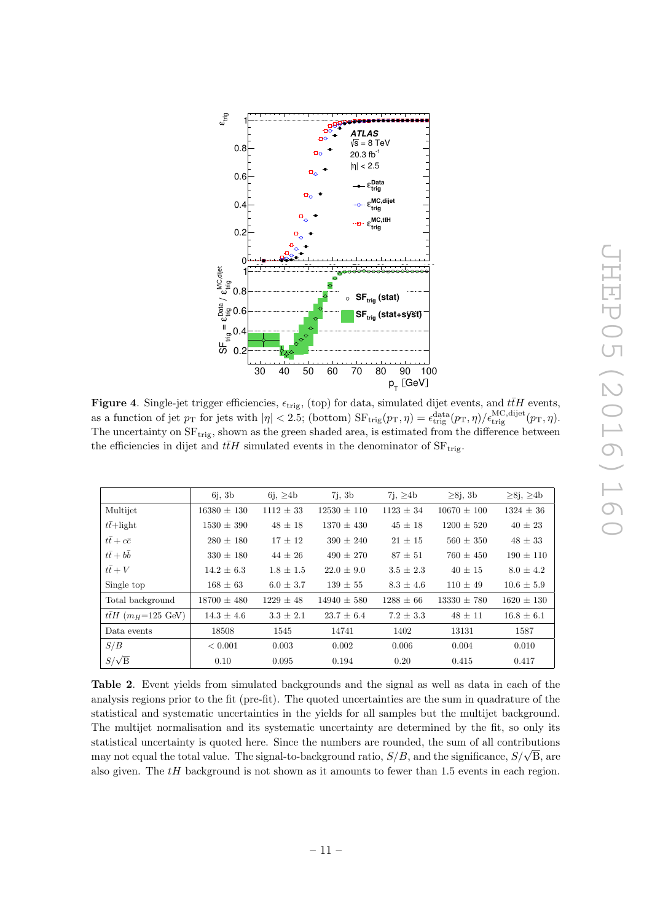ATLAS
$\sqrt{s}$ = 8 TeV
20.3 fb$^{-1}$
$|\eta|$ < 2.5

$\epsilon_{trig}^{Data}$
$\epsilon_{trig}^{MC,dijet}$
$\epsilon_{trig}^{MC,t\bar{t}H}$

SF$_{trig}$ (stat)
SF$_{trig}$ (stat+syst)

$\epsilon_{trig}$

SF$_{trig}$ = $\epsilon_{trig}^{Data}$ / $\epsilon_{trig}^{MC,dijet}$

p$_T$ [GeV]

**Figure 4**. Single-jet trigger efficiencies, $\epsilon_{\rm trig}$, (top) for data, simulated dijet events, and $t\bar{t}H$ events, as a function of jet $p_{\rm T}$ for jets with $|\eta| < 2.5$; (bottom) $\mathrm{SF}_{\rm trig}(p_{\rm T}, \eta) = \epsilon^{\rm data}_{\rm trig}(p_{\rm T}, \eta)/\epsilon^{\rm MC,dijet}_{\rm trig}(p_{\rm T}, \eta)$. The uncertainty on $\mathrm{SF}_{\rm trig}$, shown as the green shaded area, is estimated from the difference between the efficiencies in dijet and $t\bar{t}H$ simulated events in the denominator of $\mathrm{SF}_{\rm trig}$.

| | 6j, 3b | 6j, ≥4b | 7j, 3b | 7j, ≥4b | ≥8j, 3b | ≥8j, ≥4b |
|---|---|---|---|---|---|---|
| Multijet | 16380 ± 130 | 1112 ± 33 | 12530 ± 110 | 1123 ± 34 | 10670 ± 100 | 1324 ± 36 |
| $t\bar{t}$+light | 1530 ± 390 | 48 ± 18 | 1370 ± 430 | 45 ± 18 | 1200 ± 520 | 40 ± 23 |
| $t\bar{t} + c\bar{c}$ | 280 ± 180 | 17 ± 12 | 390 ± 240 | 21 ± 15 | 560 ± 350 | 48 ± 33 |
| $t\bar{t} + b\bar{b}$ | 330 ± 180 | 44 ± 26 | 490 ± 270 | 87 ± 51 | 760 ± 450 | 190 ± 110 |
| $t\bar{t} + V$ | 14.2 ± 6.3 | 1.8 ± 1.5 | 22.0 ± 9.0 | 3.5 ± 2.3 | 40 ± 15 | 8.0 ± 4.2 |
| Single top | 168 ± 63 | 6.0 ± 3.7 | 139 ± 55 | 8.3 ± 4.6 | 110 ± 49 | 10.6 ± 5.9 |
| Total background | 18700 ± 480 | 1229 ± 48 | 14940 ± 580 | 1288 ± 66 | 13330 ± 780 | 1620 ± 130 |
| $t\bar{t}H$ ($m_H$=125 GeV) | 14.3 ± 4.6 | 3.3 ± 2.1 | 23.7 ± 6.4 | 7.2 ± 3.3 | 48 ± 11 | 16.8 ± 6.1 |
| Data events | 18508 | 1545 | 14741 | 1402 | 13131 | 1587 |
| $S/B$ | < 0.001 | 0.003 | 0.002 | 0.006 | 0.004 | 0.010 |
| $S/\sqrt{\mathrm{B}}$ | 0.10 | 0.095 | 0.194 | 0.20 | 0.415 | 0.417 |

**Table 2**. Event yields from simulated backgrounds and the signal as well as data in each of the analysis regions prior to the fit (pre-fit). The quoted uncertainties are the sum in quadrature of the statistical and systematic uncertainties in the yields for all samples but the multijet background. The multijet normalisation and its systematic uncertainty are determined by the fit, so only its statistical uncertainty is quoted here. Since the numbers are rounded, the sum of all contributions may not equal the total value. The signal-to-background ratio, $S/B$, and the significance, $S/\sqrt{\mathrm{B}}$, are also given. The $tH$ background is not shown as it amounts to fewer than 1.5 events in each region.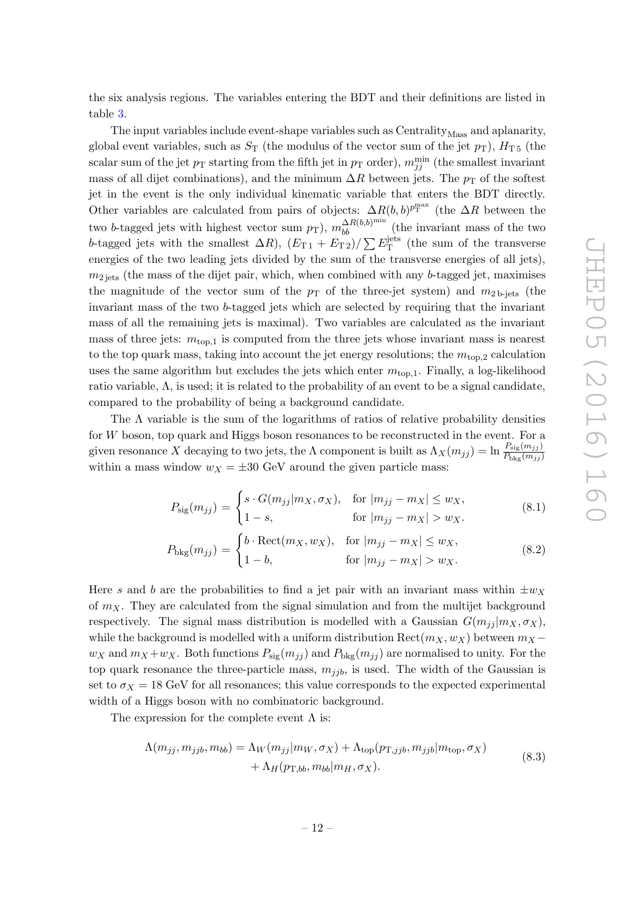the six analysis regions. The variables entering the BDT and their definitions are listed in table 3.

The input variables include event-shape variables such as $\text{Centrality}_{\text{Mass}}$ and aplanarity, global event variables, such as $S_{\text{T}}$ (the modulus of the vector sum of the jet $p_{\text{T}}$), $H_{\text{T}\,5}$ (the scalar sum of the jet $p_{\text{T}}$ starting from the fifth jet in $p_{\text{T}}$ order), $m_{jj}^{\text{min}}$ (the smallest invariant mass of all dijet combinations), and the minimum $\Delta R$ between jets. The $p_{\text{T}}$ of the softest jet in the event is the only individual kinematic variable that enters the BDT directly. Other variables are calculated from pairs of objects: $\Delta R(b,b)^{p_{\text{T}}^{\text{max}}}$ (the $\Delta R$ between the two $b$-tagged jets with highest vector sum $p_{\text{T}}$), $m_{bb}^{\Delta R(b,b)^{\text{min}}}$ (the invariant mass of the two $b$-tagged jets with the smallest $\Delta R$), $(E_{\text{T}\,1}+E_{\text{T}\,2})/\sum E_{\text{T}}^{\text{jets}}$ (the sum of the transverse energies of the two leading jets divided by the sum of the transverse energies of all jets), $m_{2\,\text{jets}}$ (the mass of the dijet pair, which, when combined with any $b$-tagged jet, maximises the magnitude of the vector sum of the $p_{\text{T}}$ of the three-jet system) and $m_{2\,\text{b-jets}}$ (the invariant mass of the two $b$-tagged jets which are selected by requiring that the invariant mass of all the remaining jets is maximal). Two variables are calculated as the invariant mass of three jets: $m_{\text{top},1}$ is computed from the three jets whose invariant mass is nearest to the top quark mass, taking into account the jet energy resolutions; the $m_{\text{top},2}$ calculation uses the same algorithm but excludes the jets which enter $m_{\text{top},1}$. Finally, a log-likelihood ratio variable, $\Lambda$, is used; it is related to the probability of an event to be a signal candidate, compared to the probability of being a background candidate.

The $\Lambda$ variable is the sum of the logarithms of ratios of relative probability densities for $W$ boson, top quark and Higgs boson resonances to be reconstructed in the event. For a given resonance $X$ decaying to two jets, the $\Lambda$ component is built as $\Lambda_X(m_{jj}) = \ln \frac{P_{\text{sig}}(m_{jj})}{P_{\text{bkg}}(m_{jj})}$ within a mass window $w_X = \pm 30$ GeV around the given particle mass:

$$P_{\text{sig}}(m_{jj}) = \begin{cases} s \cdot G(m_{jj}|m_X, \sigma_X), & \text{for } |m_{jj} - m_X| \leq w_X, \\ 1 - s, & \text{for } |m_{jj} - m_X| > w_X. \end{cases} \tag{8.1}$$

$$P_{\text{bkg}}(m_{jj}) = \begin{cases} b \cdot \text{Rect}(m_X, w_X), & \text{for } |m_{jj} - m_X| \leq w_X, \\ 1 - b, & \text{for } |m_{jj} - m_X| > w_X. \end{cases} \tag{8.2}$$

Here $s$ and $b$ are the probabilities to find a jet pair with an invariant mass within $\pm w_X$ of $m_X$. They are calculated from the signal simulation and from the multijet background respectively. The signal mass distribution is modelled with a Gaussian $G(m_{jj}|m_X, \sigma_X)$, while the background is modelled with a uniform distribution $\text{Rect}(m_X, w_X)$ between $m_X - w_X$ and $m_X + w_X$. Both functions $P_{\text{sig}}(m_{jj})$ and $P_{\text{bkg}}(m_{jj})$ are normalised to unity. For the top quark resonance the three-particle mass, $m_{jjb}$, is used. The width of the Gaussian is set to $\sigma_X = 18$ GeV for all resonances; this value corresponds to the expected experimental width of a Higgs boson with no combinatoric background.

The expression for the complete event $\Lambda$ is:

$$\begin{aligned} \Lambda(m_{jj}, m_{jjb}, m_{bb}) = {} & \Lambda_W(m_{jj}|m_W, \sigma_X) + \Lambda_{\text{top}}(p_{\text{T},jjb}, m_{jjb}|m_{\text{top}}, \sigma_X) \\ & + \Lambda_H(p_{\text{T},bb}, m_{bb}|m_H, \sigma_X). \end{aligned} \tag{8.3}$$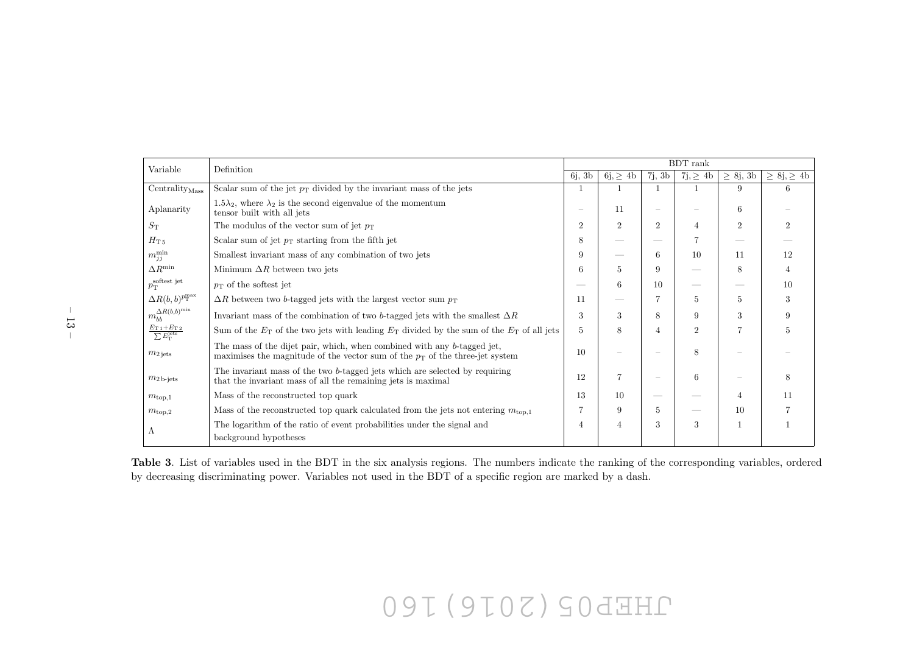| Variable | Definition | BDT rank | | | | | |
|---|---|---|---|---|---|---|---|
| | | 6j, 3b | 6j, $\geq$ 4b | 7j, 3b | 7j, $\geq$ 4b | $\geq$ 8j, 3b | $\geq$ 8j, $\geq$ 4b |
| $\text{Centrality}_{\text{Mass}}$ | Scalar sum of the jet $p_{\mathrm{T}}$ divided by the invariant mass of the jets | 1 | 1 | 1 | 1 | 9 | 6 |
| Aplanarity | $1.5\lambda_2$, where $\lambda_2$ is the second eigenvalue of the momentum tensor built with all jets | – | 11 | – | – | 6 | – |
| $S_{\mathrm{T}}$ | The modulus of the vector sum of jet $p_{\mathrm{T}}$ | 2 | 2 | 2 | 4 | 2 | 2 |
| $H_{\mathrm{T}\,5}$ | Scalar sum of jet $p_{\mathrm{T}}$ starting from the fifth jet | 8 | — | — | 7 | — | — |
| $m_{jj}^{\min}$ | Smallest invariant mass of any combination of two jets | 9 | — | 6 | 10 | 11 | 12 |
| $\Delta R^{\min}$ | Minimum $\Delta R$ between two jets | 6 | 5 | 9 | — | 8 | 4 |
| $p_{\mathrm{T}}^{\text{softest jet}}$ | $p_{\mathrm{T}}$ of the softest jet | — | 6 | 10 | — | — | 10 |
| $\Delta R(b,b)^{p_{\mathrm{T}}^{\max}}$ | $\Delta R$ between two $b$-tagged jets with the largest vector sum $p_{\mathrm{T}}$ | 11 | — | 7 | 5 | 5 | 3 |
| $m_{bb}^{\Delta R(b,b)^{\min}}$ | Invariant mass of the combination of two $b$-tagged jets with the smallest $\Delta R$ | 3 | 3 | 8 | 9 | 3 | 9 |
| $\frac{E_{\mathrm{T}\,1}+E_{\mathrm{T}\,2}}{\sum E_{\mathrm{T}}^{\text{jets}}}$ | Sum of the $E_{\mathrm{T}}$ of the two jets with leading $E_{\mathrm{T}}$ divided by the sum of the $E_{\mathrm{T}}$ of all jets | 5 | 8 | 4 | 2 | 7 | 5 |
| $m_{2\,\text{jets}}$ | The mass of the dijet pair, which, when combined with any $b$-tagged jet, maximises the magnitude of the vector sum of the $p_{\mathrm{T}}$ of the three-jet system | 10 | – | – | 8 | – | – |
| $m_{2\,\text{b-jets}}$ | The invariant mass of the two $b$-tagged jets which are selected by requiring that the invariant mass of all the remaining jets is maximal | 12 | 7 | – | 6 | – | 8 |
| $m_{\text{top},1}$ | Mass of the reconstructed top quark | 13 | 10 | — | — | 4 | 11 |
| $m_{\text{top},2}$ | Mass of the reconstructed top quark calculated from the jets not entering $m_{\text{top},1}$ | 7 | 9 | 5 | — | 10 | 7 |
| $\Lambda$ | The logarithm of the ratio of event probabilities under the signal and background hypotheses | 4 | 4 | 3 | 3 | 1 | 1 |

**Table 3**. List of variables used in the BDT in the six analysis regions. The numbers indicate the ranking of the corresponding variables, ordered by decreasing discriminating power. Variables not used in the BDT of a specific region are marked by a dash.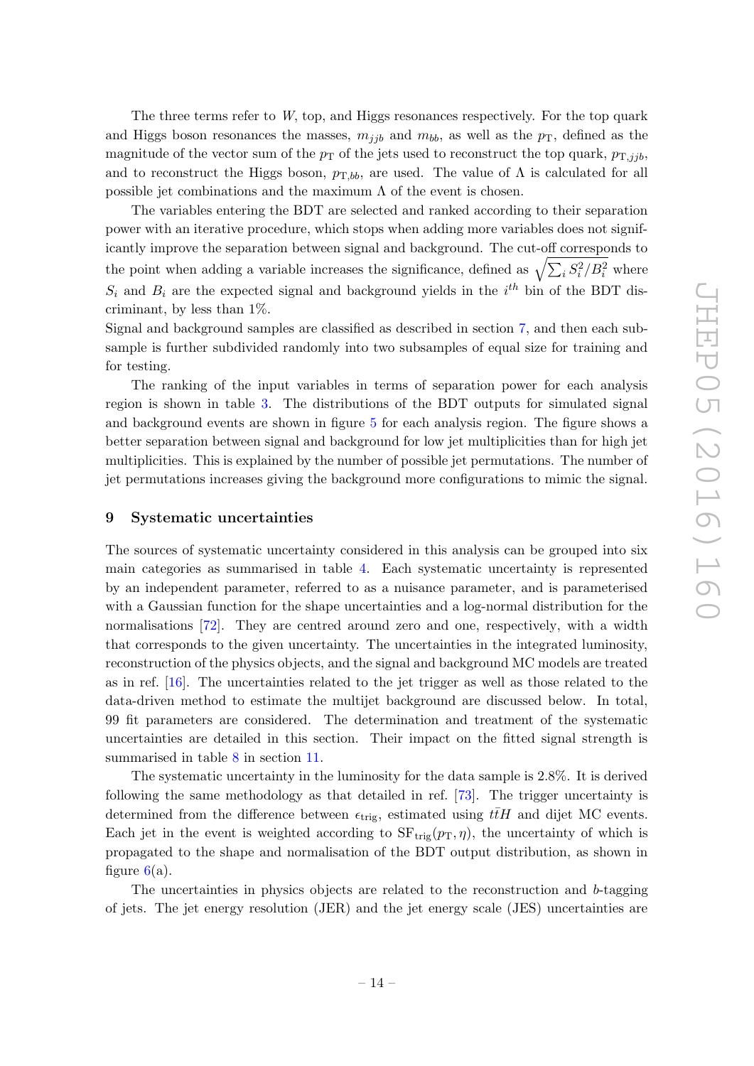The three terms refer to $W$, top, and Higgs resonances respectively. For the top quark and Higgs boson resonances the masses, $m_{jjb}$ and $m_{bb}$, as well as the $p_{\mathrm{T}}$, defined as the magnitude of the vector sum of the $p_{\mathrm{T}}$ of the jets used to reconstruct the top quark, $p_{\mathrm{T},jjb}$, and to reconstruct the Higgs boson, $p_{\mathrm{T},bb}$, are used. The value of $\Lambda$ is calculated for all possible jet combinations and the maximum $\Lambda$ of the event is chosen.

The variables entering the BDT are selected and ranked according to their separation power with an iterative procedure, which stops when adding more variables does not significantly improve the separation between signal and background. The cut-off corresponds to the point when adding a variable increases the significance, defined as $\sqrt{\sum_i S_i^2/B_i^2}$ where $S_i$ and $B_i$ are the expected signal and background yields in the $i^{th}$ bin of the BDT discriminant, by less than 1%.
Signal and background samples are classified as described in section 7, and then each subsample is further subdivided randomly into two subsamples of equal size for training and for testing.

The ranking of the input variables in terms of separation power for each analysis region is shown in table 3. The distributions of the BDT outputs for simulated signal and background events are shown in figure 5 for each analysis region. The figure shows a better separation between signal and background for low jet multiplicities than for high jet multiplicities. This is explained by the number of possible jet permutations. The number of jet permutations increases giving the background more configurations to mimic the signal.

## 9 Systematic uncertainties

The sources of systematic uncertainty considered in this analysis can be grouped into six main categories as summarised in table 4. Each systematic uncertainty is represented by an independent parameter, referred to as a nuisance parameter, and is parameterised with a Gaussian function for the shape uncertainties and a log-normal distribution for the normalisations [72]. They are centred around zero and one, respectively, with a width that corresponds to the given uncertainty. The uncertainties in the integrated luminosity, reconstruction of the physics objects, and the signal and background MC models are treated as in ref. [16]. The uncertainties related to the jet trigger as well as those related to the data-driven method to estimate the multijet background are discussed below. In total, 99 fit parameters are considered. The determination and treatment of the systematic uncertainties are detailed in this section. Their impact on the fitted signal strength is summarised in table 8 in section 11.

The systematic uncertainty in the luminosity for the data sample is 2.8%. It is derived following the same methodology as that detailed in ref. [73]. The trigger uncertainty is determined from the difference between $\epsilon_{\mathrm{trig}}$, estimated using $t\bar{t}H$ and dijet MC events. Each jet in the event is weighted according to $\mathrm{SF}_{\mathrm{trig}}(p_{\mathrm{T}}, \eta)$, the uncertainty of which is propagated to the shape and normalisation of the BDT output distribution, as shown in figure 6(a).

The uncertainties in physics objects are related to the reconstruction and $b$-tagging of jets. The jet energy resolution (JER) and the jet energy scale (JES) uncertainties are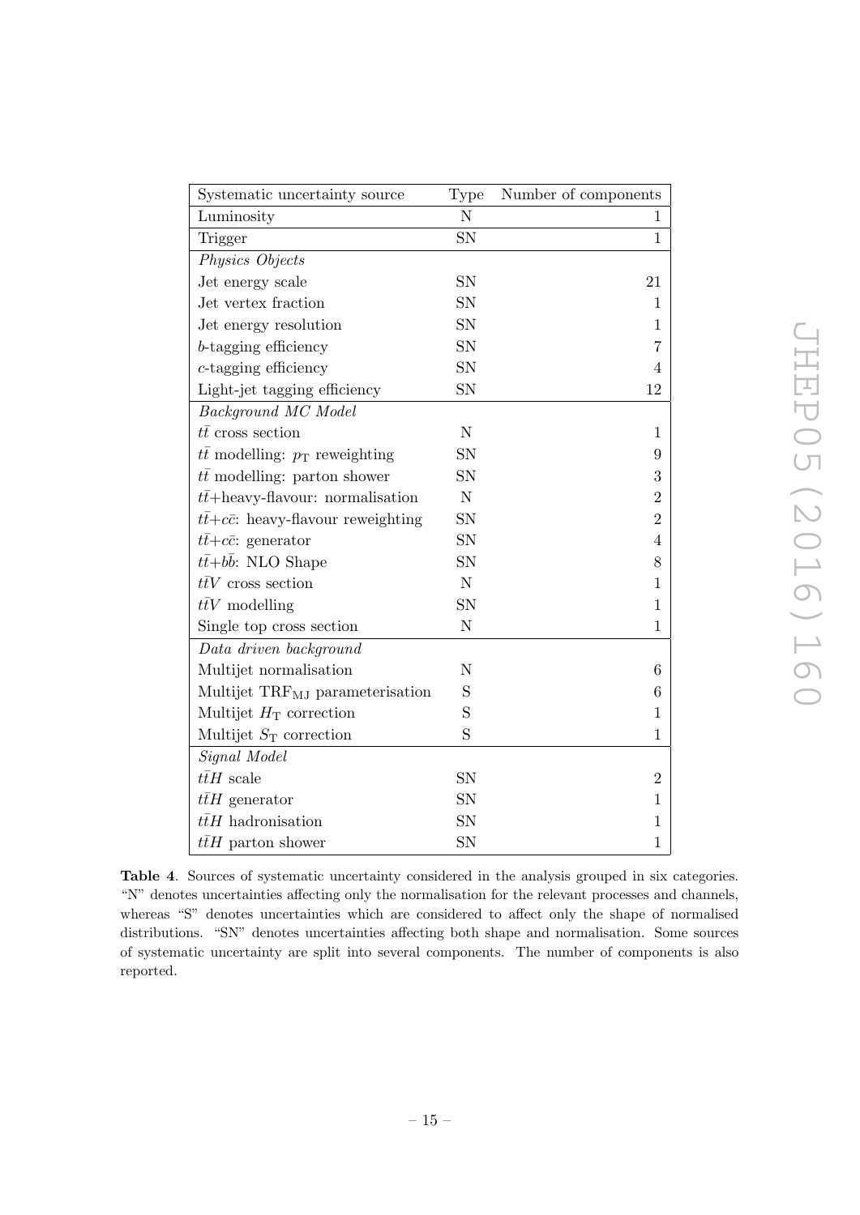| Systematic uncertainty source | Type | Number of components |
|---|---|---|
| Luminosity | N | 1 |
| Trigger | SN | 1 |
| *Physics Objects* | | |
| Jet energy scale | SN | 21 |
| Jet vertex fraction | SN | 1 |
| Jet energy resolution | SN | 1 |
| $b$-tagging efficiency | SN | 7 |
| $c$-tagging efficiency | SN | 4 |
| Light-jet tagging efficiency | SN | 12 |
| *Background MC Model* | | |
| $t\bar{t}$ cross section | N | 1 |
| $t\bar{t}$ modelling: $p_{\mathrm{T}}$ reweighting | SN | 9 |
| $t\bar{t}$ modelling: parton shower | SN | 3 |
| $t\bar{t}$+heavy-flavour: normalisation | N | 2 |
| $t\bar{t}+c\bar{c}$: heavy-flavour reweighting | SN | 2 |
| $t\bar{t}+c\bar{c}$: generator | SN | 4 |
| $t\bar{t}+b\bar{b}$: NLO Shape | SN | 8 |
| $t\bar{t}V$ cross section | N | 1 |
| $t\bar{t}V$ modelling | SN | 1 |
| Single top cross section | N | 1 |
| *Data driven background* | | |
| Multijet normalisation | N | 6 |
| Multijet $\mathrm{TRF}_{\mathrm{MJ}}$ parameterisation | S | 6 |
| Multijet $H_{\mathrm{T}}$ correction | S | 1 |
| Multijet $S_{\mathrm{T}}$ correction | S | 1 |
| *Signal Model* | | |
| $t\bar{t}H$ scale | SN | 2 |
| $t\bar{t}H$ generator | SN | 1 |
| $t\bar{t}H$ hadronisation | SN | 1 |
| $t\bar{t}H$ parton shower | SN | 1 |

**Table 4**. Sources of systematic uncertainty considered in the analysis grouped in six categories. "N" denotes uncertainties affecting only the normalisation for the relevant processes and channels, whereas "S" denotes uncertainties which are considered to affect only the shape of normalised distributions. "SN" denotes uncertainties affecting both shape and normalisation. Some sources of systematic uncertainty are split into several components. The number of components is also reported.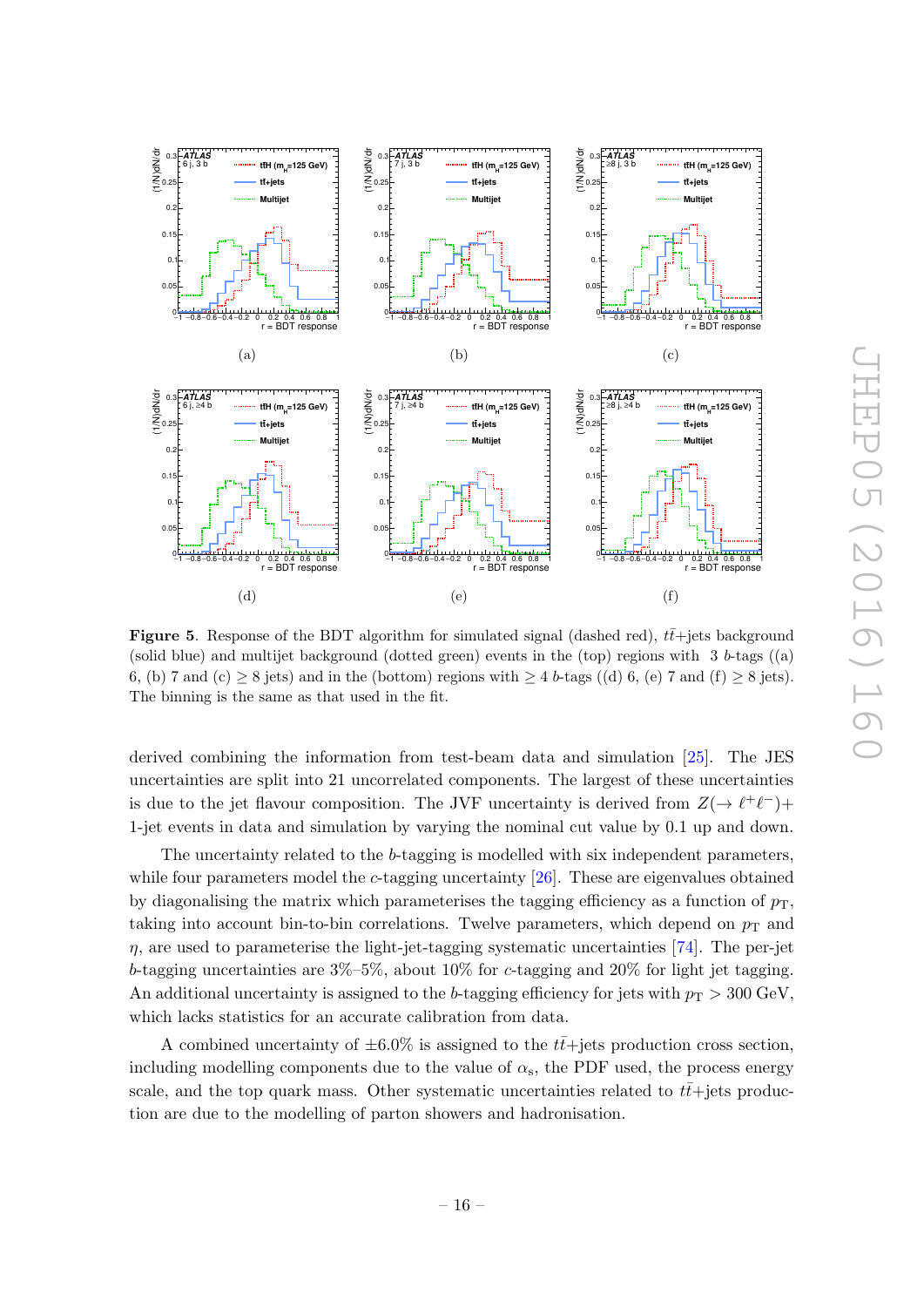ATLAS
6 j, 3 b
tt̄H (m_H=125 GeV)
tt̄+jets
Multijet
(1/N)dN/dr
r = BDT response

(a)

ATLAS
7 j, 3 b
tt̄H (m_H=125 GeV)
tt̄+jets
Multijet
(1/N)dN/dr
r = BDT response

(b)

ATLAS
≥8 j, 3 b
tt̄H (m_H=125 GeV)
tt̄+jets
Multijet
(1/N)dN/dr
r = BDT response

(c)

ATLAS
6 j, ≥4 b
tt̄H (m_H=125 GeV)
tt̄+jets
Multijet
(1/N)dN/dr
r = BDT response

(d)

ATLAS
7 j, ≥4 b
tt̄H (m_H=125 GeV)
tt̄+jets
Multijet
(1/N)dN/dr
r = BDT response

(e)

ATLAS
≥8 j, ≥4 b
tt̄H (m_H=125 GeV)
tt̄+jets
Multijet
(1/N)dN/dr
r = BDT response

(f)

**Figure 5**. Response of the BDT algorithm for simulated signal (dashed red), $t\bar{t}$+jets background (solid blue) and multijet background (dotted green) events in the (top) regions with 3 $b$-tags ((a) 6, (b) 7 and (c) $\geq 8$ jets) and in the (bottom) regions with $\geq 4$ $b$-tags ((d) 6, (e) 7 and (f) $\geq 8$ jets). The binning is the same as that used in the fit.

derived combining the information from test-beam data and simulation [25]. The JES uncertainties are split into 21 uncorrelated components. The largest of these uncertainties is due to the jet flavour composition. The JVF uncertainty is derived from $Z(\rightarrow \ell^+\ell^-)+$ 1-jet events in data and simulation by varying the nominal cut value by 0.1 up and down.

The uncertainty related to the $b$-tagging is modelled with six independent parameters, while four parameters model the $c$-tagging uncertainty [26]. These are eigenvalues obtained by diagonalising the matrix which parameterises the tagging efficiency as a function of $p_{\mathrm{T}}$, taking into account bin-to-bin correlations. Twelve parameters, which depend on $p_{\mathrm{T}}$ and $\eta$, are used to parameterise the light-jet-tagging systematic uncertainties [74]. The per-jet $b$-tagging uncertainties are 3%–5%, about 10% for $c$-tagging and 20% for light jet tagging. An additional uncertainty is assigned to the $b$-tagging efficiency for jets with $p_{\mathrm{T}} > 300$ GeV, which lacks statistics for an accurate calibration from data.

A combined uncertainty of $\pm 6.0\%$ is assigned to the $t\bar{t}$+jets production cross section, including modelling components due to the value of $\alpha_{\mathrm{s}}$, the PDF used, the process energy scale, and the top quark mass. Other systematic uncertainties related to $t\bar{t}$+jets production are due to the modelling of parton showers and hadronisation.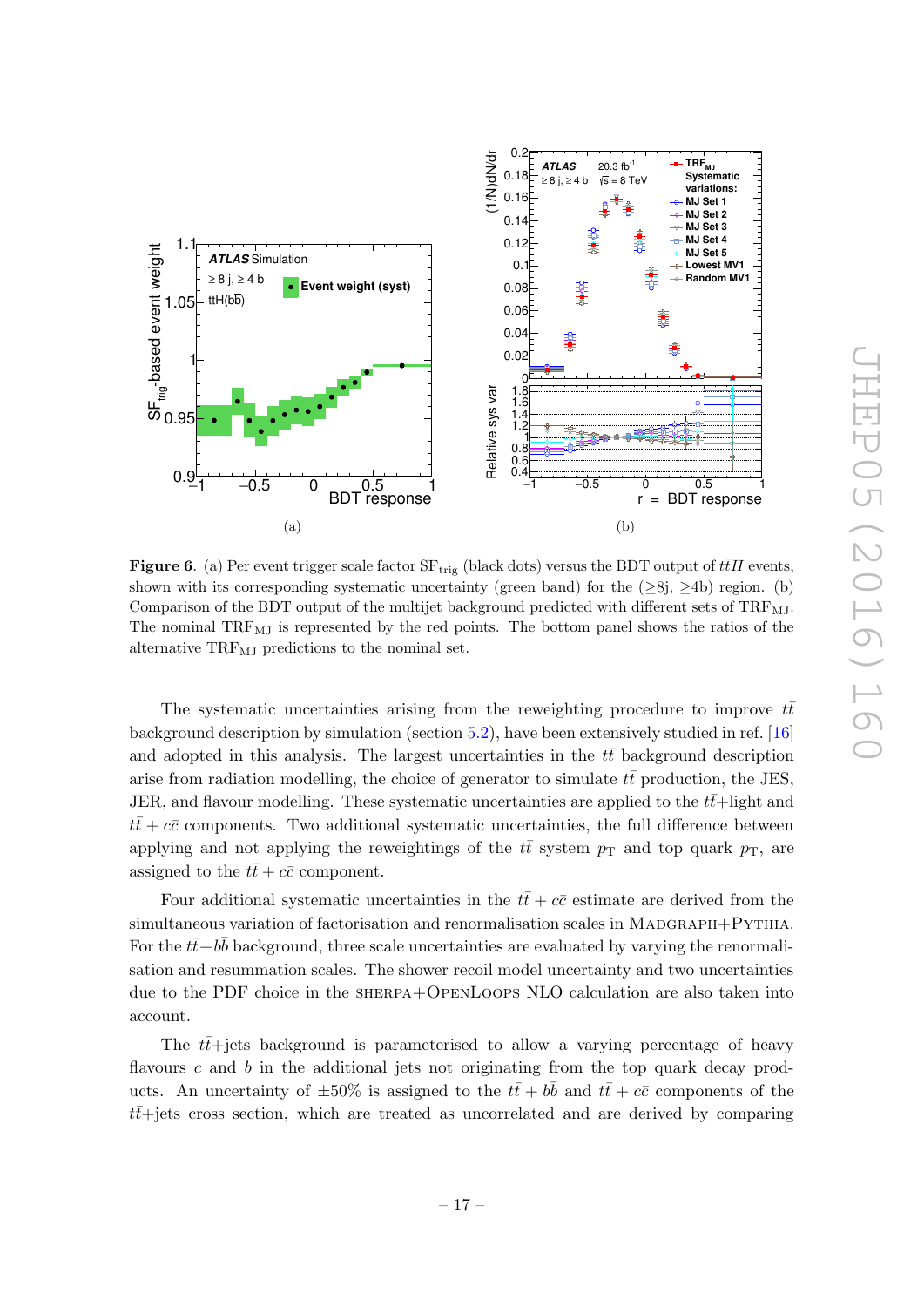ATLAS Simulation
≥ 8 j, ≥ 4 b
tt̄H(bb̄)
Event weight (syst)
$\mathrm{SF_{trig}}$-based event weight
BDT response

(a)

ATLAS 20.3 fb⁻¹
≥ 8 j, ≥ 4 b √s = 8 TeV
$\mathrm{TRF_{MJ}}$
Systematic variations:
MJ Set 1
MJ Set 2
MJ Set 3
MJ Set 4
MJ Set 5
Lowest MV1
Random MV1
(1/N)dN/dr
Relative sys var
r = BDT response

(b)

**Figure 6**. (a) Per event trigger scale factor $\mathrm{SF_{trig}}$ (black dots) versus the BDT output of $t\bar{t}H$ events, shown with its corresponding systematic uncertainty (green band) for the (≥8j, ≥4b) region. (b) Comparison of the BDT output of the multijet background predicted with different sets of $\mathrm{TRF_{MJ}}$. The nominal $\mathrm{TRF_{MJ}}$ is represented by the red points. The bottom panel shows the ratios of the alternative $\mathrm{TRF_{MJ}}$ predictions to the nominal set.

The systematic uncertainties arising from the reweighting procedure to improve $t\bar{t}$ background description by simulation (section 5.2), have been extensively studied in ref. [16] and adopted in this analysis. The largest uncertainties in the $t\bar{t}$ background description arise from radiation modelling, the choice of generator to simulate $t\bar{t}$ production, the JES, JER, and flavour modelling. These systematic uncertainties are applied to the $t\bar{t}$+light and $t\bar{t}+c\bar{c}$ components. Two additional systematic uncertainties, the full difference between applying and not applying the reweightings of the $t\bar{t}$ system $p_{\mathrm{T}}$ and top quark $p_{\mathrm{T}}$, are assigned to the $t\bar{t}+c\bar{c}$ component.

Four additional systematic uncertainties in the $t\bar{t}+c\bar{c}$ estimate are derived from the simultaneous variation of factorisation and renormalisation scales in MADGRAPH+PYTHIA. For the $t\bar{t}+b\bar{b}$ background, three scale uncertainties are evaluated by varying the renormalisation and resummation scales. The shower recoil model uncertainty and two uncertainties due to the PDF choice in the SHERPA+OPENLOOPS NLO calculation are also taken into account.

The $t\bar{t}$+jets background is parameterised to allow a varying percentage of heavy flavours $c$ and $b$ in the additional jets not originating from the top quark decay products. An uncertainty of ±50% is assigned to the $t\bar{t}+b\bar{b}$ and $t\bar{t}+c\bar{c}$ components of the $t\bar{t}$+jets cross section, which are treated as uncorrelated and are derived by comparing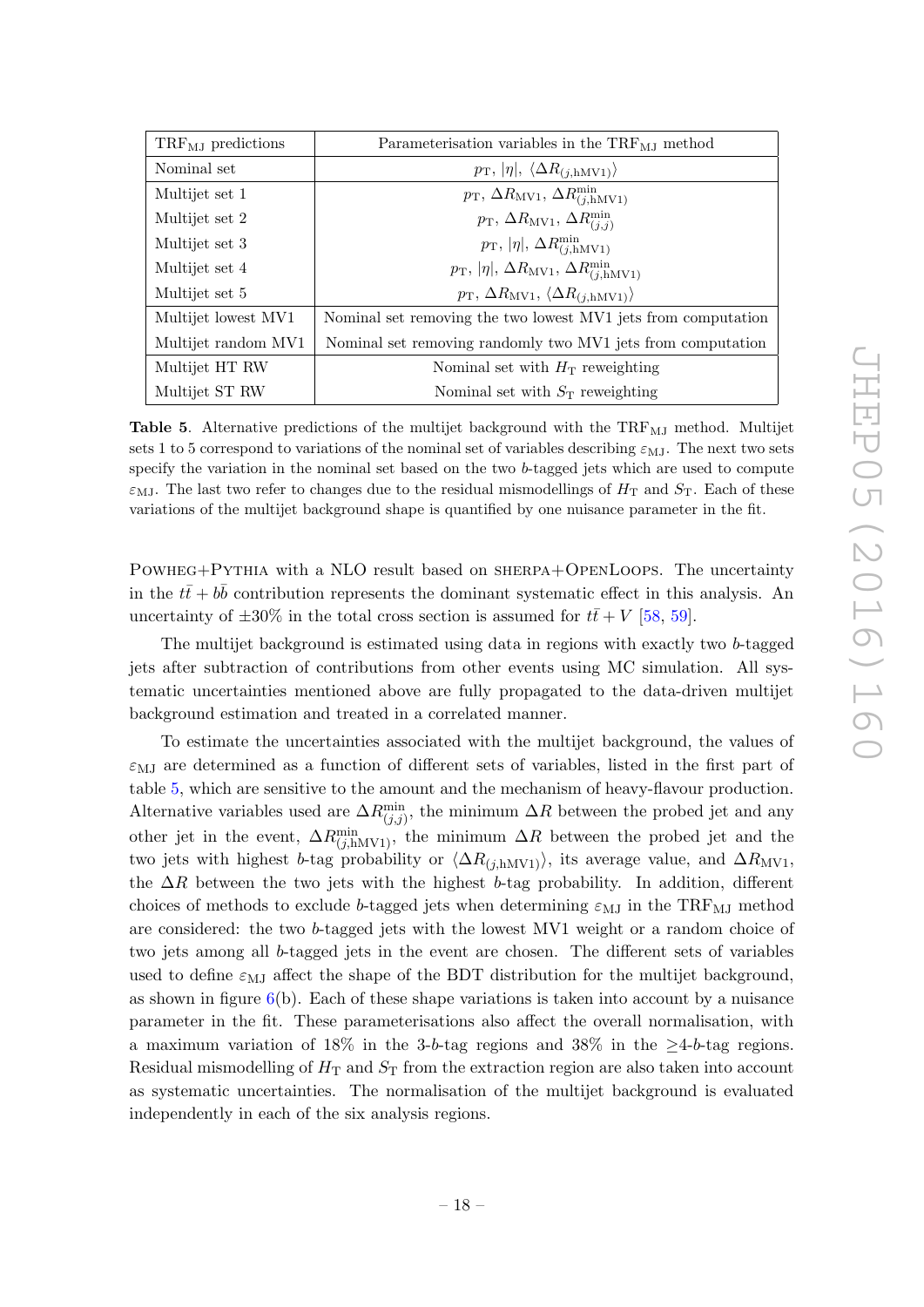| $\mathrm{TRF_{MJ}}$ predictions | Parameterisation variables in the $\mathrm{TRF_{MJ}}$ method |
|---|---|
| Nominal set | $p_{\mathrm{T}}$, $\lvert\eta\rvert$, $\langle\Delta R_{(j,\mathrm{hMV1})}\rangle$ |
| Multijet set 1 | $p_{\mathrm{T}}$, $\Delta R_{\mathrm{MV1}}$, $\Delta R^{\mathrm{min}}_{(j,\mathrm{hMV1})}$ |
| Multijet set 2 | $p_{\mathrm{T}}$, $\Delta R_{\mathrm{MV1}}$, $\Delta R^{\mathrm{min}}_{(j,j)}$ |
| Multijet set 3 | $p_{\mathrm{T}}$, $\lvert\eta\rvert$, $\Delta R^{\mathrm{min}}_{(j,\mathrm{hMV1})}$ |
| Multijet set 4 | $p_{\mathrm{T}}$, $\lvert\eta\rvert$, $\Delta R_{\mathrm{MV1}}$, $\Delta R^{\mathrm{min}}_{(j,\mathrm{hMV1})}$ |
| Multijet set 5 | $p_{\mathrm{T}}$, $\Delta R_{\mathrm{MV1}}$, $\langle\Delta R_{(j,\mathrm{hMV1})}\rangle$ |
| Multijet lowest MV1 | Nominal set removing the two lowest MV1 jets from computation |
| Multijet random MV1 | Nominal set removing randomly two MV1 jets from computation |
| Multijet HT RW | Nominal set with $H_{\mathrm{T}}$ reweighting |
| Multijet ST RW | Nominal set with $S_{\mathrm{T}}$ reweighting |

**Table 5**. Alternative predictions of the multijet background with the $\mathrm{TRF_{MJ}}$ method. Multijet sets 1 to 5 correspond to variations of the nominal set of variables describing $\varepsilon_{\mathrm{MJ}}$. The next two sets specify the variation in the nominal set based on the two $b$-tagged jets which are used to compute $\varepsilon_{\mathrm{MJ}}$. The last two refer to changes due to the residual mismodellings of $H_{\mathrm{T}}$ and $S_{\mathrm{T}}$. Each of these variations of the multijet background shape is quantified by one nuisance parameter in the fit.

Powheg+Pythia with a NLO result based on sherpa+OpenLoops. The uncertainty in the $t\bar{t}+b\bar{b}$ contribution represents the dominant systematic effect in this analysis. An uncertainty of $\pm 30\%$ in the total cross section is assumed for $t\bar{t}+V$ [58, 59].

The multijet background is estimated using data in regions with exactly two $b$-tagged jets after subtraction of contributions from other events using MC simulation. All systematic uncertainties mentioned above are fully propagated to the data-driven multijet background estimation and treated in a correlated manner.

To estimate the uncertainties associated with the multijet background, the values of $\varepsilon_{\mathrm{MJ}}$ are determined as a function of different sets of variables, listed in the first part of table 5, which are sensitive to the amount and the mechanism of heavy-flavour production. Alternative variables used are $\Delta R^{\mathrm{min}}_{(j,j)}$, the minimum $\Delta R$ between the probed jet and any other jet in the event, $\Delta R^{\mathrm{min}}_{(j,\mathrm{hMV1})}$, the minimum $\Delta R$ between the probed jet and the two jets with highest $b$-tag probability or $\langle\Delta R_{(j,\mathrm{hMV1})}\rangle$, its average value, and $\Delta R_{\mathrm{MV1}}$, the $\Delta R$ between the two jets with the highest $b$-tag probability. In addition, different choices of methods to exclude $b$-tagged jets when determining $\varepsilon_{\mathrm{MJ}}$ in the $\mathrm{TRF_{MJ}}$ method are considered: the two $b$-tagged jets with the lowest MV1 weight or a random choice of two jets among all $b$-tagged jets in the event are chosen. The different sets of variables used to define $\varepsilon_{\mathrm{MJ}}$ affect the shape of the BDT distribution for the multijet background, as shown in figure 6(b). Each of these shape variations is taken into account by a nuisance parameter in the fit. These parameterisations also affect the overall normalisation, with a maximum variation of 18% in the 3-$b$-tag regions and 38% in the $\geq$4-$b$-tag regions. Residual mismodelling of $H_{\mathrm{T}}$ and $S_{\mathrm{T}}$ from the extraction region are also taken into account as systematic uncertainties. The normalisation of the multijet background is evaluated independently in each of the six analysis regions.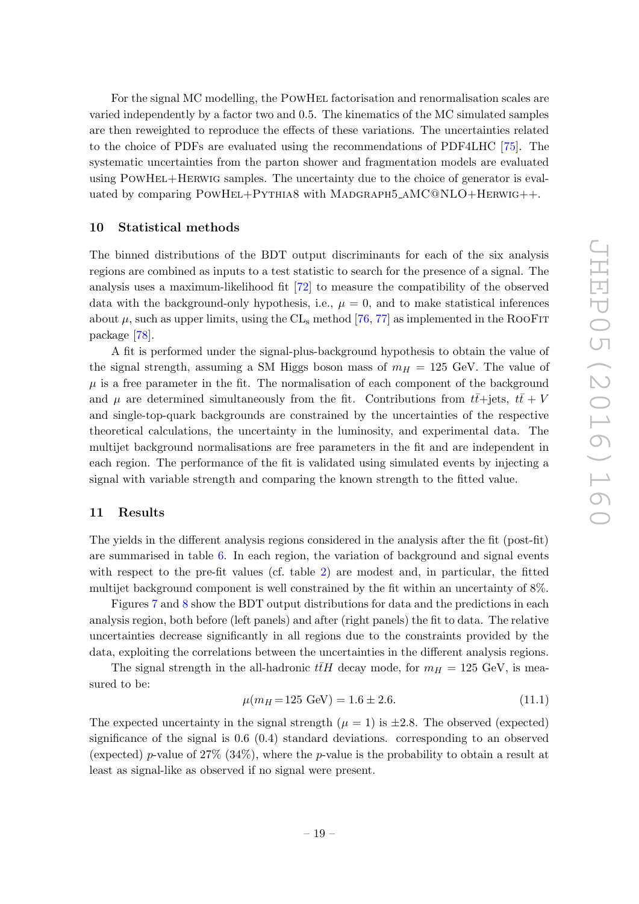For the signal MC modelling, the PowHel factorisation and renormalisation scales are varied independently by a factor two and 0.5. The kinematics of the MC simulated samples are then reweighted to reproduce the effects of these variations. The uncertainties related to the choice of PDFs are evaluated using the recommendations of PDF4LHC [75]. The systematic uncertainties from the parton shower and fragmentation models are evaluated using PowHel+Herwig samples. The uncertainty due to the choice of generator is evaluated by comparing PowHel+Pythia8 with MadGraph5_aMC@NLO+Herwig++.

## 10 Statistical methods

The binned distributions of the BDT output discriminants for each of the six analysis regions are combined as inputs to a test statistic to search for the presence of a signal. The analysis uses a maximum-likelihood fit [72] to measure the compatibility of the observed data with the background-only hypothesis, i.e., $\mu = 0$, and to make statistical inferences about $\mu$, such as upper limits, using the $\mathrm{CL_s}$ method [76, 77] as implemented in the RooFit package [78].

A fit is performed under the signal-plus-background hypothesis to obtain the value of the signal strength, assuming a SM Higgs boson mass of $m_H = 125$ GeV. The value of $\mu$ is a free parameter in the fit. The normalisation of each component of the background and $\mu$ are determined simultaneously from the fit. Contributions from $t\bar{t}$+jets, $t\bar{t} + V$ and single-top-quark backgrounds are constrained by the uncertainties of the respective theoretical calculations, the uncertainty in the luminosity, and experimental data. The multijet background normalisations are free parameters in the fit and are independent in each region. The performance of the fit is validated using simulated events by injecting a signal with variable strength and comparing the known strength to the fitted value.

## 11 Results

The yields in the different analysis regions considered in the analysis after the fit (post-fit) are summarised in table 6. In each region, the variation of background and signal events with respect to the pre-fit values (cf. table 2) are modest and, in particular, the fitted multijet background component is well constrained by the fit within an uncertainty of 8%.

Figures 7 and 8 show the BDT output distributions for data and the predictions in each analysis region, both before (left panels) and after (right panels) the fit to data. The relative uncertainties decrease significantly in all regions due to the constraints provided by the data, exploiting the correlations between the uncertainties in the different analysis regions.

The signal strength in the all-hadronic $t\bar{t}H$ decay mode, for $m_H = 125$ GeV, is measured to be:

$$\mu(m_H = 125 \text{ GeV}) = 1.6 \pm 2.6. \tag{11.1}$$

The expected uncertainty in the signal strength ($\mu = 1$) is $\pm 2.8$. The observed (expected) significance of the signal is 0.6 (0.4) standard deviations. corresponding to an observed (expected) $p$-value of 27% (34%), where the $p$-value is the probability to obtain a result at least as signal-like as observed if no signal were present.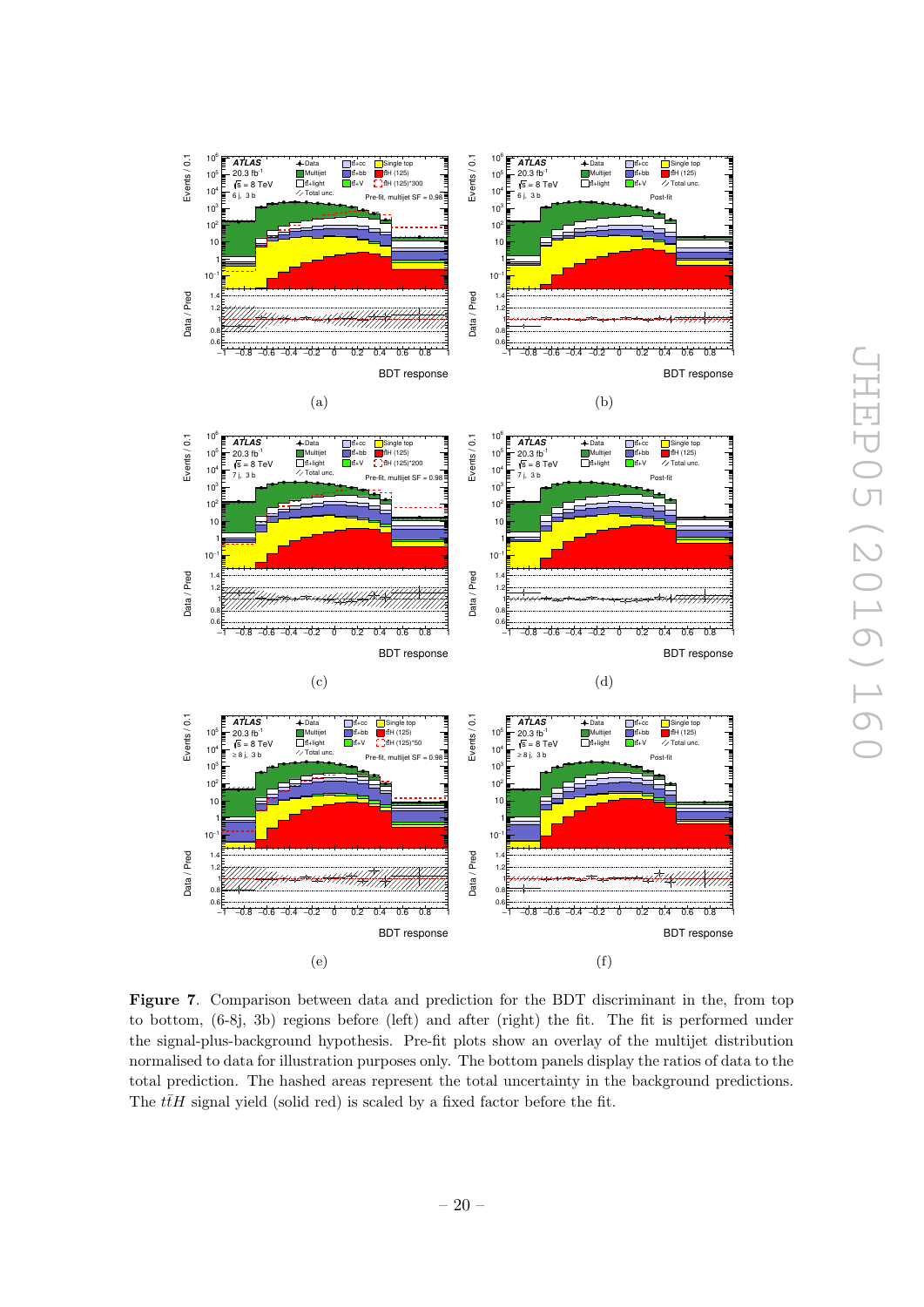ATLAS
$\sqrt{s}$ = 8 TeV
20.3 fb$^{-1}$
6 j, 3 b
Pre-fit, multijet SF = 0.98
Data
Multijet
$t\bar{t}$+light
$t\bar{t}$+cc
$t\bar{t}$+bb
$t\bar{t}$+V
Single top
$t\bar{t}$H (125)
$t\bar{t}$H (125)*300
Total unc.
Events / 0.1
Data / Pred
BDT response

(a)

ATLAS
$\sqrt{s}$ = 8 TeV
20.3 fb$^{-1}$
6 j, 3 b
Post-fit
Data
Multijet
$t\bar{t}$+light
$t\bar{t}$+cc
$t\bar{t}$+bb
$t\bar{t}$+V
Single top
$t\bar{t}$H (125)
Total unc.
Events / 0.1
Data / Pred
BDT response

(b)

ATLAS
$\sqrt{s}$ = 8 TeV
20.3 fb$^{-1}$
7 j, 3 b
Pre-fit, multijet SF = 0.98
Data
Multijet
$t\bar{t}$+light
$t\bar{t}$+cc
$t\bar{t}$+bb
$t\bar{t}$+V
Single top
$t\bar{t}$H (125)
$t\bar{t}$H (125)*200
Total unc.
Events / 0.1
Data / Pred
BDT response

(c)

ATLAS
$\sqrt{s}$ = 8 TeV
20.3 fb$^{-1}$
7 j, 3 b
Post-fit
Data
Multijet
$t\bar{t}$+light
$t\bar{t}$+cc
$t\bar{t}$+bb
$t\bar{t}$+V
Single top
$t\bar{t}$H (125)
Total unc.
Events / 0.1
Data / Pred
BDT response

(d)

ATLAS
$\sqrt{s}$ = 8 TeV
20.3 fb$^{-1}$
≥ 8 j, 3 b
Pre-fit, multijet SF = 0.98
Data
Multijet
$t\bar{t}$+light
$t\bar{t}$+cc
$t\bar{t}$+bb
$t\bar{t}$+V
Single top
$t\bar{t}$H (125)
$t\bar{t}$H (125)*50
Total unc.
Events / 0.1
Data / Pred
BDT response

(e)

ATLAS
$\sqrt{s}$ = 8 TeV
20.3 fb$^{-1}$
≥ 8 j, 3 b
Post-fit
Data
Multijet
$t\bar{t}$+light
$t\bar{t}$+cc
$t\bar{t}$+bb
$t\bar{t}$+V
Single top
$t\bar{t}$H (125)
Total unc.
Events / 0.1
Data / Pred
BDT response

(f)

**Figure 7**. Comparison between data and prediction for the BDT discriminant in the, from top to bottom, (6-8j, 3b) regions before (left) and after (right) the fit. The fit is performed under the signal-plus-background hypothesis. Pre-fit plots show an overlay of the multijet distribution normalised to data for illustration purposes only. The bottom panels display the ratios of data to the total prediction. The hashed areas represent the total uncertainty in the background predictions. The $t\bar{t}H$ signal yield (solid red) is scaled by a fixed factor before the fit.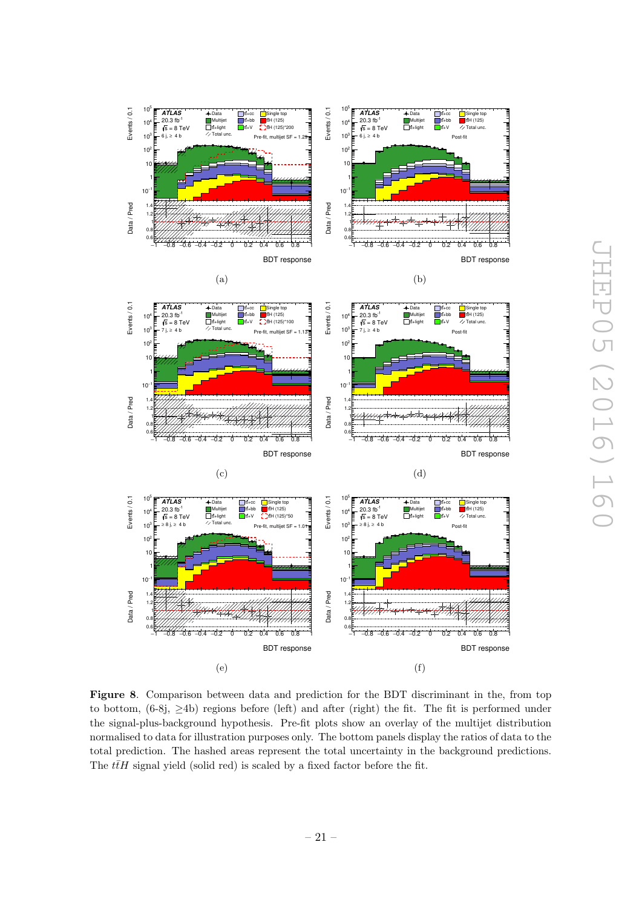ATLAS
20.3 fb$^{-1}$
$\sqrt{s}$ = 8 TeV
6 j, ≥ 4 b
Data
Multijet
$t\bar{t}$+light
Total unc.
$t\bar{t}$+cc
$t\bar{t}$+bb
$t\bar{t}$+V
Single top
$t\bar{t}$H (125)
$t\bar{t}$H (125)*200
Pre-fit, multijet SF = 1.29
Events / 0.1
Data / Pred
BDT response

(a)

ATLAS
20.3 fb$^{-1}$
$\sqrt{s}$ = 8 TeV
6 j, ≥ 4 b
Data
Multijet
$t\bar{t}$+light
$t\bar{t}$+cc
$t\bar{t}$+bb
$t\bar{t}$+V
Single top
$t\bar{t}$H (125)
Total unc.
Post-fit
Events / 0.1
Data / Pred
BDT response

(b)

ATLAS
20.3 fb$^{-1}$
$\sqrt{s}$ = 8 TeV
7 j, ≥ 4 b
Data
Multijet
$t\bar{t}$+light
Total unc.
$t\bar{t}$+cc
$t\bar{t}$+bb
$t\bar{t}$+V
Single top
$t\bar{t}$H (125)
$t\bar{t}$H (125)*100
Pre-fit, multijet SF = 1.13
Events / 0.1
Data / Pred
BDT response

(c)

ATLAS
20.3 fb$^{-1}$
$\sqrt{s}$ = 8 TeV
7 j, ≥ 4 b
Data
Multijet
$t\bar{t}$+light
$t\bar{t}$+cc
$t\bar{t}$+bb
$t\bar{t}$+V
Single top
$t\bar{t}$H (125)
Total unc.
Post-fit
Events / 0.1
Data / Pred
BDT response

(d)

ATLAS
20.3 fb$^{-1}$
$\sqrt{s}$ = 8 TeV
≥ 8 j, ≥ 4 b
Data
Multijet
$t\bar{t}$+light
Total unc.
$t\bar{t}$+cc
$t\bar{t}$+bb
$t\bar{t}$+V
Single top
$t\bar{t}$H (125)
$t\bar{t}$H (125)*50
Pre-fit, multijet SF = 1.01
Events / 0.1
Data / Pred
BDT response

(e)

ATLAS
20.3 fb$^{-1}$
$\sqrt{s}$ = 8 TeV
≥ 8 j, ≥ 4 b
Data
Multijet
$t\bar{t}$+light
$t\bar{t}$+cc
$t\bar{t}$+bb
$t\bar{t}$+V
Single top
$t\bar{t}$H (125)
Total unc.
Post-fit
Events / 0.1
Data / Pred
BDT response

(f)

**Figure 8**. Comparison between data and prediction for the BDT discriminant in the, from top to bottom, (6-8j, ≥4b) regions before (left) and after (right) the fit. The fit is performed under the signal-plus-background hypothesis. Pre-fit plots show an overlay of the multijet distribution normalised to data for illustration purposes only. The bottom panels display the ratios of data to the total prediction. The hashed areas represent the total uncertainty in the background predictions. The $t\bar{t}H$ signal yield (solid red) is scaled by a fixed factor before the fit.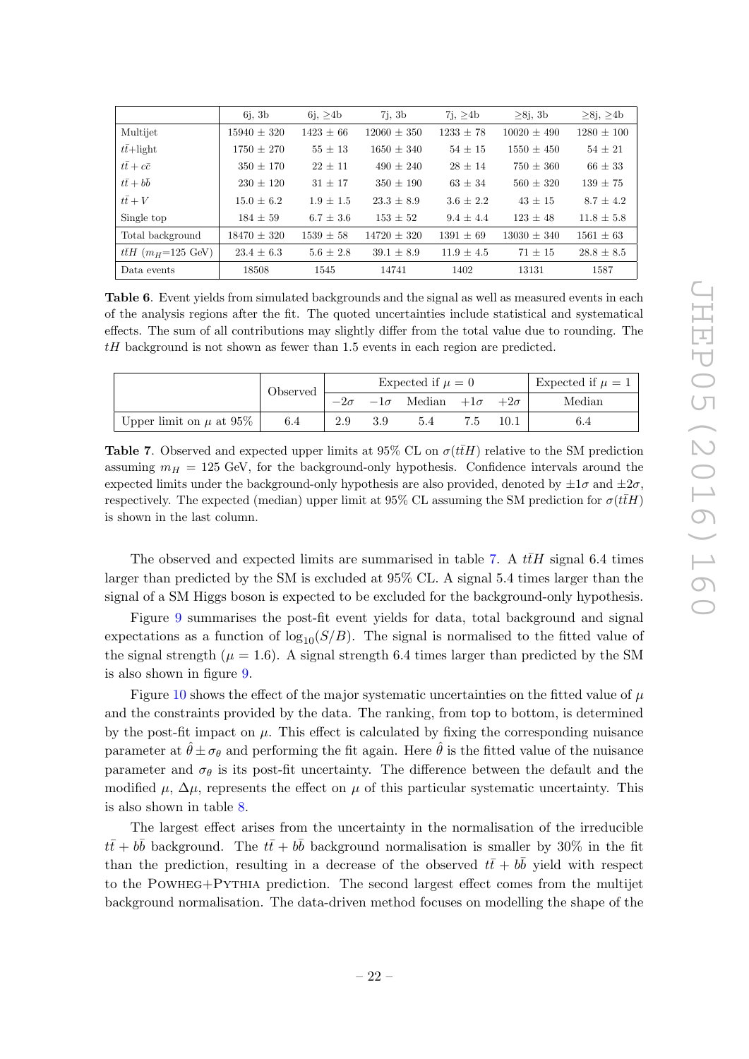| | 6j, 3b | 6j, ≥4b | 7j, 3b | 7j, ≥4b | ≥8j, 3b | ≥8j, ≥4b |
|---|---|---|---|---|---|---|
| Multijet | 15940 ± 320 | 1423 ± 66 | 12060 ± 350 | 1233 ± 78 | 10020 ± 490 | 1280 ± 100 |
| $t\bar{t}$+light | 1750 ± 270 | 55 ± 13 | 1650 ± 340 | 54 ± 15 | 1550 ± 450 | 54 ± 21 |
| $t\bar{t}+c\bar{c}$ | 350 ± 170 | 22 ± 11 | 490 ± 240 | 28 ± 14 | 750 ± 360 | 66 ± 33 |
| $t\bar{t}+b\bar{b}$ | 230 ± 120 | 31 ± 17 | 350 ± 190 | 63 ± 34 | 560 ± 320 | 139 ± 75 |
| $t\bar{t}+V$ | 15.0 ± 6.2 | 1.9 ± 1.5 | 23.3 ± 8.9 | 3.6 ± 2.2 | 43 ± 15 | 8.7 ± 4.2 |
| Single top | 184 ± 59 | 6.7 ± 3.6 | 153 ± 52 | 9.4 ± 4.4 | 123 ± 48 | 11.8 ± 5.8 |
| Total background | 18470 ± 320 | 1539 ± 58 | 14720 ± 320 | 1391 ± 69 | 13030 ± 340 | 1561 ± 63 |
| $t\bar{t}H$ ($m_H$=125 GeV) | 23.4 ± 6.3 | 5.6 ± 2.8 | 39.1 ± 8.9 | 11.9 ± 4.5 | 71 ± 15 | 28.8 ± 8.5 |
| Data events | 18508 | 1545 | 14741 | 1402 | 13131 | 1587 |

**Table 6**. Event yields from simulated backgrounds and the signal as well as measured events in each of the analysis regions after the fit. The quoted uncertainties include statistical and systematical effects. The sum of all contributions may slightly differ from the total value due to rounding. The $tH$ background is not shown as fewer than 1.5 events in each region are predicted.

| | Observed | Expected if $\mu = 0$ | | | | | Expected if $\mu = 1$ |
|---|---|---|---|---|---|---|---|
| | | $-2\sigma$ | $-1\sigma$ | Median | $+1\sigma$ | $+2\sigma$ | Median |
| Upper limit on $\mu$ at 95% | 6.4 | 2.9 | 3.9 | 5.4 | 7.5 | 10.1 | 6.4 |

**Table 7**. Observed and expected upper limits at 95% CL on $\sigma(t\bar{t}H)$ relative to the SM prediction assuming $m_H = 125$ GeV, for the background-only hypothesis. Confidence intervals around the expected limits under the background-only hypothesis are also provided, denoted by $\pm 1\sigma$ and $\pm 2\sigma$, respectively. The expected (median) upper limit at 95% CL assuming the SM prediction for $\sigma(t\bar{t}H)$ is shown in the last column.

The observed and expected limits are summarised in table 7. A $t\bar{t}H$ signal 6.4 times larger than predicted by the SM is excluded at 95% CL. A signal 5.4 times larger than the signal of a SM Higgs boson is expected to be excluded for the background-only hypothesis.

Figure 9 summarises the post-fit event yields for data, total background and signal expectations as a function of $\log_{10}(S/B)$. The signal is normalised to the fitted value of the signal strength ($\mu = 1.6$). A signal strength 6.4 times larger than predicted by the SM is also shown in figure 9.

Figure 10 shows the effect of the major systematic uncertainties on the fitted value of $\mu$ and the constraints provided by the data. The ranking, from top to bottom, is determined by the post-fit impact on $\mu$. This effect is calculated by fixing the corresponding nuisance parameter at $\hat{\theta} \pm \sigma_\theta$ and performing the fit again. Here $\hat{\theta}$ is the fitted value of the nuisance parameter and $\sigma_\theta$ is its post-fit uncertainty. The difference between the default and the modified $\mu$, $\Delta\mu$, represents the effect on $\mu$ of this particular systematic uncertainty. This is also shown in table 8.

The largest effect arises from the uncertainty in the normalisation of the irreducible $t\bar{t} + b\bar{b}$ background. The $t\bar{t} + b\bar{b}$ background normalisation is smaller by 30% in the fit than the prediction, resulting in a decrease of the observed $t\bar{t} + b\bar{b}$ yield with respect to the POWHEG+PYTHIA prediction. The second largest effect comes from the multijet background normalisation. The data-driven method focuses on modelling the shape of the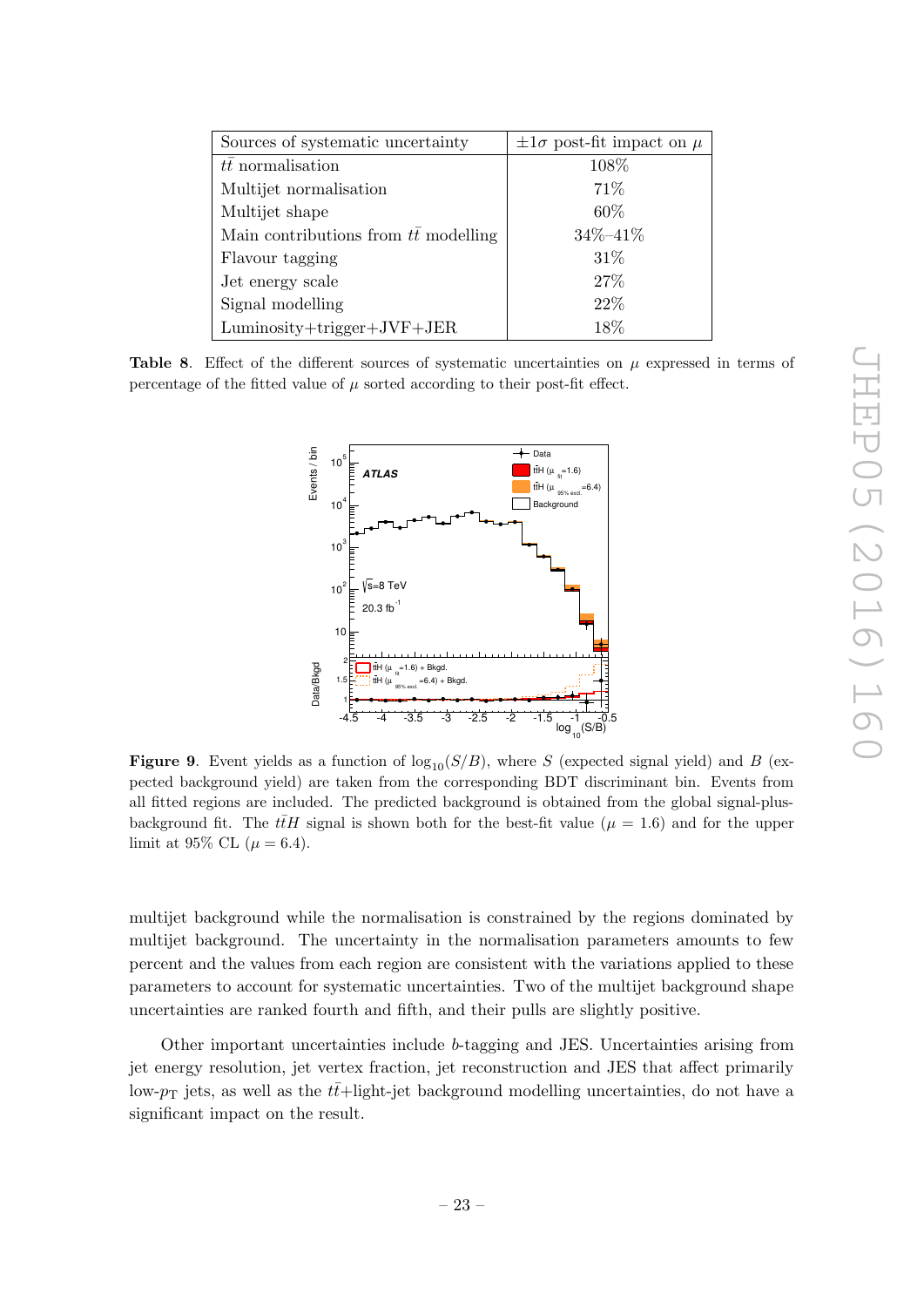| Sources of systematic uncertainty | $\pm 1\sigma$ post-fit impact on $\mu$ |
|---|---|
| $t\bar{t}$ normalisation | 108% |
| Multijet normalisation | 71% |
| Multijet shape | 60% |
| Main contributions from $t\bar{t}$ modelling | 34%–41% |
| Flavour tagging | 31% |
| Jet energy scale | 27% |
| Signal modelling | 22% |
| Luminosity+trigger+JVF+JER | 18% |

**Table 8**. Effect of the different sources of systematic uncertainties on $\mu$ expressed in terms of percentage of the fitted value of $\mu$ sorted according to their post-fit effect.

Events / bin

ATLAS

Data

tt̄H ($\mu_{fit}$=1.6)

tt̄H ($\mu_{95\%\ excl.}$=6.4)

Background

$\sqrt{s}$=8 TeV

20.3 fb$^{-1}$

Data/Bkgd

tt̄H ($\mu_{fit}$=1.6) + Bkgd.

tt̄H ($\mu_{95\%\ excl.}$=6.4) + Bkgd.

$\log_{10}$(S/B)

**Figure 9**. Event yields as a function of $\log_{10}(S/B)$, where $S$ (expected signal yield) and $B$ (expected background yield) are taken from the corresponding BDT discriminant bin. Events from all fitted regions are included. The predicted background is obtained from the global signal-plus-background fit. The $t\bar{t}H$ signal is shown both for the best-fit value ($\mu = 1.6$) and for the upper limit at 95% CL ($\mu = 6.4$).

multijet background while the normalisation is constrained by the regions dominated by multijet background. The uncertainty in the normalisation parameters amounts to few percent and the values from each region are consistent with the variations applied to these parameters to account for systematic uncertainties. Two of the multijet background shape uncertainties are ranked fourth and fifth, and their pulls are slightly positive.

Other important uncertainties include $b$-tagging and JES. Uncertainties arising from jet energy resolution, jet vertex fraction, jet reconstruction and JES that affect primarily low-$p_{\mathrm{T}}$ jets, as well as the $t\bar{t}$+light-jet background modelling uncertainties, do not have a significant impact on the result.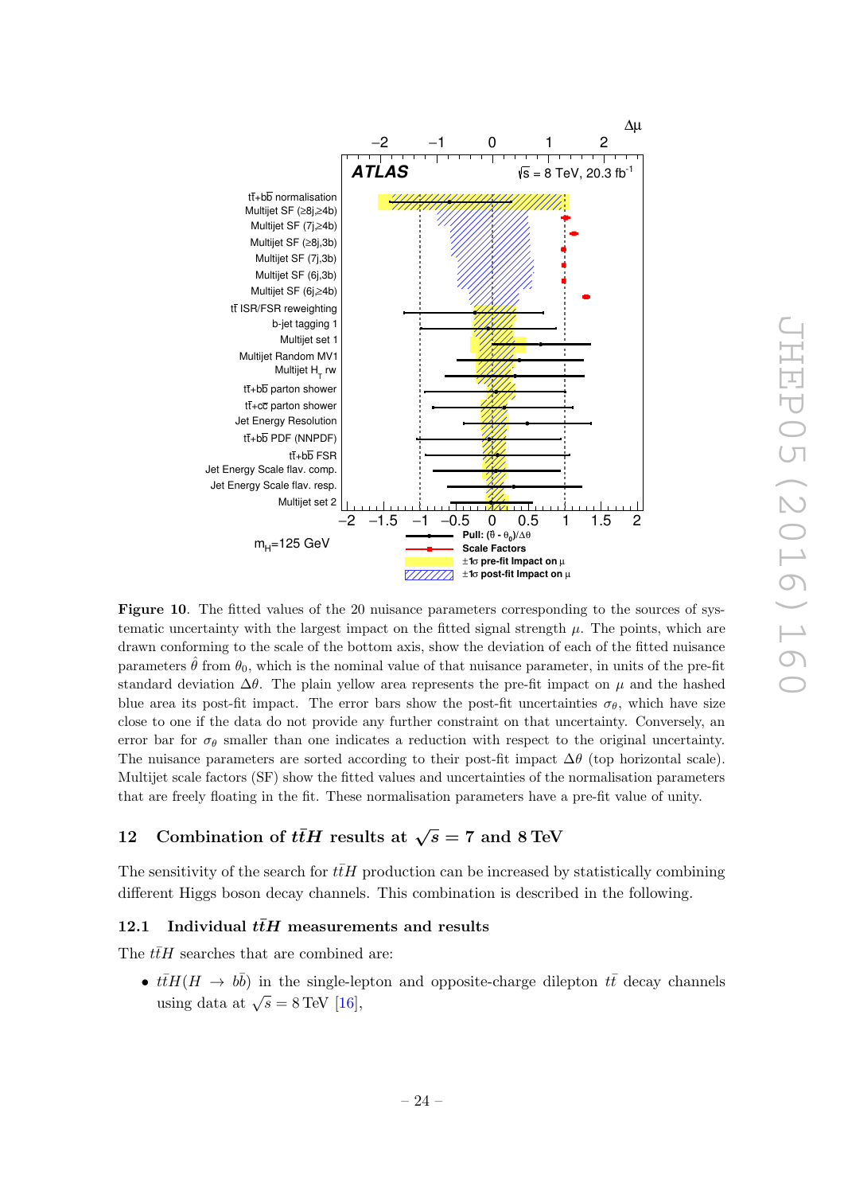Δμ

−2 −1 0 1 2

**ATLAS** $\sqrt{s}$ = 8 TeV, 20.3 fb$^{-1}$

$t\bar{t}$+$b\bar{b}$ normalisation
Multijet SF (≥8j,≥4b)
Multijet SF (7j,≥4b)
Multijet SF (≥8j,3b)
Multijet SF (7j,3b)
Multijet SF (6j,3b)
Multijet SF (6j,≥4b)
$t\bar{t}$ ISR/FSR reweighting
b-jet tagging 1
Multijet set 1
Multijet Random MV1
Multijet $H_T$ rw
$t\bar{t}$+$b\bar{b}$ parton shower
$t\bar{t}$+$c\bar{c}$ parton shower
Jet Energy Resolution
$t\bar{t}$+$b\bar{b}$ PDF (NNPDF)
$t\bar{t}$+$b\bar{b}$ FSR
Jet Energy Scale flav. comp.
Jet Energy Scale flav. resp.
Multijet set 2

−2 −1.5 −1 −0.5 0 0.5 1 1.5 2

$m_H$=125 GeV

Pull: $(\hat{\theta} - \theta_0)/\Delta\theta$
Scale Factors
±1σ pre-fit Impact on μ
±1σ post-fit Impact on μ

**Figure 10**. The fitted values of the 20 nuisance parameters corresponding to the sources of systematic uncertainty with the largest impact on the fitted signal strength $\mu$. The points, which are drawn conforming to the scale of the bottom axis, show the deviation of each of the fitted nuisance parameters $\hat{\theta}$ from $\theta_0$, which is the nominal value of that nuisance parameter, in units of the pre-fit standard deviation $\Delta\theta$. The plain yellow area represents the pre-fit impact on $\mu$ and the hashed blue area its post-fit impact. The error bars show the post-fit uncertainties $\sigma_\theta$, which have size close to one if the data do not provide any further constraint on that uncertainty. Conversely, an error bar for $\sigma_\theta$ smaller than one indicates a reduction with respect to the original uncertainty. The nuisance parameters are sorted according to their post-fit impact $\Delta\theta$ (top horizontal scale). Multijet scale factors (SF) show the fitted values and uncertainties of the normalisation parameters that are freely floating in the fit. These normalisation parameters have a pre-fit value of unity.

## 12 Combination of $t\bar{t}H$ results at $\sqrt{s}$ = 7 and 8 TeV

The sensitivity of the search for $t\bar{t}H$ production can be increased by statistically combining different Higgs boson decay channels. This combination is described in the following.

### 12.1 Individual $t\bar{t}H$ measurements and results

The $t\bar{t}H$ searches that are combined are:

- $t\bar{t}H(H \to b\bar{b})$ in the single-lepton and opposite-charge dilepton $t\bar{t}$ decay channels using data at $\sqrt{s}$ = 8 TeV [16],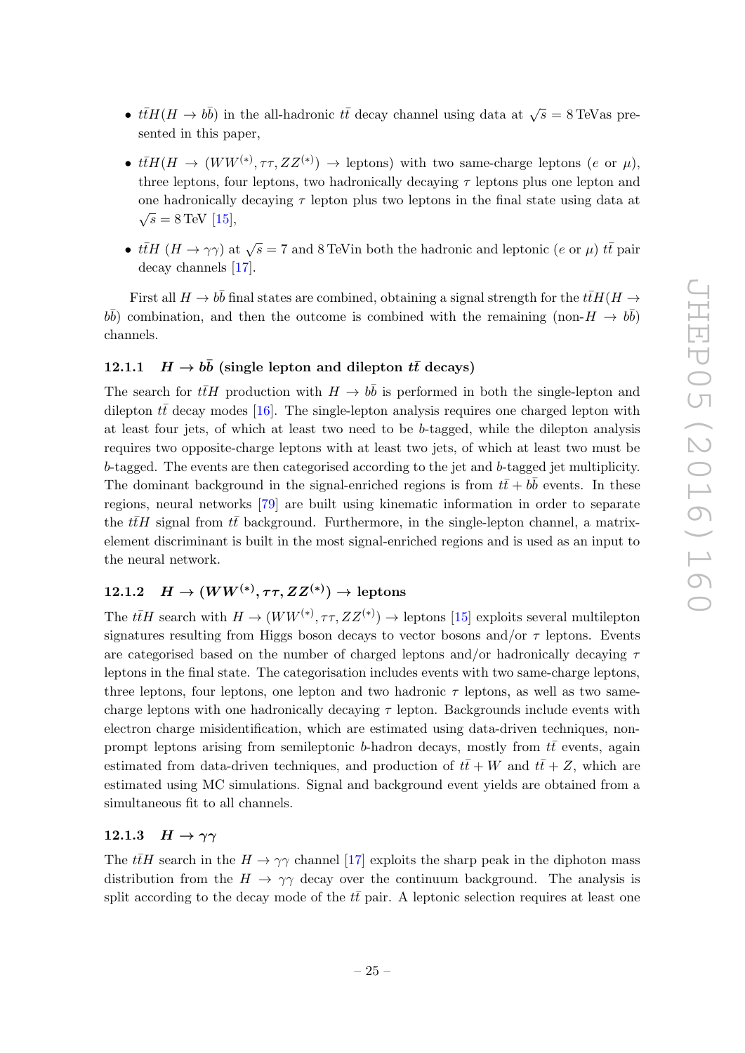- $t\bar{t}H(H \to b\bar{b})$ in the all-hadronic $t\bar{t}$ decay channel using data at $\sqrt{s} = 8\,\text{TeV}$as presented in this paper,

- $t\bar{t}H(H \to (WW^{(*)}, \tau\tau, ZZ^{(*)}) \to \text{leptons})$ with two same-charge leptons ($e$ or $\mu$), three leptons, four leptons, two hadronically decaying $\tau$ leptons plus one lepton and one hadronically decaying $\tau$ lepton plus two leptons in the final state using data at $\sqrt{s} = 8\,\text{TeV}$ [15],

- $t\bar{t}H$ $(H \to \gamma\gamma)$ at $\sqrt{s} = 7$ and $8\,\text{TeV}$in both the hadronic and leptonic ($e$ or $\mu$) $t\bar{t}$ pair decay channels [17].

First all $H \to b\bar{b}$ final states are combined, obtaining a signal strength for the $t\bar{t}H(H \to b\bar{b})$ combination, and then the outcome is combined with the remaining (non-$H \to b\bar{b}$) channels.

#### 12.1.1 $H \to b\bar{b}$ (single lepton and dilepton $t\bar{t}$ decays)

The search for $t\bar{t}H$ production with $H \to b\bar{b}$ is performed in both the single-lepton and dilepton $t\bar{t}$ decay modes [16]. The single-lepton analysis requires one charged lepton with at least four jets, of which at least two need to be $b$-tagged, while the dilepton analysis requires two opposite-charge leptons with at least two jets, of which at least two must be $b$-tagged. The events are then categorised according to the jet and $b$-tagged jet multiplicity. The dominant background in the signal-enriched regions is from $t\bar{t} + b\bar{b}$ events. In these regions, neural networks [79] are built using kinematic information in order to separate the $t\bar{t}H$ signal from $t\bar{t}$ background. Furthermore, in the single-lepton channel, a matrix-element discriminant is built in the most signal-enriched regions and is used as an input to the neural network.

#### 12.1.2 $H \to (WW^{(*)}, \tau\tau, ZZ^{(*)}) \to$ leptons

The $t\bar{t}H$ search with $H \to (WW^{(*)}, \tau\tau, ZZ^{(*)}) \to$ leptons [15] exploits several multilepton signatures resulting from Higgs boson decays to vector bosons and/or $\tau$ leptons. Events are categorised based on the number of charged leptons and/or hadronically decaying $\tau$ leptons in the final state. The categorisation includes events with two same-charge leptons, three leptons, four leptons, one lepton and two hadronic $\tau$ leptons, as well as two same-charge leptons with one hadronically decaying $\tau$ lepton. Backgrounds include events with electron charge misidentification, which are estimated using data-driven techniques, non-prompt leptons arising from semileptonic $b$-hadron decays, mostly from $t\bar{t}$ events, again estimated from data-driven techniques, and production of $t\bar{t} + W$ and $t\bar{t} + Z$, which are estimated using MC simulations. Signal and background event yields are obtained from a simultaneous fit to all channels.

#### 12.1.3 $H \to \gamma\gamma$

The $t\bar{t}H$ search in the $H \to \gamma\gamma$ channel [17] exploits the sharp peak in the diphoton mass distribution from the $H \to \gamma\gamma$ decay over the continuum background. The analysis is split according to the decay mode of the $t\bar{t}$ pair. A leptonic selection requires at least one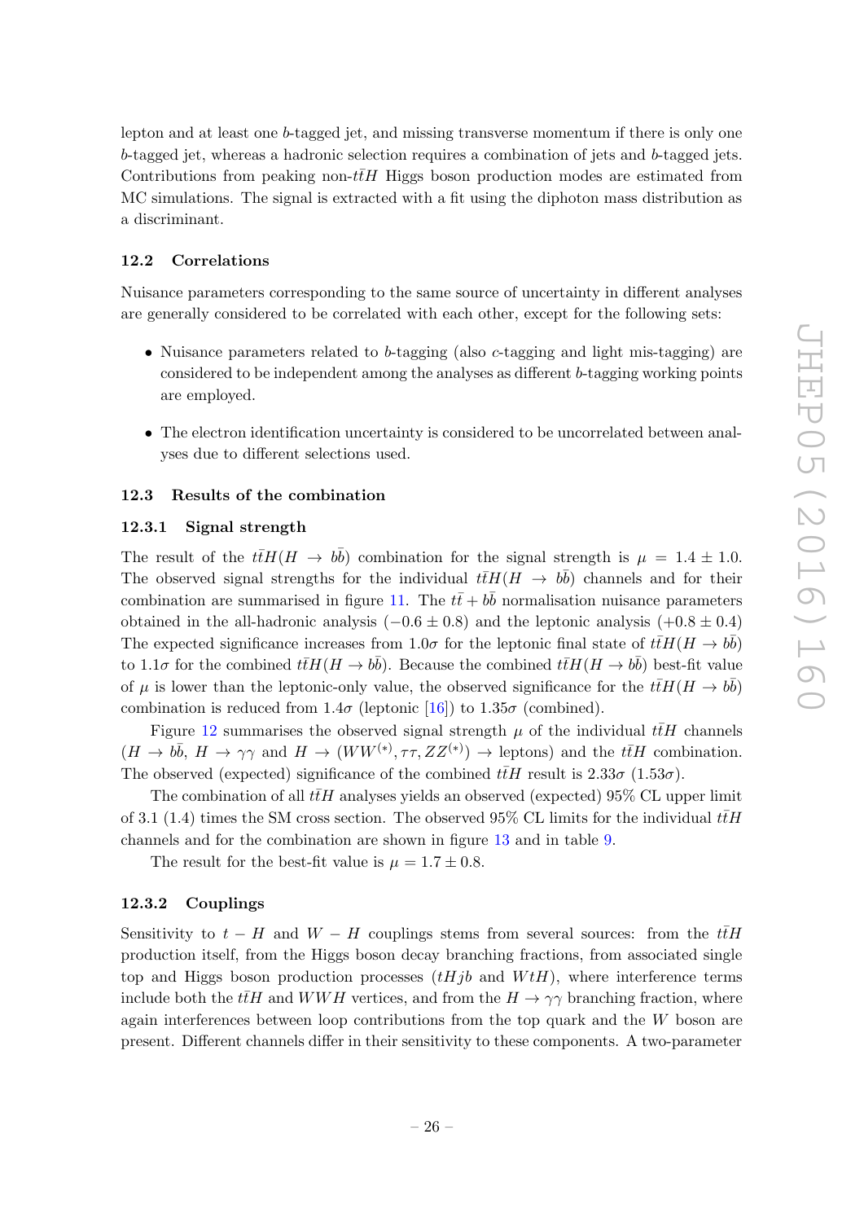lepton and at least one $b$-tagged jet, and missing transverse momentum if there is only one $b$-tagged jet, whereas a hadronic selection requires a combination of jets and $b$-tagged jets. Contributions from peaking non-$t\bar{t}H$ Higgs boson production modes are estimated from MC simulations. The signal is extracted with a fit using the diphoton mass distribution as a discriminant.

### 12.2 Correlations

Nuisance parameters corresponding to the same source of uncertainty in different analyses are generally considered to be correlated with each other, except for the following sets:

- Nuisance parameters related to $b$-tagging (also $c$-tagging and light mis-tagging) are considered to be independent among the analyses as different $b$-tagging working points are employed.
- The electron identification uncertainty is considered to be uncorrelated between analyses due to different selections used.

### 12.3 Results of the combination

#### 12.3.1 Signal strength

The result of the $t\bar{t}H(H \to b\bar{b})$ combination for the signal strength is $\mu = 1.4 \pm 1.0$. The observed signal strengths for the individual $t\bar{t}H(H \to b\bar{b})$ channels and for their combination are summarised in figure 11. The $t\bar{t} + b\bar{b}$ normalisation nuisance parameters obtained in the all-hadronic analysis $(-0.6 \pm 0.8)$ and the leptonic analysis $(+0.8 \pm 0.4)$ The expected significance increases from $1.0\sigma$ for the leptonic final state of $t\bar{t}H(H \to b\bar{b})$ to $1.1\sigma$ for the combined $t\bar{t}H(H \to b\bar{b})$. Because the combined $t\bar{t}H(H \to b\bar{b})$ best-fit value of $\mu$ is lower than the leptonic-only value, the observed significance for the $t\bar{t}H(H \to b\bar{b})$ combination is reduced from $1.4\sigma$ (leptonic [16]) to $1.35\sigma$ (combined).

Figure 12 summarises the observed signal strength $\mu$ of the individual $t\bar{t}H$ channels ($H \to b\bar{b}$, $H \to \gamma\gamma$ and $H \to (WW^{(*)}, \tau\tau, ZZ^{(*)}) \to$ leptons) and the $t\bar{t}H$ combination. The observed (expected) significance of the combined $t\bar{t}H$ result is $2.33\sigma$ $(1.53\sigma)$.

The combination of all $t\bar{t}H$ analyses yields an observed (expected) 95% CL upper limit of 3.1 (1.4) times the SM cross section. The observed 95% CL limits for the individual $t\bar{t}H$ channels and for the combination are shown in figure 13 and in table 9.

The result for the best-fit value is $\mu = 1.7 \pm 0.8$.

#### 12.3.2 Couplings

Sensitivity to $t - H$ and $W - H$ couplings stems from several sources: from the $t\bar{t}H$ production itself, from the Higgs boson decay branching fractions, from associated single top and Higgs boson production processes ($tHjb$ and $WtH$), where interference terms include both the $t\bar{t}H$ and $WWH$ vertices, and from the $H \to \gamma\gamma$ branching fraction, where again interferences between loop contributions from the top quark and the $W$ boson are present. Different channels differ in their sensitivity to these components. A two-parameter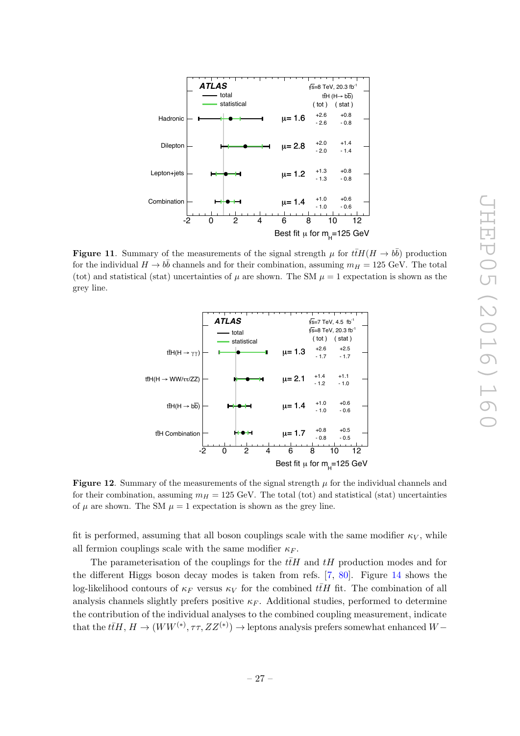ATLAS

$\sqrt{s}$=8 TeV, 20.3 fb$^{-1}$

$t\bar{t}$H (H→ $b\bar{b}$)

total

statistical

( tot ) ( stat )

Hadronic μ= 1.6 +2.6 −2.6 +0.8 −0.8

Dilepton μ= 2.8 +2.0 −2.0 +1.4 −1.4

Lepton+jets μ= 1.2 +1.3 −1.3 +0.8 −0.8

Combination μ= 1.4 +1.0 −1.0 +0.6 −0.6

-2 0 2 4 6 8 10 12

Best fit μ for m$_H$=125 GeV

**Figure 11**. Summary of the measurements of the signal strength $\mu$ for $t\bar{t}H(H \to b\bar{b})$ production for the individual $H \to b\bar{b}$ channels and for their combination, assuming $m_H = 125$ GeV. The total (tot) and statistical (stat) uncertainties of $\mu$ are shown. The SM $\mu = 1$ expectation is shown as the grey line.

ATLAS

$\sqrt{s}$=7 TeV, 4.5 fb$^{-1}$

$\sqrt{s}$=8 TeV, 20.3 fb$^{-1}$

total

statistical

( tot ) ( stat )

$t\bar{t}$H(H → γγ) μ= 1.3 +2.6 −1.7 +2.5 −1.7

$t\bar{t}$H(H → WW/ττ/ZZ) μ= 2.1 +1.4 −1.2 +1.1 −1.0

$t\bar{t}$H(H → $b\bar{b}$) μ= 1.4 +1.0 −1.0 +0.6 −0.6

$t\bar{t}$H Combination μ= 1.7 +0.8 −0.8 +0.5 −0.5

-2 0 2 4 6 8 10 12

Best fit μ for m$_H$=125 GeV

**Figure 12**. Summary of the measurements of the signal strength $\mu$ for the individual channels and for their combination, assuming $m_H = 125$ GeV. The total (tot) and statistical (stat) uncertainties of $\mu$ are shown. The SM $\mu = 1$ expectation is shown as the grey line.

fit is performed, assuming that all boson couplings scale with the same modifier $\kappa_V$, while all fermion couplings scale with the same modifier $\kappa_F$.

The parameterisation of the couplings for the $t\bar{t}H$ and $tH$ production modes and for the different Higgs boson decay modes is taken from refs. [7, 80]. Figure 14 shows the log-likelihood contours of $\kappa_F$ versus $\kappa_V$ for the combined $t\bar{t}H$ fit. The combination of all analysis channels slightly prefers positive $\kappa_F$. Additional studies, performed to determine the contribution of the individual analyses to the combined coupling measurement, indicate that the $t\bar{t}H$, $H \to (WW^{(*)}, \tau\tau, ZZ^{(*)}) \to$ leptons analysis prefers somewhat enhanced $W-$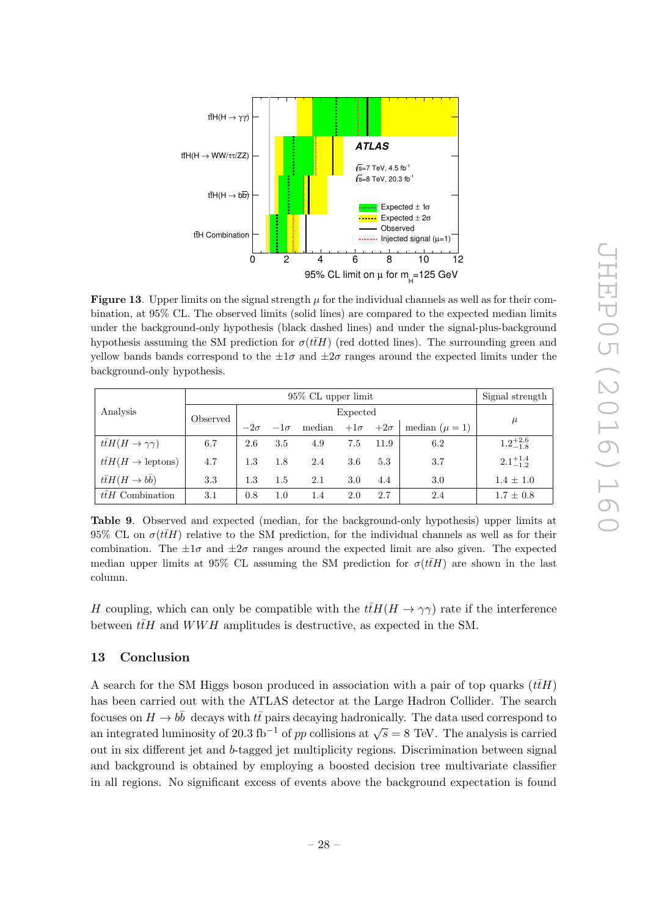tt̄H(H → γγ)
tt̄H(H → WW/ττ/ZZ)
tt̄H(H → bb̄)
tt̄H Combination

**ATLAS**

√s=7 TeV, 4.5 fb⁻¹
√s=8 TeV, 20.3 fb⁻¹

Expected ± 1σ
Expected ± 2σ
Observed
Injected signal (μ=1)

0 2 4 6 8 10 12

95% CL limit on μ for m_H=125 GeV

**Figure 13**. Upper limits on the signal strength $\mu$ for the individual channels as well as for their combination, at 95% CL. The observed limits (solid lines) are compared to the expected median limits under the background-only hypothesis (black dashed lines) and under the signal-plus-background hypothesis assuming the SM prediction for $\sigma(t\bar{t}H)$ (red dotted lines). The surrounding green and yellow bands bands correspond to the $\pm1\sigma$ and $\pm2\sigma$ ranges around the expected limits under the background-only hypothesis.

| Analysis | 95% CL upper limit | | | | | | | Signal strength |
|---|---|---|---|---|---|---|---|---|
| | Observed | Expected | | | | | | $\mu$ |
| | | $-2\sigma$ | $-1\sigma$ | median | $+1\sigma$ | $+2\sigma$ | median ($\mu = 1$) | |
| $t\bar{t}H(H \to \gamma\gamma)$ | 6.7 | 2.6 | 3.5 | 4.9 | 7.5 | 11.9 | 6.2 | $1.2^{+2.6}_{-1.8}$ |
| $t\bar{t}H(H \to \text{leptons})$ | 4.7 | 1.3 | 1.8 | 2.4 | 3.6 | 5.3 | 3.7 | $2.1^{+1.4}_{-1.2}$ |
| $t\bar{t}H(H \to b\bar{b})$ | 3.3 | 1.3 | 1.5 | 2.1 | 3.0 | 4.4 | 3.0 | $1.4 \pm 1.0$ |
| $t\bar{t}H$ Combination | 3.1 | 0.8 | 1.0 | 1.4 | 2.0 | 2.7 | 2.4 | $1.7 \pm 0.8$ |

**Table 9**. Observed and expected (median, for the background-only hypothesis) upper limits at 95% CL on $\sigma(t\bar{t}H)$ relative to the SM prediction, for the individual channels as well as for their combination. The $\pm1\sigma$ and $\pm2\sigma$ ranges around the expected limit are also given. The expected median upper limits at 95% CL assuming the SM prediction for $\sigma(t\bar{t}H)$ are shown in the last column.

$H$ coupling, which can only be compatible with the $t\bar{t}H(H \to \gamma\gamma)$ rate if the interference between $t\bar{t}H$ and $WWH$ amplitudes is destructive, as expected in the SM.

## 13 Conclusion

A search for the SM Higgs boson produced in association with a pair of top quarks ($t\bar{t}H$) has been carried out with the ATLAS detector at the Large Hadron Collider. The search focuses on $H \to b\bar{b}$ decays with $t\bar{t}$ pairs decaying hadronically. The data used correspond to an integrated luminosity of 20.3 fb$^{-1}$ of $pp$ collisions at $\sqrt{s} = 8$ TeV. The analysis is carried out in six different jet and $b$-tagged jet multiplicity regions. Discrimination between signal and background is obtained by employing a boosted decision tree multivariate classifier in all regions. No significant excess of events above the background expectation is found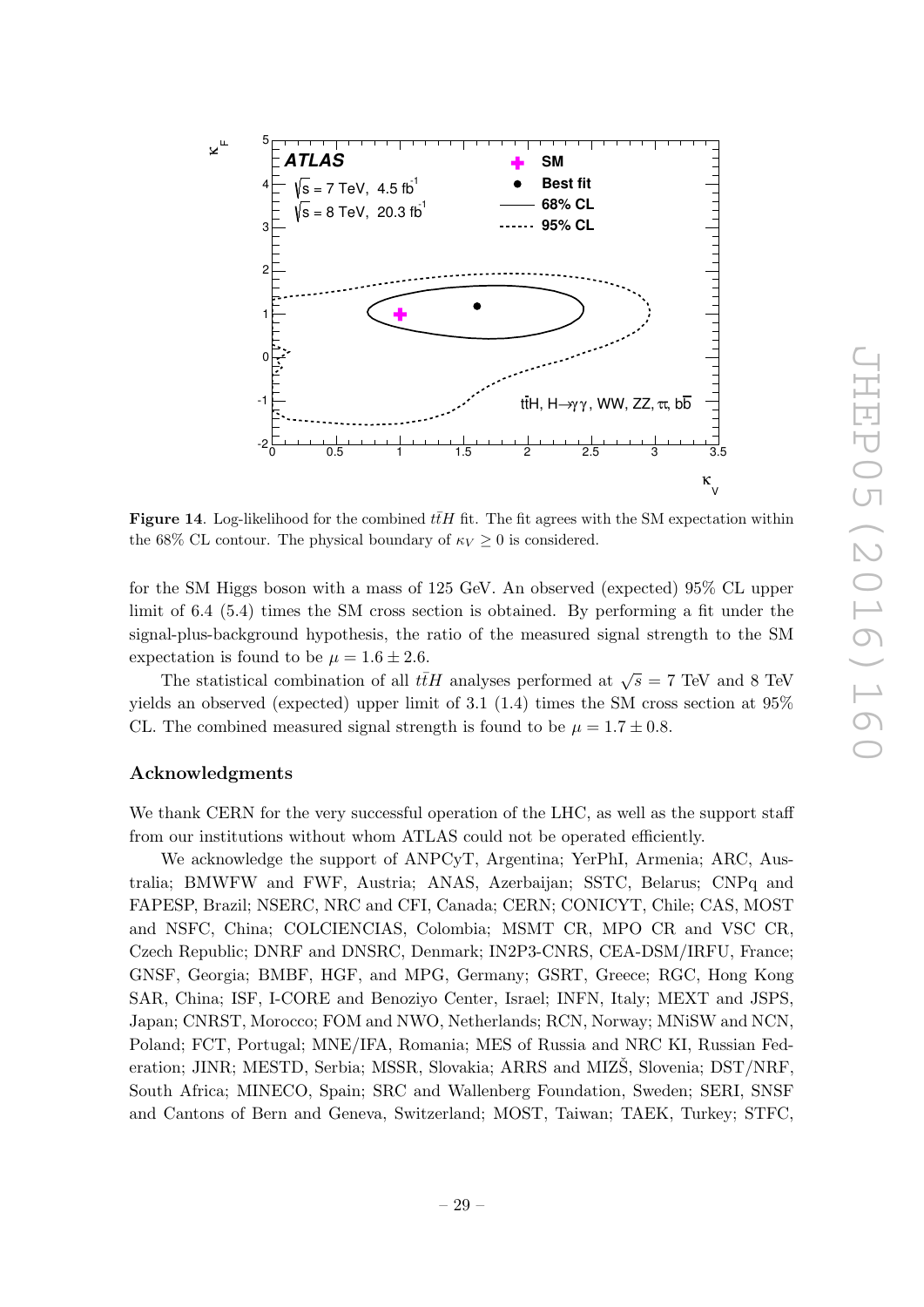ATLAS

$\sqrt{s}$ = 7 TeV, 4.5 fb$^{-1}$

$\sqrt{s}$ = 8 TeV, 20.3 fb$^{-1}$

SM

Best fit

68% CL

95% CL

$t\bar{t}H$, $H\rightarrow\gamma\gamma$, WW, ZZ, $\tau\tau$, $b\bar{b}$

$\kappa_F$

$\kappa_V$

**Figure 14**. Log-likelihood for the combined $t\bar{t}H$ fit. The fit agrees with the SM expectation within the 68% CL contour. The physical boundary of $\kappa_V \geq 0$ is considered.

for the SM Higgs boson with a mass of 125 GeV. An observed (expected) 95% CL upper limit of 6.4 (5.4) times the SM cross section is obtained. By performing a fit under the signal-plus-background hypothesis, the ratio of the measured signal strength to the SM expectation is found to be $\mu = 1.6 \pm 2.6$.

The statistical combination of all $t\bar{t}H$ analyses performed at $\sqrt{s} = 7$ TeV and 8 TeV yields an observed (expected) upper limit of 3.1 (1.4) times the SM cross section at 95% CL. The combined measured signal strength is found to be $\mu = 1.7 \pm 0.8$.

## Acknowledgments

We thank CERN for the very successful operation of the LHC, as well as the support staff from our institutions without whom ATLAS could not be operated efficiently.

We acknowledge the support of ANPCyT, Argentina; YerPhI, Armenia; ARC, Australia; BMWFW and FWF, Austria; ANAS, Azerbaijan; SSTC, Belarus; CNPq and FAPESP, Brazil; NSERC, NRC and CFI, Canada; CERN; CONICYT, Chile; CAS, MOST and NSFC, China; COLCIENCIAS, Colombia; MSMT CR, MPO CR and VSC CR, Czech Republic; DNRF and DNSRC, Denmark; IN2P3-CNRS, CEA-DSM/IRFU, France; GNSF, Georgia; BMBF, HGF, and MPG, Germany; GSRT, Greece; RGC, Hong Kong SAR, China; ISF, I-CORE and Benoziyo Center, Israel; INFN, Italy; MEXT and JSPS, Japan; CNRST, Morocco; FOM and NWO, Netherlands; RCN, Norway; MNiSW and NCN, Poland; FCT, Portugal; MNE/IFA, Romania; MES of Russia and NRC KI, Russian Federation; JINR; MESTD, Serbia; MSSR, Slovakia; ARRS and MIZŠ, Slovenia; DST/NRF, South Africa; MINECO, Spain; SRC and Wallenberg Foundation, Sweden; SERI, SNSF and Cantons of Bern and Geneva, Switzerland; MOST, Taiwan; TAEK, Turkey; STFC,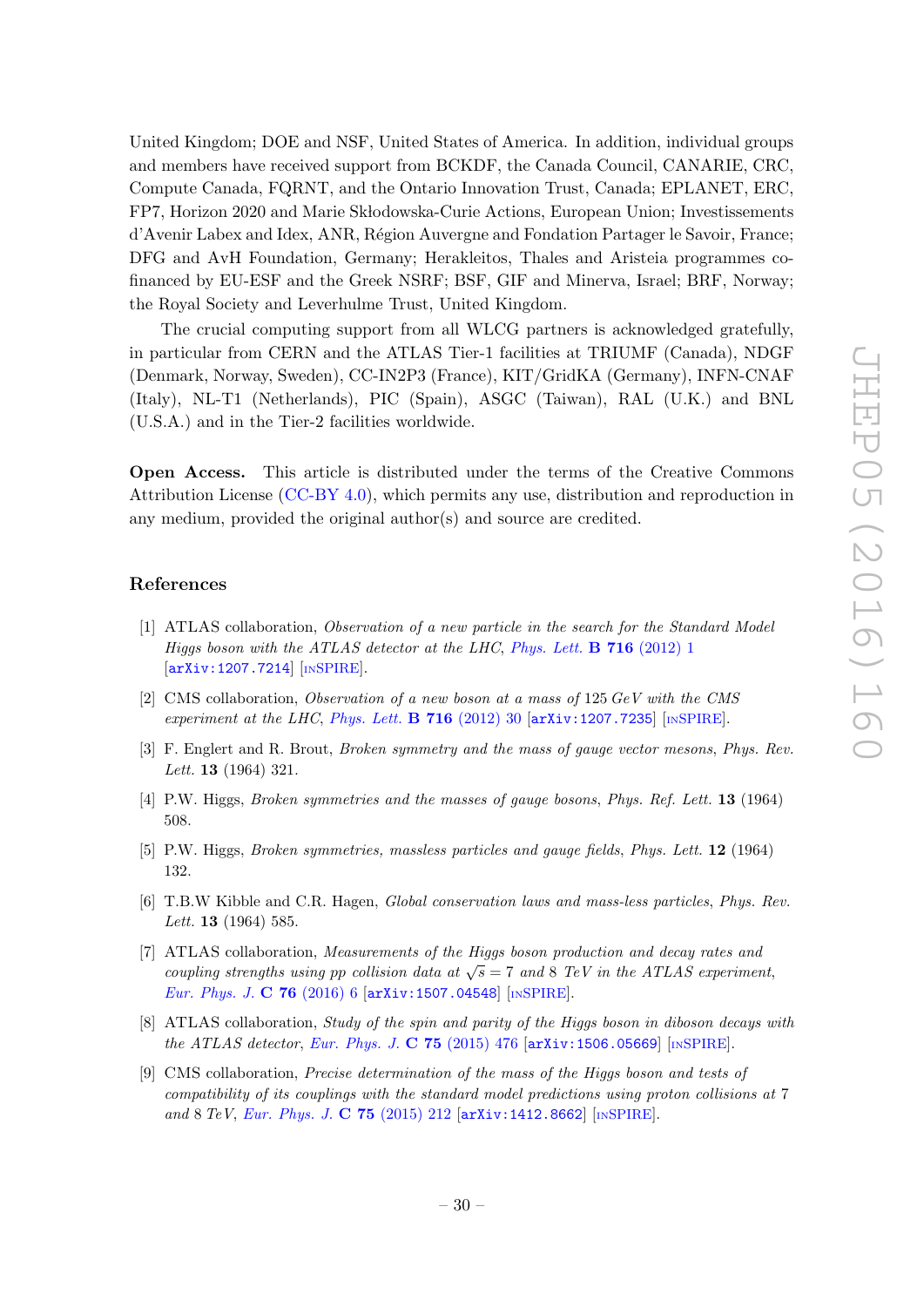United Kingdom; DOE and NSF, United States of America. In addition, individual groups and members have received support from BCKDF, the Canada Council, CANARIE, CRC, Compute Canada, FQRNT, and the Ontario Innovation Trust, Canada; EPLANET, ERC, FP7, Horizon 2020 and Marie Skłodowska-Curie Actions, European Union; Investissements d'Avenir Labex and Idex, ANR, Région Auvergne and Fondation Partager le Savoir, France; DFG and AvH Foundation, Germany; Herakleitos, Thales and Aristeia programmes co-financed by EU-ESF and the Greek NSRF; BSF, GIF and Minerva, Israel; BRF, Norway; the Royal Society and Leverhulme Trust, United Kingdom.

The crucial computing support from all WLCG partners is acknowledged gratefully, in particular from CERN and the ATLAS Tier-1 facilities at TRIUMF (Canada), NDGF (Denmark, Norway, Sweden), CC-IN2P3 (France), KIT/GridKA (Germany), INFN-CNAF (Italy), NL-T1 (Netherlands), PIC (Spain), ASGC (Taiwan), RAL (U.K.) and BNL (U.S.A.) and in the Tier-2 facilities worldwide.

**Open Access.** This article is distributed under the terms of the Creative Commons Attribution License (CC-BY 4.0), which permits any use, distribution and reproduction in any medium, provided the original author(s) and source are credited.

## References

[1] ATLAS collaboration, *Observation of a new particle in the search for the Standard Model Higgs boson with the ATLAS detector at the LHC*, Phys. Lett. **B 716** (2012) 1 [arXiv:1207.7214] [INSPIRE].

[2] CMS collaboration, *Observation of a new boson at a mass of* 125 *GeV with the CMS experiment at the LHC*, Phys. Lett. **B 716** (2012) 30 [arXiv:1207.7235] [INSPIRE].

[3] F. Englert and R. Brout, *Broken symmetry and the mass of gauge vector mesons*, Phys. Rev. Lett. **13** (1964) 321.

[4] P.W. Higgs, *Broken symmetries and the masses of gauge bosons*, Phys. Ref. Lett. **13** (1964) 508.

[5] P.W. Higgs, *Broken symmetries, massless particles and gauge fields*, Phys. Lett. **12** (1964) 132.

[6] T.B.W Kibble and C.R. Hagen, *Global conservation laws and mass-less particles*, Phys. Rev. Lett. **13** (1964) 585.

[7] ATLAS collaboration, *Measurements of the Higgs boson production and decay rates and coupling strengths using pp collision data at* $\sqrt{s} = 7$ *and* 8 *TeV in the ATLAS experiment*, Eur. Phys. J. **C 76** (2016) 6 [arXiv:1507.04548] [INSPIRE].

[8] ATLAS collaboration, *Study of the spin and parity of the Higgs boson in diboson decays with the ATLAS detector*, Eur. Phys. J. **C 75** (2015) 476 [arXiv:1506.05669] [INSPIRE].

[9] CMS collaboration, *Precise determination of the mass of the Higgs boson and tests of compatibility of its couplings with the standard model predictions using proton collisions at* 7 *and* 8 *TeV*, Eur. Phys. J. **C 75** (2015) 212 [arXiv:1412.8662] [INSPIRE].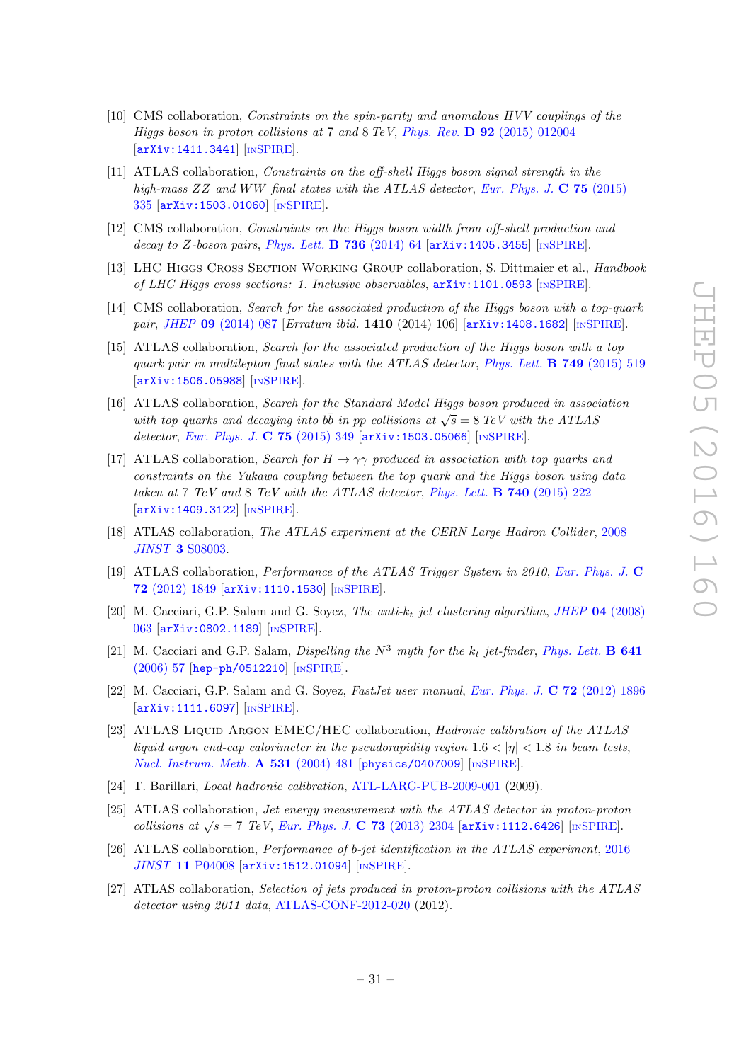[10] CMS collaboration, *Constraints on the spin-parity and anomalous HVV couplings of the Higgs boson in proton collisions at 7 and 8 TeV*, Phys. Rev. **D 92** (2015) 012004 [arXiv:1411.3441] [INSPIRE].

[11] ATLAS collaboration, *Constraints on the off-shell Higgs boson signal strength in the high-mass ZZ and WW final states with the ATLAS detector*, Eur. Phys. J. **C 75** (2015) 335 [arXiv:1503.01060] [INSPIRE].

[12] CMS collaboration, *Constraints on the Higgs boson width from off-shell production and decay to Z-boson pairs*, Phys. Lett. **B 736** (2014) 64 [arXiv:1405.3455] [INSPIRE].

[13] LHC Higgs Cross Section Working Group collaboration, S. Dittmaier et al., *Handbook of LHC Higgs cross sections: 1. Inclusive observables*, arXiv:1101.0593 [INSPIRE].

[14] CMS collaboration, *Search for the associated production of the Higgs boson with a top-quark pair*, JHEP **09** (2014) 087 [Erratum ibid. **1410** (2014) 106] [arXiv:1408.1682] [INSPIRE].

[15] ATLAS collaboration, *Search for the associated production of the Higgs boson with a top quark pair in multilepton final states with the ATLAS detector*, Phys. Lett. **B 749** (2015) 519 [arXiv:1506.05988] [INSPIRE].

[16] ATLAS collaboration, *Search for the Standard Model Higgs boson produced in association with top quarks and decaying into $b\bar{b}$ in pp collisions at $\sqrt{s} = 8$ TeV with the ATLAS detector*, Eur. Phys. J. **C 75** (2015) 349 [arXiv:1503.05066] [INSPIRE].

[17] ATLAS collaboration, *Search for $H \to \gamma\gamma$ produced in association with top quarks and constraints on the Yukawa coupling between the top quark and the Higgs boson using data taken at 7 TeV and 8 TeV with the ATLAS detector*, Phys. Lett. **B 740** (2015) 222 [arXiv:1409.3122] [INSPIRE].

[18] ATLAS collaboration, *The ATLAS experiment at the CERN Large Hadron Collider*, 2008 JINST **3** S08003.

[19] ATLAS collaboration, *Performance of the ATLAS Trigger System in 2010*, Eur. Phys. J. **C 72** (2012) 1849 [arXiv:1110.1530] [INSPIRE].

[20] M. Cacciari, G.P. Salam and G. Soyez, *The anti-$k_t$ jet clustering algorithm*, JHEP **04** (2008) 063 [arXiv:0802.1189] [INSPIRE].

[21] M. Cacciari and G.P. Salam, *Dispelling the $N^3$ myth for the $k_t$ jet-finder*, Phys. Lett. **B 641** (2006) 57 [hep-ph/0512210] [INSPIRE].

[22] M. Cacciari, G.P. Salam and G. Soyez, *FastJet user manual*, Eur. Phys. J. **C 72** (2012) 1896 [arXiv:1111.6097] [INSPIRE].

[23] ATLAS Liquid Argon EMEC/HEC collaboration, *Hadronic calibration of the ATLAS liquid argon end-cap calorimeter in the pseudorapidity region $1.6 < |\eta| < 1.8$ in beam tests*, Nucl. Instrum. Meth. **A 531** (2004) 481 [physics/0407009] [INSPIRE].

[24] T. Barillari, *Local hadronic calibration*, ATL-LARG-PUB-2009-001 (2009).

[25] ATLAS collaboration, *Jet energy measurement with the ATLAS detector in proton-proton collisions at $\sqrt{s} = 7$ TeV*, Eur. Phys. J. **C 73** (2013) 2304 [arXiv:1112.6426] [INSPIRE].

[26] ATLAS collaboration, *Performance of b-jet identification in the ATLAS experiment*, 2016 JINST **11** P04008 [arXiv:1512.01094] [INSPIRE].

[27] ATLAS collaboration, *Selection of jets produced in proton-proton collisions with the ATLAS detector using 2011 data*, ATLAS-CONF-2012-020 (2012).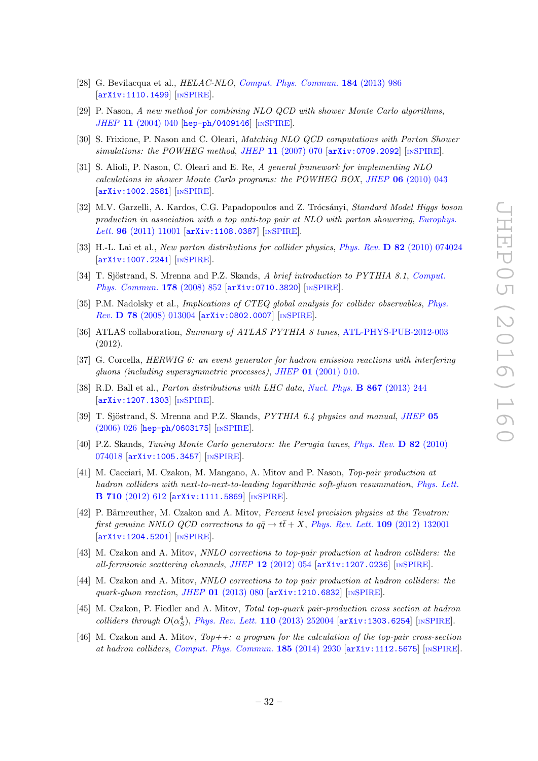[28] G. Bevilacqua et al., *HELAC-NLO*, *Comput. Phys. Commun.* **184** (2013) 986 [arXiv:1110.1499] [INSPIRE].

[29] P. Nason, *A new method for combining NLO QCD with shower Monte Carlo algorithms*, *JHEP* **11** (2004) 040 [hep-ph/0409146] [INSPIRE].

[30] S. Frixione, P. Nason and C. Oleari, *Matching NLO QCD computations with Parton Shower simulations: the POWHEG method*, *JHEP* **11** (2007) 070 [arXiv:0709.2092] [INSPIRE].

[31] S. Alioli, P. Nason, C. Oleari and E. Re, *A general framework for implementing NLO calculations in shower Monte Carlo programs: the POWHEG BOX*, *JHEP* **06** (2010) 043 [arXiv:1002.2581] [INSPIRE].

[32] M.V. Garzelli, A. Kardos, C.G. Papadopoulos and Z. Trócsányi, *Standard Model Higgs boson production in association with a top anti-top pair at NLO with parton showering*, *Europhys. Lett.* **96** (2011) 11001 [arXiv:1108.0387] [INSPIRE].

[33] H.-L. Lai et al., *New parton distributions for collider physics*, *Phys. Rev.* **D 82** (2010) 074024 [arXiv:1007.2241] [INSPIRE].

[34] T. Sjöstrand, S. Mrenna and P.Z. Skands, *A brief introduction to PYTHIA 8.1*, *Comput. Phys. Commun.* **178** (2008) 852 [arXiv:0710.3820] [INSPIRE].

[35] P.M. Nadolsky et al., *Implications of CTEQ global analysis for collider observables*, *Phys. Rev.* **D 78** (2008) 013004 [arXiv:0802.0007] [INSPIRE].

[36] ATLAS collaboration, *Summary of ATLAS PYTHIA 8 tunes*, ATL-PHYS-PUB-2012-003 (2012).

[37] G. Corcella, *HERWIG 6: an event generator for hadron emission reactions with interfering gluons (including supersymmetric processes)*, *JHEP* **01** (2001) 010.

[38] R.D. Ball et al., *Parton distributions with LHC data*, *Nucl. Phys.* **B 867** (2013) 244 [arXiv:1207.1303] [INSPIRE].

[39] T. Sjöstrand, S. Mrenna and P.Z. Skands, *PYTHIA 6.4 physics and manual*, *JHEP* **05** (2006) 026 [hep-ph/0603175] [INSPIRE].

[40] P.Z. Skands, *Tuning Monte Carlo generators: the Perugia tunes*, *Phys. Rev.* **D 82** (2010) 074018 [arXiv:1005.3457] [INSPIRE].

[41] M. Cacciari, M. Czakon, M. Mangano, A. Mitov and P. Nason, *Top-pair production at hadron colliders with next-to-next-to-leading logarithmic soft-gluon resummation*, *Phys. Lett.* **B 710** (2012) 612 [arXiv:1111.5869] [INSPIRE].

[42] P. Bärnreuther, M. Czakon and A. Mitov, *Percent level precision physics at the Tevatron: first genuine NNLO QCD corrections to $q\bar{q} \to t\bar{t} + X$*, *Phys. Rev. Lett.* **109** (2012) 132001 [arXiv:1204.5201] [INSPIRE].

[43] M. Czakon and A. Mitov, *NNLO corrections to top-pair production at hadron colliders: the all-fermionic scattering channels*, *JHEP* **12** (2012) 054 [arXiv:1207.0236] [INSPIRE].

[44] M. Czakon and A. Mitov, *NNLO corrections to top pair production at hadron colliders: the quark-gluon reaction*, *JHEP* **01** (2013) 080 [arXiv:1210.6832] [INSPIRE].

[45] M. Czakon, P. Fiedler and A. Mitov, *Total top-quark pair-production cross section at hadron colliders through $O(\alpha_S^4)$*, *Phys. Rev. Lett.* **110** (2013) 252004 [arXiv:1303.6254] [INSPIRE].

[46] M. Czakon and A. Mitov, *Top++: a program for the calculation of the top-pair cross-section at hadron colliders*, *Comput. Phys. Commun.* **185** (2014) 2930 [arXiv:1112.5675] [INSPIRE].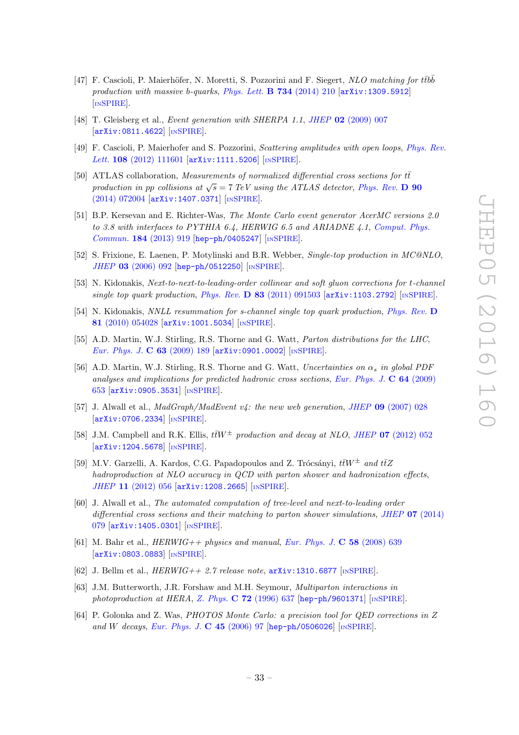[47] F. Cascioli, P. Maierhöfer, N. Moretti, S. Pozzorini and F. Siegert, *NLO matching for $t\bar{t}b\bar{b}$ production with massive b-quarks*, Phys. Lett. **B 734** (2014) 210 [arXiv:1309.5912] [INSPIRE].

[48] T. Gleisberg et al., *Event generation with SHERPA 1.1*, JHEP **02** (2009) 007 [arXiv:0811.4622] [INSPIRE].

[49] F. Cascioli, P. Maierhofer and S. Pozzorini, *Scattering amplitudes with open loops*, Phys. Rev. Lett. **108** (2012) 111601 [arXiv:1111.5206] [INSPIRE].

[50] ATLAS collaboration, *Measurements of normalized differential cross sections for $t\bar{t}$ production in pp collisions at $\sqrt{s} = 7$ TeV using the ATLAS detector*, Phys. Rev. **D 90** (2014) 072004 [arXiv:1407.0371] [INSPIRE].

[51] B.P. Kersevan and E. Richter-Was, *The Monte Carlo event generator AcerMC versions 2.0 to 3.8 with interfaces to PYTHIA 6.4, HERWIG 6.5 and ARIADNE 4.1*, Comput. Phys. Commun. **184** (2013) 919 [hep-ph/0405247] [INSPIRE].

[52] S. Frixione, E. Laenen, P. Motylinski and B.R. Webber, *Single-top production in MC@NLO*, JHEP **03** (2006) 092 [hep-ph/0512250] [INSPIRE].

[53] N. Kidonakis, *Next-to-next-to-leading-order collinear and soft gluon corrections for t-channel single top quark production*, Phys. Rev. **D 83** (2011) 091503 [arXiv:1103.2792] [INSPIRE].

[54] N. Kidonakis, *NNLL resummation for s-channel single top quark production*, Phys. Rev. **D 81** (2010) 054028 [arXiv:1001.5034] [INSPIRE].

[55] A.D. Martin, W.J. Stirling, R.S. Thorne and G. Watt, *Parton distributions for the LHC*, Eur. Phys. J. **C 63** (2009) 189 [arXiv:0901.0002] [INSPIRE].

[56] A.D. Martin, W.J. Stirling, R.S. Thorne and G. Watt, *Uncertainties on $\alpha_s$ in global PDF analyses and implications for predicted hadronic cross sections*, Eur. Phys. J. **C 64** (2009) 653 [arXiv:0905.3531] [INSPIRE].

[57] J. Alwall et al., *MadGraph/MadEvent v4: the new web generation*, JHEP **09** (2007) 028 [arXiv:0706.2334] [INSPIRE].

[58] J.M. Campbell and R.K. Ellis, *$t\bar{t}W^{\pm}$ production and decay at NLO*, JHEP **07** (2012) 052 [arXiv:1204.5678] [INSPIRE].

[59] M.V. Garzelli, A. Kardos, C.G. Papadopoulos and Z. Trócsányi, *$t\bar{t}W^{\pm}$ and $t\bar{t}Z$ hadroproduction at NLO accuracy in QCD with parton shower and hadronization effects*, JHEP **11** (2012) 056 [arXiv:1208.2665] [INSPIRE].

[60] J. Alwall et al., *The automated computation of tree-level and next-to-leading order differential cross sections and their matching to parton shower simulations*, JHEP **07** (2014) 079 [arXiv:1405.0301] [INSPIRE].

[61] M. Bahr et al., *HERWIG++ physics and manual*, Eur. Phys. J. **C 58** (2008) 639 [arXiv:0803.0883] [INSPIRE].

[62] J. Bellm et al., *HERWIG++ 2.7 release note*, arXiv:1310.6877 [INSPIRE].

[63] J.M. Butterworth, J.R. Forshaw and M.H. Seymour, *Multiparton interactions in photoproduction at HERA*, Z. Phys. **C 72** (1996) 637 [hep-ph/9601371] [INSPIRE].

[64] P. Golonka and Z. Was, *PHOTOS Monte Carlo: a precision tool for QED corrections in Z and W decays*, Eur. Phys. J. **C 45** (2006) 97 [hep-ph/0506026] [INSPIRE].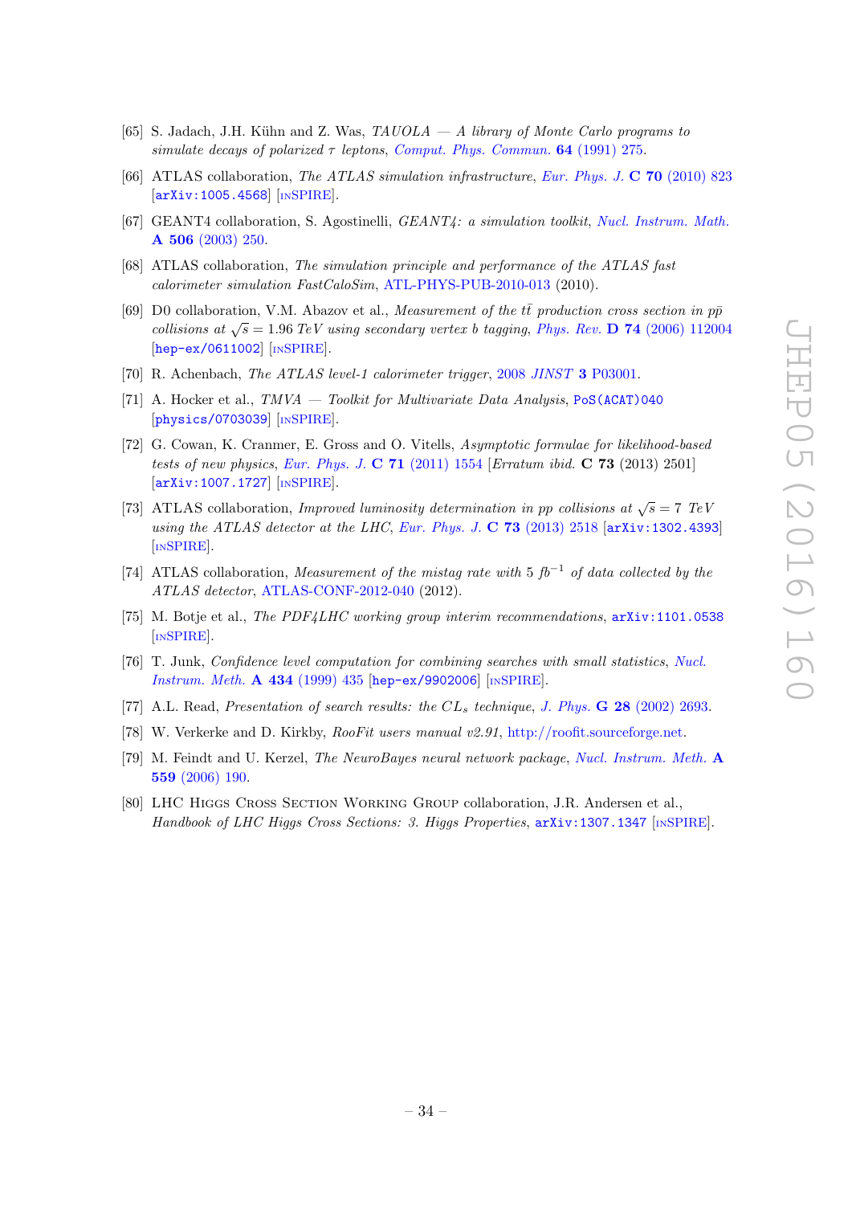[65] S. Jadach, J.H. Kühn and Z. Was, *TAUOLA — A library of Monte Carlo programs to simulate decays of polarized $\tau$ leptons*, Comput. Phys. Commun. **64** (1991) 275.

[66] ATLAS collaboration, *The ATLAS simulation infrastructure*, Eur. Phys. J. **C 70** (2010) 823 [arXiv:1005.4568] [INSPIRE].

[67] GEANT4 collaboration, S. Agostinelli, *GEANT4: a simulation toolkit*, Nucl. Instrum. Math. **A 506** (2003) 250.

[68] ATLAS collaboration, *The simulation principle and performance of the ATLAS fast calorimeter simulation FastCaloSim*, ATL-PHYS-PUB-2010-013 (2010).

[69] D0 collaboration, V.M. Abazov et al., *Measurement of the $t\bar{t}$ production cross section in $p\bar{p}$ collisions at $\sqrt{s} = 1.96$ TeV using secondary vertex b tagging*, Phys. Rev. **D 74** (2006) 112004 [hep-ex/0611002] [INSPIRE].

[70] R. Achenbach, *The ATLAS level-1 calorimeter trigger*, 2008 JINST **3** P03001.

[71] A. Hocker et al., *TMVA — Toolkit for Multivariate Data Analysis*, PoS(ACAT)040 [physics/0703039] [INSPIRE].

[72] G. Cowan, K. Cranmer, E. Gross and O. Vitells, *Asymptotic formulae for likelihood-based tests of new physics*, Eur. Phys. J. **C 71** (2011) 1554 [*Erratum ibid.* **C 73** (2013) 2501] [arXiv:1007.1727] [INSPIRE].

[73] ATLAS collaboration, *Improved luminosity determination in pp collisions at $\sqrt{s} = 7$ TeV using the ATLAS detector at the LHC*, Eur. Phys. J. **C 73** (2013) 2518 [arXiv:1302.4393] [INSPIRE].

[74] ATLAS collaboration, *Measurement of the mistag rate with 5 $fb^{-1}$ of data collected by the ATLAS detector*, ATLAS-CONF-2012-040 (2012).

[75] M. Botje et al., *The PDF4LHC working group interim recommendations*, arXiv:1101.0538 [INSPIRE].

[76] T. Junk, *Confidence level computation for combining searches with small statistics*, Nucl. Instrum. Meth. **A 434** (1999) 435 [hep-ex/9902006] [INSPIRE].

[77] A.L. Read, *Presentation of search results: the $CL_s$ technique*, J. Phys. **G 28** (2002) 2693.

[78] W. Verkerke and D. Kirkby, *RooFit users manual v2.91*, http://roofit.sourceforge.net.

[79] M. Feindt and U. Kerzel, *The NeuroBayes neural network package*, Nucl. Instrum. Meth. **A 559** (2006) 190.

[80] LHC Higgs Cross Section Working Group collaboration, J.R. Andersen et al., *Handbook of LHC Higgs Cross Sections: 3. Higgs Properties*, arXiv:1307.1347 [INSPIRE].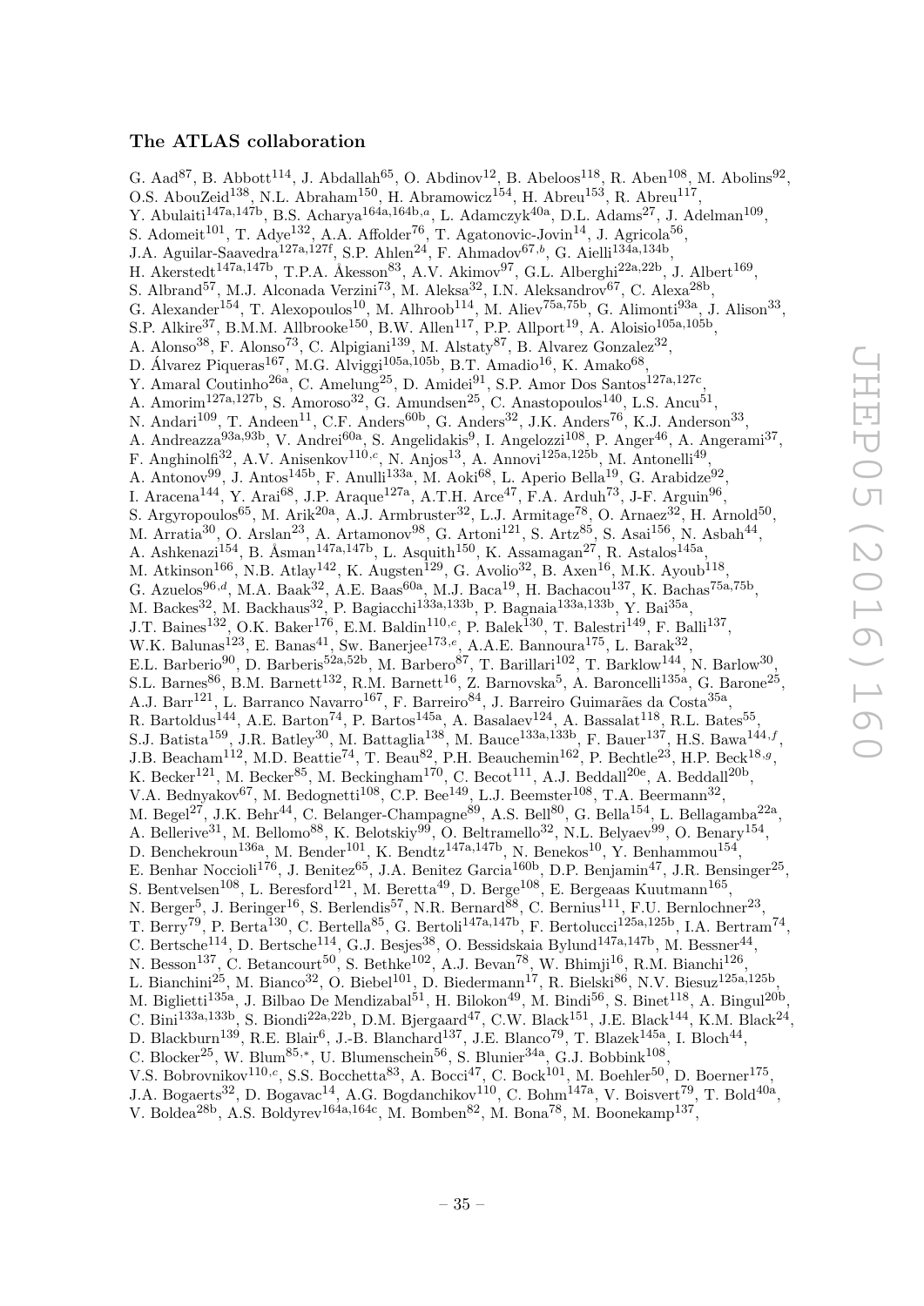## The ATLAS collaboration

G. Aad[87], B. Abbott[114], J. Abdallah[65], O. Abdinov[12], B. Abeloos[118], R. Aben[108], M. Abolins[92], O.S. AbouZeid[138], N.L. Abraham[150], H. Abramowicz[154], H. Abreu[153], R. Abreu[117], Y. Abulaiti[147a,147b], B.S. Acharya[164a,164b,a], L. Adamczyk[40a], D.L. Adams[27], J. Adelman[109], S. Adomeit[101], T. Adye[132], A.A. Affolder[76], T. Agatonovic-Jovin[14], J. Agricola[56], J.A. Aguilar-Saavedra[127a,127f], S.P. Ahlen[24], F. Ahmadov[67,b], G. Aielli[134a,134b], H. Akerstedt[147a,147b], T.P.A. Åkesson[83], A.V. Akimov[97], G.L. Alberghi[22a,22b], J. Albert[169], S. Albrand[57], M.J. Alconada Verzini[73], M. Aleksa[32], I.N. Aleksandrov[67], C. Alexa[28b], G. Alexander[154], T. Alexopoulos[10], M. Alhroob[114], M. Aliev[75a,75b], G. Alimonti[93a], J. Alison[33], S.P. Alkire[37], B.M.M. Allbrooke[150], B.W. Allen[117], P.P. Allport[19], A. Aloisio[105a,105b], A. Alonso[38], F. Alonso[73], C. Alpigiani[139], M. Alstaty[87], B. Alvarez Gonzalez[32], D. Álvarez Piqueras[167], M.G. Alviggi[105a,105b], B.T. Amadio[16], K. Amako[68], Y. Amaral Coutinho[26a], C. Amelung[25], D. Amidei[91], S.P. Amor Dos Santos[127a,127c], A. Amorim[127a,127b], S. Amoroso[32], G. Amundsen[25], C. Anastopoulos[140], L.S. Ancu[51], N. Andari[109], T. Andeen[11], C.F. Anders[60b], G. Anders[32], J.K. Anders[76], K.J. Anderson[33], A. Andreazza[93a,93b], V. Andrei[60a], S. Angelidakis[9], I. Angelozzi[108], P. Anger[46], A. Angerami[37], F. Anghinolfi[32], A.V. Anisenkov[110,c], N. Anjos[13], A. Annovi[125a,125b], M. Antonelli[49], A. Antonov[99], J. Antos[145b], F. Anulli[133a], M. Aoki[68], L. Aperio Bella[19], G. Arabidze[92], I. Aracena[144], Y. Arai[68], J.P. Araque[127a], A.T.H. Arce[47], F.A. Arduh[73], J-F. Arguin[96], S. Argyropoulos[65], M. Arik[20a], A.J. Armbruster[32], L.J. Armitage[78], O. Arnaez[32], H. Arnold[50], M. Arratia[30], O. Arslan[23], A. Artamonov[98], G. Artoni[121], S. Artz[85], S. Asai[156], N. Asbah[44], A. Ashkenazi[154], B. Åsman[147a,147b], L. Asquith[150], K. Assamagan[27], R. Astalos[145a], M. Atkinson[166], N.B. Atlay[142], K. Augsten[129], G. Avolio[32], B. Axen[16], M.K. Ayoub[118], G. Azuelos[96,d], M.A. Baak[32], A.E. Baas[60a], M.J. Baca[19], H. Bachacou[137], K. Bachas[75a,75b], M. Backes[32], M. Backhaus[32], P. Bagiacchi[133a,133b], P. Bagnaia[133a,133b], Y. Bai[35a], J.T. Baines[132], O.K. Baker[176], E.M. Baldin[110,c], P. Balek[130], T. Balestri[149], F. Balli[137], W.K. Balunas[123], E. Banas[41], Sw. Banerjee[173,e], A.A.E. Bannoura[175], L. Barak[32], E.L. Barberio[90], D. Barberis[52a,52b], M. Barbero[87], T. Barillari[102], T. Barklow[144], N. Barlow[30], S.L. Barnes[86], B.M. Barnett[132], R.M. Barnett[16], Z. Barnovska[5], A. Baroncelli[135a], G. Barone[25], A.J. Barr[121], L. Barranco Navarro[167], F. Barreiro[84], J. Barreiro Guimarães da Costa[35a], R. Bartoldus[144], A.E. Barton[74], P. Bartos[145a], A. Basalaev[124], A. Bassalat[118], R.L. Bates[55], S.J. Batista[159], J.R. Batley[30], M. Battaglia[138], M. Bauce[133a,133b], F. Bauer[137], H.S. Bawa[144,f], J.B. Beacham[112], M.D. Beattie[74], T. Beau[82], P.H. Beauchemin[162], P. Bechtle[23], H.P. Beck[18,g], K. Becker[121], M. Becker[85], M. Beckingham[170], C. Becot[111], A.J. Beddall[20e], A. Beddall[20b], V.A. Bednyakov[67], M. Bedognetti[108], C.P. Bee[149], L.J. Beemster[108], T.A. Beermann[32], M. Begel[27], J.K. Behr[44], C. Belanger-Champagne[89], A.S. Bell[80], G. Bella[154], L. Bellagamba[22a], A. Bellerive[31], M. Bellomo[88], K. Belotskiy[99], O. Beltramello[32], N.L. Belyaev[99], O. Benary[154], D. Benchekroun[136a], M. Bender[101], K. Bendtz[147a,147b], N. Benekos[10], Y. Benhammou[154], E. Benhar Noccioli[176], J. Benitez[65], J.A. Benitez Garcia[160b], D.P. Benjamin[47], J.R. Bensinger[25], S. Bentvelsen[108], L. Beresford[121], M. Beretta[49], D. Berge[108], E. Bergeaas Kuutmann[165], N. Berger[5], J. Beringer[16], S. Berlendis[57], N.R. Bernard[88], C. Bernius[111], F.U. Bernlochner[23], T. Berry[79], P. Berta[130], C. Bertella[85], G. Bertoli[147a,147b], F. Bertolucci[125a,125b], I.A. Bertram[74], C. Bertsche[114], D. Bertsche[114], G.J. Besjes[38], O. Bessidskaia Bylund[147a,147b], M. Bessner[44], N. Besson[137], C. Betancourt[50], S. Bethke[102], A.J. Bevan[78], W. Bhimji[16], R.M. Bianchi[126], L. Bianchini[25], M. Bianco[32], O. Biebel[101], D. Biedermann[17], R. Bielski[86], N.V. Biesuz[125a,125b], M. Biglietti[135a], J. Bilbao De Mendizabal[51], H. Bilokon[49], M. Bindi[56], S. Binet[118], A. Bingul[20b], C. Bini[133a,133b], S. Biondi[22a,22b], D.M. Bjergaard[47], C.W. Black[151], J.E. Black[144], K.M. Black[24], D. Blackburn[139], R.E. Blair[6], J.-B. Blanchard[137], J.E. Blanco[79], T. Blazek[145a], I. Bloch[44], C. Blocker[25], W. Blum[85,*], U. Blumenschein[56], S. Blunier[34a], G.J. Bobbink[108], V.S. Bobrovnikov[110,c], S.S. Bocchetta[83], A. Bocci[47], C. Bock[101], M. Boehler[50], D. Boerner[175], J.A. Bogaerts[32], D. Bogavac[14], A.G. Bogdanchikov[110], C. Bohm[147a], V. Boisvert[79], T. Bold[40a], V. Boldea[28b], A.S. Boldyrev[164a,164c], M. Bomben[82], M. Bona[78], M. Boonekamp[137],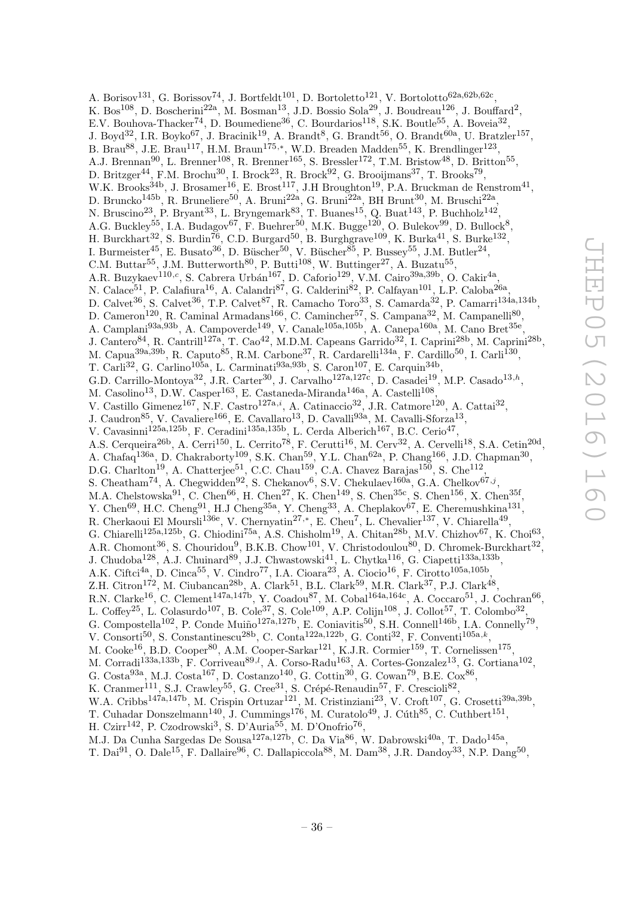A. Borisov[131], G. Borissov[74], J. Bortfeldt[101], D. Bortoletto[121], V. Bortolotto[62a,62b,62c], K. Bos[108], D. Boscherini[22a], M. Bosman[13], J.D. Bossio Sola[29], J. Boudreau[126], J. Bouffard[2], E.V. Bouhova-Thacker[74], D. Boumediene[36], C. Bourdarios[118], S.K. Boutle[55], A. Boveia[32], J. Boyd[32], I.R. Boyko[67], J. Bracinik[19], A. Brandt[8], G. Brandt[56], O. Brandt[60a], U. Bratzler[157], B. Brau[88], J.E. Brau[117], H.M. Braun[175,*], W.D. Breaden Madden[55], K. Brendlinger[123], A.J. Brennan[90], L. Brenner[108], R. Brenner[165], S. Bressler[172], T.M. Bristow[48], D. Britton[55], D. Britzger[44], F.M. Brochu[30], I. Brock[23], R. Brock[92], G. Brooijmans[37], T. Brooks[79], W.K. Brooks[34b], J. Brosamer[16], E. Brost[117], J.H Broughton[19], P.A. Bruckman de Renstrom[41], D. Bruncko[145b], R. Bruneliere[50], A. Bruni[22a], G. Bruni[22a], BH Brunt[30], M. Bruschi[22a], N. Bruscino[23], P. Bryant[33], L. Bryngemark[83], T. Buanes[15], Q. Buat[143], P. Buchholz[142], A.G. Buckley[55], I.A. Budagov[67], F. Buehrer[50], M.K. Bugge[120], O. Bulekov[99], D. Bullock[8], H. Burckhart[32], S. Burdin[76], C.D. Burgard[50], B. Burghgrave[109], K. Burka[41], S. Burke[132], I. Burmeister[45], E. Busato[36], D. Büscher[50], V. Büscher[85], P. Bussey[55], J.M. Butler[24], C.M. Buttar[55], J.M. Butterworth[80], P. Butti[108], W. Buttinger[27], A. Buzatu[55], A.R. Buzykaev[110,c], S. Cabrera Urbán[167], D. Caforio[129], V.M. Cairo[39a,39b], O. Cakir[4a], N. Calace[51], P. Calafiura[16], A. Calandri[87], G. Calderini[82], P. Calfayan[101], L.P. Caloba[26a], D. Calvet[36], S. Calvet[36], T.P. Calvet[87], R. Camacho Toro[33], S. Camarda[32], P. Camarri[134a,134b], D. Cameron[120], R. Caminal Armadans[166], C. Camincher[57], S. Campana[32], M. Campanelli[80], A. Camplani[93a,93b], A. Campoverde[149], V. Canale[105a,105b], A. Canepa[160a], M. Cano Bret[35e], J. Cantero[84], R. Cantrill[127a], T. Cao[42], M.D.M. Capeans Garrido[32], I. Caprini[28b], M. Caprini[28b], M. Capua[39a,39b], R. Caputo[85], R.M. Carbone[37], R. Cardarelli[134a], F. Cardillo[50], I. Carli[130], T. Carli[32], G. Carlino[105a], L. Carminati[93a,93b], S. Caron[107], E. Carquin[34b], G.D. Carrillo-Montoya[32], J.R. Carter[30], J. Carvalho[127a,127c], D. Casadei[19], M.P. Casado[13,h], M. Casolino[13], D.W. Casper[163], E. Castaneda-Miranda[146a], A. Castelli[108], V. Castillo Gimenez[167], N.F. Castro[127a,i], A. Catinaccio[32], J.R. Catmore[120], A. Cattai[32], J. Caudron[85], V. Cavaliere[166], E. Cavallaro[13], D. Cavalli[93a], M. Cavalli-Sforza[13], V. Cavasinni[125a,125b], F. Ceradini[135a,135b], L. Cerda Alberich[167], B.C. Cerio[47], A.S. Cerqueira[26b], A. Cerri[150], L. Cerrito[78], F. Cerutti[16], M. Cerv[32], A. Cervelli[18], S.A. Cetin[20d], A. Chafaq[136a], D. Chakraborty[109], S.K. Chan[59], Y.L. Chan[62a], P. Chang[166], J.D. Chapman[30], D.G. Charlton[19], A. Chatterjee[51], C.C. Chau[159], C.A. Chavez Barajas[150], S. Che[112], S. Cheatham[74], A. Chegwidden[92], S. Chekanov[6], S.V. Chekulaev[160a], G.A. Chelkov[67,j], M.A. Chelstowska[91], C. Chen[66], H. Chen[27], K. Chen[149], S. Chen[35c], S. Chen[156], X. Chen[35f], Y. Chen[69], H.C. Cheng[91], H.J Cheng[35a], Y. Cheng[33], A. Cheplakov[67], E. Cheremushkina[131], R. Cherkaoui El Moursli[136e], V. Chernyatin[27,*], E. Cheu[7], L. Chevalier[137], V. Chiarella[49], G. Chiarelli[125a,125b], G. Chiodini[75a], A.S. Chisholm[19], A. Chitan[28b], M.V. Chizhov[67], K. Choi[63], A.R. Chomont[36], S. Chouridou[9], B.K.B. Chow[101], V. Christodoulou[80], D. Chromek-Burckhart[32], J. Chudoba[128], A.J. Chuinard[89], J.J. Chwastowski[41], L. Chytka[116], G. Ciapetti[133a,133b], A.K. Ciftci[4a], D. Cinca[55], V. Cindro[77], I.A. Cioara[23], A. Ciocio[16], F. Cirotto[105a,105b], Z.H. Citron[172], M. Ciubancan[28b], A. Clark[51], B.L. Clark[59], M.R. Clark[37], P.J. Clark[48], R.N. Clarke[16], C. Clement[147a,147b], Y. Coadou[87], M. Cobal[164a,164c], A. Coccaro[51], J. Cochran[66], L. Coffey[25], L. Colasurdo[107], B. Cole[37], S. Cole[109], A.P. Colijn[108], J. Collot[57], T. Colombo[32], G. Compostella[102], P. Conde Muiño[127a,127b], E. Coniavitis[50], S.H. Connell[146b], I.A. Connelly[79], V. Consorti[50], S. Constantinescu[28b], C. Conta[122a,122b], G. Conti[32], F. Conventi[105a,k], M. Cooke[16], B.D. Cooper[80], A.M. Cooper-Sarkar[121], K.J.R. Cormier[159], T. Cornelissen[175], M. Corradi[133a,133b], F. Corriveau[89,l], A. Corso-Radu[163], A. Cortes-Gonzalez[13], G. Cortiana[102], G. Costa[93a], M.J. Costa[167], D. Costanzo[140], G. Cottin[30], G. Cowan[79], B.E. Cox[86], K. Cranmer[111], S.J. Crawley[55], G. Cree[31], S. Crépé-Renaudin[57], F. Crescioli[82], W.A. Cribbs[147a,147b], M. Crispin Ortuzar[121], M. Cristinziani[23], V. Croft[107], G. Crosetti[39a,39b], T. Cuhadar Donszelmann[140], J. Cummings[176], M. Curatolo[49], J. Cúth[85], C. Cuthbert[151], H. Czirr[142], P. Czodrowski[3], S. D'Auria[55], M. D'Onofrio[76], M.J. Da Cunha Sargedas De Sousa[127a,127b], C. Da Via[86], W. Dabrowski[40a], T. Dado[145a], T. Dai[91], O. Dale[15], F. Dallaire[96], C. Dallapiccola[88], M. Dam[38], J.R. Dandoy[33], N.P. Dang[50],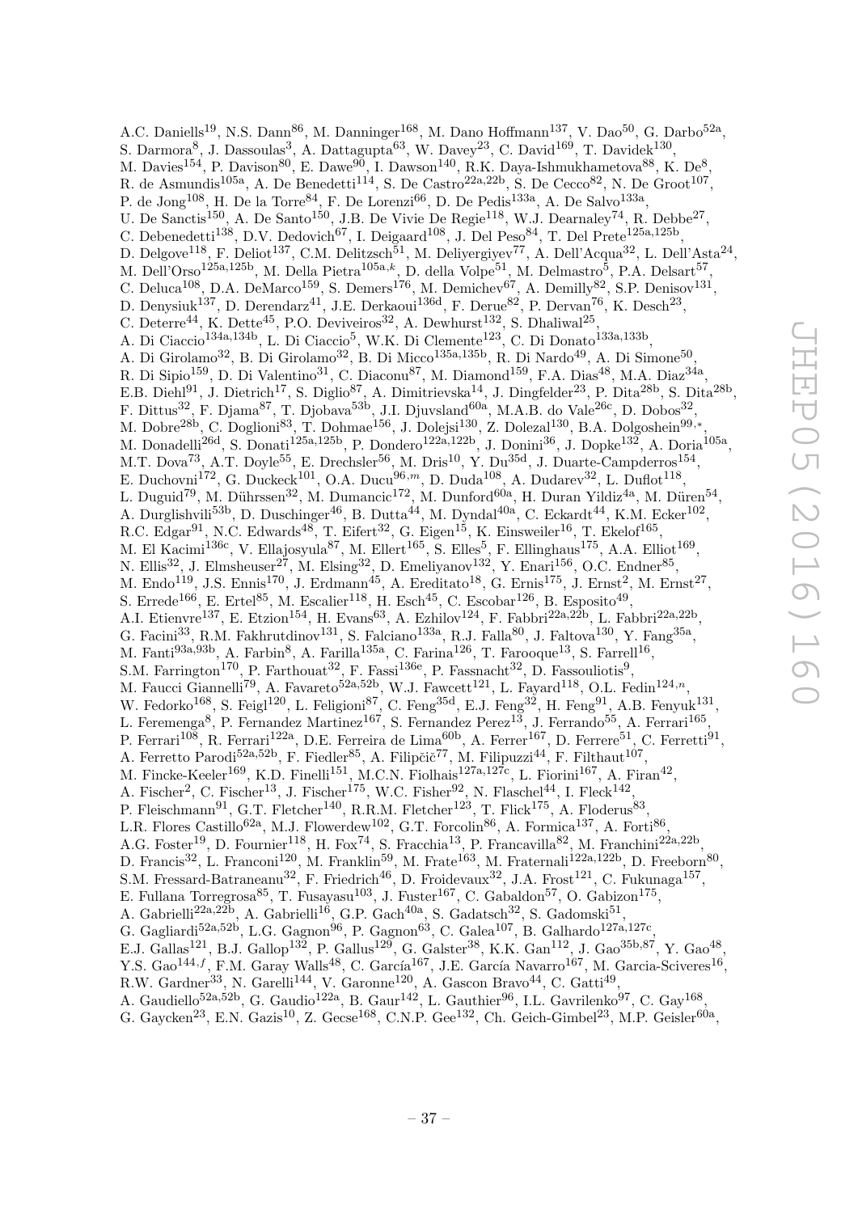A.C. Daniells[19], N.S. Dann[86], M. Danninger[168], M. Dano Hoffmann[137], V. Dao[50], G. Darbo[52a], S. Darmora[8], J. Dassoulas[3], A. Dattagupta[63], W. Davey[23], C. David[169], T. Davidek[130], M. Davies[154], P. Davison[80], E. Dawe[90], I. Dawson[140], R.K. Daya-Ishmukhametova[88], K. De[8], R. de Asmundis[105a], A. De Benedetti[114], S. De Castro[22a,22b], S. De Cecco[82], N. De Groot[107], P. de Jong[108], H. De la Torre[84], F. De Lorenzi[66], D. De Pedis[133a], A. De Salvo[133a], U. De Sanctis[150], A. De Santo[150], J.B. De Vivie De Regie[118], W.J. Dearnaley[74], R. Debbe[27], C. Debenedetti[138], D.V. Dedovich[67], I. Deigaard[108], J. Del Peso[84], T. Del Prete[125a,125b], D. Delgove[118], F. Deliot[137], C.M. Delitzsch[51], M. Deliyergiyev[77], A. Dell'Acqua[32], L. Dell'Asta[24], M. Dell'Orso[125a,125b], M. Della Pietra[105a,k], D. della Volpe[51], M. Delmastro[5], P.A. Delsart[57], C. Deluca[108], D.A. DeMarco[159], S. Demers[176], M. Demichev[67], A. Demilly[82], S.P. Denisov[131], D. Denysiuk[137], D. Derendarz[41], J.E. Derkaoui[136d], F. Derue[82], P. Dervan[76], K. Desch[23], C. Deterre[44], K. Dette[45], P.O. Deviveiros[32], A. Dewhurst[132], S. Dhaliwal[25], A. Di Ciaccio[134a,134b], L. Di Ciaccio[5], W.K. Di Clemente[123], C. Di Donato[133a,133b], A. Di Girolamo[32], B. Di Girolamo[32], B. Di Micco[135a,135b], R. Di Nardo[49], A. Di Simone[50], R. Di Sipio[159], D. Di Valentino[31], C. Diaconu[87], M. Diamond[159], F.A. Dias[48], M.A. Diaz[34a], E.B. Diehl[91], J. Dietrich[17], S. Diglio[87], A. Dimitrievska[14], J. Dingfelder[23], P. Dita[28b], S. Dita[28b], F. Dittus[32], F. Djama[87], T. Djobava[53b], J.I. Djuvsland[60a], M.A.B. do Vale[26c], D. Dobos[32], M. Dobre[28b], C. Doglioni[83], T. Dohmae[156], J. Dolejsi[130], Z. Dolezal[130], B.A. Dolgoshein[99,*], M. Donadelli[26d], S. Donati[125a,125b], P. Dondero[122a,122b], J. Donini[36], J. Dopke[132], A. Doria[105a], M.T. Dova[73], A.T. Doyle[55], E. Drechsler[56], M. Dris[10], Y. Du[35d], J. Duarte-Campderros[154], E. Duchovni[172], G. Duckeck[101], O.A. Ducu[96,m], D. Duda[108], A. Dudarev[32], L. Duflot[118], L. Duguid[79], M. Dührssen[32], M. Dumancic[172], M. Dunford[60a], H. Duran Yildiz[4a], M. Düren[54], A. Durglishvili[53b], D. Duschinger[46], B. Dutta[44], M. Dyndal[40a], C. Eckardt[44], K.M. Ecker[102], R.C. Edgar[91], N.C. Edwards[48], T. Eifert[32], G. Eigen[15], K. Einsweiler[16], T. Ekelof[165], M. El Kacimi[136c], V. Ellajosyula[87], M. Ellert[165], S. Elles[5], F. Ellinghaus[175], A.A. Elliot[169], N. Ellis[32], J. Elmsheuser[27], M. Elsing[32], D. Emeliyanov[132], Y. Enari[156], O.C. Endner[85], M. Endo[119], J.S. Ennis[170], J. Erdmann[45], A. Ereditato[18], G. Ernis[175], J. Ernst[2], M. Ernst[27], S. Errede[166], E. Ertel[85], M. Escalier[118], H. Esch[45], C. Escobar[126], B. Esposito[49], A.I. Etienvre[137], E. Etzion[154], H. Evans[63], A. Ezhilov[124], F. Fabbri[22a,22b], L. Fabbri[22a,22b], G. Facini[33], R.M. Fakhrutdinov[131], S. Falciano[133a], R.J. Falla[80], J. Faltova[130], Y. Fang[35a], M. Fanti[93a,93b], A. Farbin[8], A. Farilla[135a], C. Farina[126], T. Farooque[13], S. Farrell[16], S.M. Farrington[170], P. Farthouat[32], F. Fassi[136e], P. Fassnacht[32], D. Fassouliotis[9], M. Faucci Giannelli[79], A. Favareto[52a,52b], W.J. Fawcett[121], L. Fayard[118], O.L. Fedin[124,n], W. Fedorko[168], S. Feigl[120], L. Feligioni[87], C. Feng[35d], E.J. Feng[32], H. Feng[91], A.B. Fenyuk[131], L. Feremenga[8], P. Fernandez Martinez[167], S. Fernandez Perez[13], J. Ferrando[55], A. Ferrari[165], P. Ferrari[108], R. Ferrari[122a], D.E. Ferreira de Lima[60b], A. Ferrer[167], D. Ferrere[51], C. Ferretti[91], A. Ferretto Parodi[52a,52b], F. Fiedler[85], A. Filipčič[77], M. Filipuzzi[44], F. Filthaut[107], M. Fincke-Keeler[169], K.D. Finelli[151], M.C.N. Fiolhais[127a,127c], L. Fiorini[167], A. Firan[42], A. Fischer[2], C. Fischer[13], J. Fischer[175], W.C. Fisher[92], N. Flaschel[44], I. Fleck[142], P. Fleischmann[91], G.T. Fletcher[140], R.R.M. Fletcher[123], T. Flick[175], A. Floderus[83], L.R. Flores Castillo[62a], M.J. Flowerdew[102], G.T. Forcolin[86], A. Formica[137], A. Forti[86], A.G. Foster[19], D. Fournier[118], H. Fox[74], S. Fracchia[13], P. Francavilla[82], M. Franchini[22a,22b], D. Francis[32], L. Franconi[120], M. Franklin[59], M. Frate[163], M. Fraternali[122a,122b], D. Freeborn[80], S.M. Fressard-Batraneanu[32], F. Friedrich[46], D. Froidevaux[32], J.A. Frost[121], C. Fukunaga[157], E. Fullana Torregrosa[85], T. Fusayasu[103], J. Fuster[167], C. Gabaldon[57], O. Gabizon[175], A. Gabrielli[22a,22b], A. Gabrielli[16], G.P. Gach[40a], S. Gadatsch[32], S. Gadomski[51], G. Gagliardi[52a,52b], L.G. Gagnon[96], P. Gagnon[63], C. Galea[107], B. Galhardo[127a,127c], E.J. Gallas[121], B.J. Gallop[132], P. Gallus[129], G. Galster[38], K.K. Gan[112], J. Gao[35b,87], Y. Gao[48], Y.S. Gao[144,f], F.M. Garay Walls[48], C. García[167], J.E. García Navarro[167], M. Garcia-Sciveres[16], R.W. Gardner[33], N. Garelli[144], V. Garonne[120], A. Gascon Bravo[44], C. Gatti[49], A. Gaudiello[52a,52b], G. Gaudio[122a], B. Gaur[142], L. Gauthier[96], I.L. Gavrilenko[97], C. Gay[168], G. Gaycken[23], E.N. Gazis[10], Z. Gecse[168], C.N.P. Gee[132], Ch. Geich-Gimbel[23], M.P. Geisler[60a],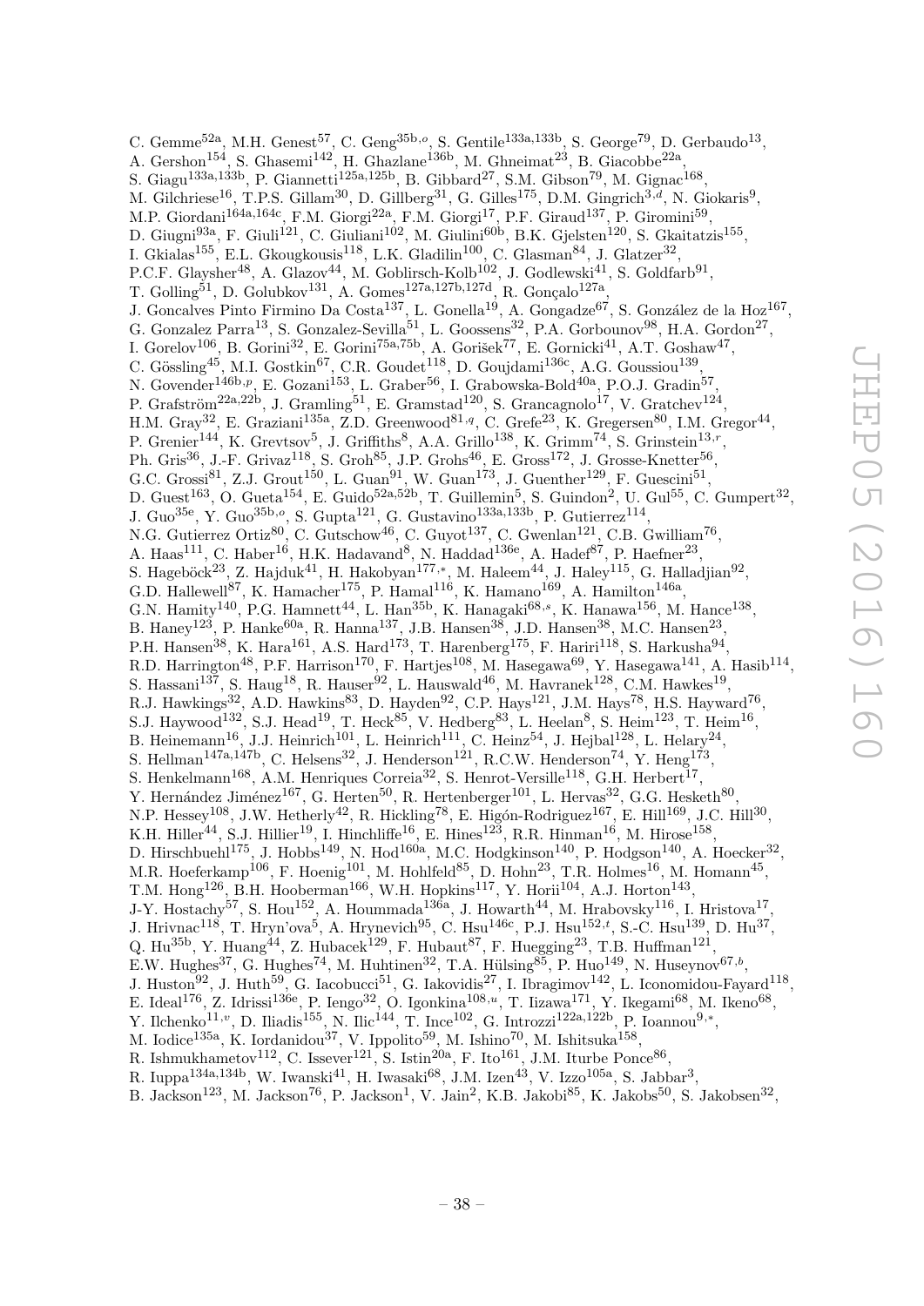C. Gemme[52a], M.H. Genest[57], C. Geng[35b,o], S. Gentile[133a,133b], S. George[79], D. Gerbaudo[13], A. Gershon[154], S. Ghasemi[142], H. Ghazlane[136b], M. Ghneimat[23], B. Giacobbe[22a], S. Giagu[133a,133b], P. Giannetti[125a,125b], B. Gibbard[27], S.M. Gibson[79], M. Gignac[168], M. Gilchriese[16], T.P.S. Gillam[30], D. Gillberg[31], G. Gilles[175], D.M. Gingrich[3,d], N. Giokaris[9], M.P. Giordani[164a,164c], F.M. Giorgi[22a], F.M. Giorgi[17], P.F. Giraud[137], P. Giromini[59], D. Giugni[93a], F. Giuli[121], C. Giuliani[102], M. Giulini[60b], B.K. Gjelsten[120], S. Gkaitatzis[155], I. Gkialas[155], E.L. Gkougkousis[118], L.K. Gladilin[100], C. Glasman[84], J. Glatzer[32], P.C.F. Glaysher[48], A. Glazov[44], M. Goblirsch-Kolb[102], J. Godlewski[41], S. Goldfarb[91], T. Golling[51], D. Golubkov[131], A. Gomes[127a,127b,127d], R. Gonçalo[127a], J. Goncalves Pinto Firmino Da Costa[137], L. Gonella[19], A. Gongadze[67], S. González de la Hoz[167], G. Gonzalez Parra[13], S. Gonzalez-Sevilla[51], L. Goossens[32], P.A. Gorbounov[98], H.A. Gordon[27], I. Gorelov[106], B. Gorini[32], E. Gorini[75a,75b], A. Gorišek[77], E. Gornicki[41], A.T. Goshaw[47], C. Gössling[45], M.I. Gostkin[67], C.R. Goudet[118], D. Goujdami[136c], A.G. Goussiou[139], N. Govender[146b,p], E. Gozani[153], L. Graber[56], I. Grabowska-Bold[40a], P.O.J. Gradin[57], P. Grafström[22a,22b], J. Gramling[51], E. Gramstad[120], S. Grancagnolo[17], V. Gratchev[124], H.M. Gray[32], E. Graziani[135a], Z.D. Greenwood[81,q], C. Grefe[23], K. Gregersen[80], I.M. Gregor[44], P. Grenier[144], K. Grevtsov[5], J. Griffiths[8], A.A. Grillo[138], K. Grimm[74], S. Grinstein[13,r], Ph. Gris[36], J.-F. Grivaz[118], S. Groh[85], J.P. Grohs[46], E. Gross[172], J. Grosse-Knetter[56], G.C. Grossi[81], Z.J. Grout[150], L. Guan[91], W. Guan[173], J. Guenther[129], F. Guescini[51], D. Guest[163], O. Gueta[154], E. Guido[52a,52b], T. Guillemin[5], S. Guindon[2], U. Gul[55], C. Gumpert[32], J. Guo[35e], Y. Guo[35b,o], S. Gupta[121], G. Gustavino[133a,133b], P. Gutierrez[114], N.G. Gutierrez Ortiz[80], C. Gutschow[46], C. Guyot[137], C. Gwenlan[121], C.B. Gwilliam[76], A. Haas[111], C. Haber[16], H.K. Hadavand[8], N. Haddad[136e], A. Hadef[87], P. Haefner[23], S. Hageböck[23], Z. Hajduk[41], H. Hakobyan[177,*], M. Haleem[44], J. Haley[115], G. Halladjian[92], G.D. Hallewell[87], K. Hamacher[175], P. Hamal[116], K. Hamano[169], A. Hamilton[146a], G.N. Hamity[140], P.G. Hamnett[44], L. Han[35b], K. Hanagaki[68,s], K. Hanawa[156], M. Hance[138], B. Haney[123], P. Hanke[60a], R. Hanna[137], J.B. Hansen[38], J.D. Hansen[38], M.C. Hansen[23], P.H. Hansen[38], K. Hara[161], A.S. Hard[173], T. Harenberg[175], F. Hariri[118], S. Harkusha[94], R.D. Harrington[48], P.F. Harrison[170], F. Hartjes[108], M. Hasegawa[69], Y. Hasegawa[141], A. Hasib[114], S. Hassani[137], S. Haug[18], R. Hauser[92], L. Hauswald[46], M. Havranek[128], C.M. Hawkes[19], R.J. Hawkings[32], A.D. Hawkins[83], D. Hayden[92], C.P. Hays[121], J.M. Hays[78], H.S. Hayward[76], S.J. Haywood[132], S.J. Head[19], T. Heck[85], V. Hedberg[83], L. Heelan[8], S. Heim[123], T. Heim[16], B. Heinemann[16], J.J. Heinrich[101], L. Heinrich[111], C. Heinz[54], J. Hejbal[128], L. Helary[24], S. Hellman[147a,147b], C. Helsens[32], J. Henderson[121], R.C.W. Henderson[74], Y. Heng[173], S. Henkelmann[168], A.M. Henriques Correia[32], S. Henrot-Versille[118], G.H. Herbert[17], Y. Hernández Jiménez[167], G. Herten[50], R. Hertenberger[101], L. Hervas[32], G.G. Hesketh[80], N.P. Hessey[108], J.W. Hetherly[42], R. Hickling[78], E. Higón-Rodriguez[167], E. Hill[169], J.C. Hill[30], K.H. Hiller[44], S.J. Hillier[19], I. Hinchliffe[16], E. Hines[123], R.R. Hinman[16], M. Hirose[158], D. Hirschbuehl[175], J. Hobbs[149], N. Hod[160a], M.C. Hodgkinson[140], P. Hodgson[140], A. Hoecker[32], M.R. Hoeferkamp[106], F. Hoenig[101], M. Hohlfeld[85], D. Hohn[23], T.R. Holmes[16], M. Homann[45], T.M. Hong[126], B.H. Hooberman[166], W.H. Hopkins[117], Y. Horii[104], A.J. Horton[143], J-Y. Hostachy[57], S. Hou[152], A. Hoummada[136a], J. Howarth[44], M. Hrabovsky[116], I. Hristova[17], J. Hrivnac[118], T. Hryn'ova[5], A. Hrynevich[95], C. Hsu[146c], P.J. Hsu[152,t], S.-C. Hsu[139], D. Hu[37], Q. Hu[35b], Y. Huang[44], Z. Hubacek[129], F. Hubaut[87], F. Huegging[23], T.B. Huffman[121], E.W. Hughes[37], G. Hughes[74], M. Huhtinen[32], T.A. Hülsing[85], P. Huo[149], N. Huseynov[67,b], J. Huston[92], J. Huth[59], G. Iacobucci[51], G. Iakovidis[27], I. Ibragimov[142], L. Iconomidou-Fayard[118], E. Ideal[176], Z. Idrissi[136e], P. Iengo[32], O. Igonkina[108,u], T. Iizawa[171], Y. Ikegami[68], M. Ikeno[68], Y. Ilchenko[11,v], D. Iliadis[155], N. Ilic[144], T. Ince[102], G. Introzzi[122a,122b], P. Ioannou[9,*], M. Iodice[135a], K. Iordanidou[37], V. Ippolito[59], M. Ishino[70], M. Ishitsuka[158], R. Ishmukhametov[112], C. Issever[121], S. Istin[20a], F. Ito[161], J.M. Iturbe Ponce[86], R. Iuppa[134a,134b], W. Iwanski[41], H. Iwasaki[68], J.M. Izen[43], V. Izzo[105a], S. Jabbar[3], B. Jackson[123], M. Jackson[76], P. Jackson[1], V. Jain[2], K.B. Jakobi[85], K. Jakobs[50], S. Jakobsen[32],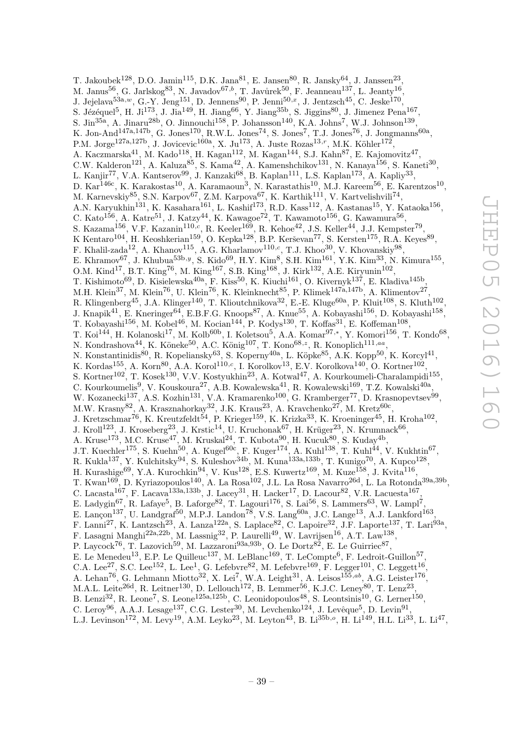T. Jakoubek[128], D.O. Jamin[115], D.K. Jana[81], E. Jansen[80], R. Jansky[64], J. Janssen[23], M. Janus[56], G. Jarlskog[83], N. Javadov[67,b], T. Javůrek[50], F. Jeanneau[137], L. Jeanty[16], J. Jejelava[53a,w], G.-Y. Jeng[151], D. Jennens[90], P. Jenni[50,x], J. Jentzsch[45], C. Jeske[170], S. Jézéquel[5], H. Ji[173], J. Jia[149], H. Jiang[66], Y. Jiang[35b], S. Jiggins[80], J. Jimenez Pena[167], S. Jin[35a], A. Jinaru[28b], O. Jinnouchi[158], P. Johansson[140], K.A. Johns[7], W.J. Johnson[139], K. Jon-And[147a,147b], G. Jones[170], R.W.L. Jones[74], S. Jones[7], T.J. Jones[76], J. Jongmanns[60a], P.M. Jorge[127a,127b], J. Jovicevic[160a], X. Ju[173], A. Juste Rozas[13,r], M.K. Köhler[172], A. Kaczmarska[41], M. Kado[118], H. Kagan[112], M. Kagan[144], S.J. Kahn[87], E. Kajomovitz[47], C.W. Kalderon[121], A. Kaluza[85], S. Kama[42], A. Kamenshchikov[131], N. Kanaya[156], S. Kaneti[30], L. Kanjir[77], V.A. Kantserov[99], J. Kanzaki[68], B. Kaplan[111], L.S. Kaplan[173], A. Kapliy[33], D. Kar[146c], K. Karakostas[10], A. Karamaoun[3], N. Karastathis[10], M.J. Kareem[56], E. Karentzos[10], M. Karnevskiy[85], S.N. Karpov[67], Z.M. Karpova[67], K. Karthik[111], V. Kartvelishvili[74], A.N. Karyukhin[131], K. Kasahara[161], L. Kashif[173], R.D. Kass[112], A. Kastanas[15], Y. Kataoka[156], C. Kato[156], A. Katre[51], J. Katzy[44], K. Kawagoe[72], T. Kawamoto[156], G. Kawamura[56], S. Kazama[156], V.F. Kazanin[110,c], R. Keeler[169], R. Kehoe[42], J.S. Keller[44], J.J. Kempster[79], K Kentaro[104], H. Keoshkerian[159], O. Kepka[128], B.P. Kerševan[77], S. Kersten[175], R.A. Keyes[89], F. Khalil-zada[12], A. Khanov[115], A.G. Kharlamov[110,c], T.J. Khoo[30], V. Khovanskiy[98], E. Khramov[67], J. Khubua[53b,y], S. Kido[69], H.Y. Kim[8], S.H. Kim[161], Y.K. Kim[33], N. Kimura[155], O.M. Kind[17], B.T. King[76], M. King[167], S.B. King[168], J. Kirk[132], A.E. Kiryunin[102], T. Kishimoto[69], D. Kisielewska[40a], F. Kiss[50], K. Kiuchi[161], O. Kivernyk[137], E. Kladiva[145b], M.H. Klein[37], M. Klein[76], U. Klein[76], K. Kleinknecht[85], P. Klimek[147a,147b], A. Klimentov[27], R. Klingenberg[45], J.A. Klinger[140], T. Klioutchnikova[32], E.-E. Kluge[60a], P. Kluit[108], S. Kluth[102], J. Knapik[41], E. Kneringer[64], E.B.F.G. Knoops[87], A. Knue[55], A. Kobayashi[156], D. Kobayashi[158], T. Kobayashi[156], M. Kobel[46], M. Kocian[144], P. Kodys[130], T. Koffas[31], E. Koffeman[108], T. Koi[144], H. Kolanoski[17], M. Kolb[60b], I. Koletsou[5], A.A. Komar[97,*], Y. Komori[156], T. Kondo[68], N. Kondrashova[44], K. Köneke[50], A.C. König[107], T. Kono[68,z], R. Konoplich[111,aa], N. Konstantinidis[80], R. Kopeliansky[63], S. Koperny[40a], L. Köpke[85], A.K. Kopp[50], K. Korcyl[41], K. Kordas[155], A. Korn[80], A.A. Korol[110,c], I. Korolkov[13], E.V. Korolkova[140], O. Kortner[102], S. Kortner[102], T. Kosek[130], V.V. Kostyukhin[23], A. Kotwal[47], A. Kourkoumeli-Charalampidi[155], C. Kourkoumelis[9], V. Kouskoura[27], A.B. Kowalewska[41], R. Kowalewski[169], T.Z. Kowalski[40a], W. Kozanecki[137], A.S. Kozhin[131], V.A. Kramarenko[100], G. Kramberger[77], D. Krasnopevtsev[99], M.W. Krasny[82], A. Krasznahorkay[32], J.K. Kraus[23], A. Kravchenko[27], M. Kretz[60c], J. Kretzschmar[76], K. Kreutzfeldt[54], P. Krieger[159], K. Krizka[33], K. Kroeninger[45], H. Kroha[102], J. Kroll[123], J. Kroseberg[23], J. Krstic[14], U. Kruchonak[67], H. Krüger[23], N. Krumnack[66], A. Kruse[173], M.C. Kruse[47], M. Kruskal[24], T. Kubota[90], H. Kucuk[80], S. Kuday[4b], J.T. Kuechler[175], S. Kuehn[50], A. Kugel[60c], F. Kuger[174], A. Kuhl[138], T. Kuhl[44], V. Kukhtin[67], R. Kukla[137], Y. Kulchitsky[94], S. Kuleshov[34b], M. Kuna[133a,133b], T. Kunigo[70], A. Kupco[128], H. Kurashige[69], Y.A. Kurochkin[94], V. Kus[128], E.S. Kuwertz[169], M. Kuze[158], J. Kvita[116], T. Kwan[169], D. Kyriazopoulos[140], A. La Rosa[102], J.L. La Rosa Navarro[26d], L. La Rotonda[39a,39b], C. Lacasta[167], F. Lacava[133a,133b], J. Lacey[31], H. Lacker[17], D. Lacour[82], V.R. Lacuesta[167], E. Ladygin[67], R. Lafaye[5], B. Laforge[82], T. Lagouri[176], S. Lai[56], S. Lammers[63], W. Lampl[7], E. Lançon[137], U. Landgraf[50], M.P.J. Landon[78], V.S. Lang[60a], J.C. Lange[13], A.J. Lankford[163], F. Lanni[27], K. Lantzsch[23], A. Lanza[122a], S. Laplace[82], C. Lapoire[32], J.F. Laporte[137], T. Lari[93a], F. Lasagni Manghi[22a,22b], M. Lassnig[32], P. Laurelli[49], W. Lavrijsen[16], A.T. Law[138], P. Laycock[76], T. Lazovich[59], M. Lazzaroni[93a,93b], O. Le Dortz[82], E. Le Guirriec[87], E. Le Menedeu[13], E.P. Le Quilleuc[137], M. LeBlanc[169], T. LeCompte[6], F. Ledroit-Guillon[57], C.A. Lee[27], S.C. Lee[152], L. Lee[1], G. Lefebvre[82], M. Lefebvre[169], F. Legger[101], C. Leggett[16], A. Lehan[76], G. Lehmann Miotto[32], X. Lei[7], W.A. Leight[31], A. Leisos[155,ab], A.G. Leister[176], M.A.L. Leite[26d], R. Leitner[130], D. Lellouch[172], B. Lemmer[56], K.J.C. Leney[80], T. Lenz[23], B. Lenzi[32], R. Leone[7], S. Leone[125a,125b], C. Leonidopoulos[48], S. Leontsinis[10], G. Lerner[150], C. Leroy[96], A.A.J. Lesage[137], C.G. Lester[30], M. Levchenko[124], J. Levêque[5], D. Levin[91], L.J. Levinson[172], M. Levy[19], A.M. Leyko[23], M. Leyton[43], B. Li[35b,o], H. Li[149], H.L. Li[33], L. Li[47],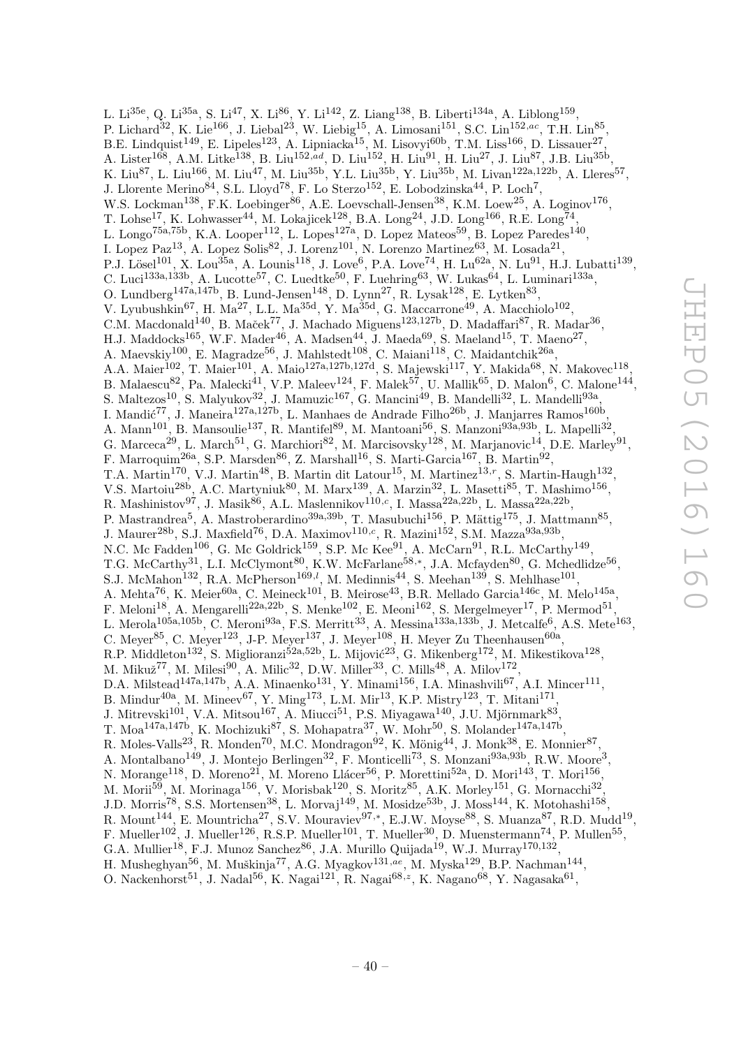L. Li[35e], Q. Li[35a], S. Li[47], X. Li[86], Y. Li[142], Z. Liang[138], B. Liberti[134a], A. Liblong[159], P. Lichard[32], K. Lie[166], J. Liebal[23], W. Liebig[15], A. Limosani[151], S.C. Lin[152,ac], T.H. Lin[85], B.E. Lindquist[149], E. Lipeles[123], A. Lipniacka[15], M. Lisovyi[60b], T.M. Liss[166], D. Lissauer[27], A. Lister[168], A.M. Litke[138], B. Liu[152,ad], D. Liu[152], H. Liu[91], H. Liu[27], J. Liu[87], J.B. Liu[35b], K. Liu[87], L. Liu[166], M. Liu[47], M. Liu[35b], Y.L. Liu[35b], Y. Liu[35b], M. Livan[122a,122b], A. Lleres[57], J. Llorente Merino[84], S.L. Lloyd[78], F. Lo Sterzo[152], E. Lobodzinska[44], P. Loch[7], W.S. Lockman[138], F.K. Loebinger[86], A.E. Loevschall-Jensen[38], K.M. Loew[25], A. Loginov[176], T. Lohse[17], K. Lohwasser[44], M. Lokajicek[128], B.A. Long[24], J.D. Long[166], R.E. Long[74], L. Longo[75a,75b], K.A. Looper[112], L. Lopes[127a], D. Lopez Mateos[59], B. Lopez Paredes[140], I. Lopez Paz[13], A. Lopez Solis[82], J. Lorenz[101], N. Lorenzo Martinez[63], M. Losada[21], P.J. Lösel[101], X. Lou[35a], A. Lounis[118], J. Love[6], P.A. Love[74], H. Lu[62a], N. Lu[91], H.J. Lubatti[139], C. Luci[133a,133b], A. Lucotte[57], C. Luedtke[50], F. Luehring[63], W. Lukas[64], L. Luminari[133a], O. Lundberg[147a,147b], B. Lund-Jensen[148], D. Lynn[27], R. Lysak[128], E. Lytken[83], V. Lyubushkin[67], H. Ma[27], L.L. Ma[35d], Y. Ma[35d], G. Maccarrone[49], A. Macchiolo[102], C.M. Macdonald[140], B. Maček[77], J. Machado Miguens[123,127b], D. Madaffari[87], R. Madar[36], H.J. Maddocks[165], W.F. Mader[46], A. Madsen[44], J. Maeda[69], S. Maeland[15], T. Maeno[27], A. Maevskiy[100], E. Magradze[56], J. Mahlstedt[108], C. Maiani[118], C. Maidantchik[26a], A.A. Maier[102], T. Maier[101], A. Maio[127a,127b,127d], S. Majewski[117], Y. Makida[68], N. Makovec[118], B. Malaescu[82], Pa. Malecki[41], V.P. Maleev[124], F. Malek[57], U. Mallik[65], D. Malon[6], C. Malone[144], S. Maltezos[10], S. Malyukov[32], J. Mamuzic[167], G. Mancini[49], B. Mandelli[32], L. Mandelli[93a], I. Mandić[77], J. Maneira[127a,127b], L. Manhaes de Andrade Filho[26b], J. Manjarres Ramos[160b], A. Mann[101], B. Mansoulie[137], R. Mantifel[89], M. Mantoani[56], S. Manzoni[93a,93b], L. Mapelli[32], G. Marceca[29], L. March[51], G. Marchiori[82], M. Marcisovsky[128], M. Marjanovic[14], D.E. Marley[91], F. Marroquim[26a], S.P. Marsden[86], Z. Marshall[16], S. Marti-Garcia[167], B. Martin[92], T.A. Martin[170], V.J. Martin[48], B. Martin dit Latour[15], M. Martinez[13,r], S. Martin-Haugh[132], V.S. Martoiu[28b], A.C. Martyniuk[80], M. Marx[139], A. Marzin[32], L. Masetti[85], T. Mashimo[156], R. Mashinistov[97], J. Masik[86], A.L. Maslennikov[110,c], I. Massa[22a,22b], L. Massa[22a,22b], P. Mastrandrea[5], A. Mastroberardino[39a,39b], T. Masubuchi[156], P. Mättig[175], J. Mattmann[85], J. Maurer[28b], S.J. Maxfield[76], D.A. Maximov[110,c], R. Mazini[152], S.M. Mazza[93a,93b], N.C. Mc Fadden[106], G. Mc Goldrick[159], S.P. Mc Kee[91], A. McCarn[91], R.L. McCarthy[149], T.G. McCarthy[31], L.I. McClymont[80], K.W. McFarlane[58,*], J.A. Mcfayden[80], G. Mchedlidze[56], S.J. McMahon[132], R.A. McPherson[169,l], M. Medinnis[44], S. Meehan[139], S. Mehlhase[101], A. Mehta[76], K. Meier[60a], C. Meineck[101], B. Meirose[43], B.R. Mellado Garcia[146c], M. Melo[145a], F. Meloni[18], A. Mengarelli[22a,22b], S. Menke[102], E. Meoni[162], S. Mergelmeyer[17], P. Mermod[51], L. Merola[105a,105b], C. Meroni[93a], F.S. Merritt[33], A. Messina[133a,133b], J. Metcalfe[6], A.S. Mete[163], C. Meyer[85], C. Meyer[123], J-P. Meyer[137], J. Meyer[108], H. Meyer Zu Theenhausen[60a], R.P. Middleton[132], S. Miglioranzi[52a,52b], L. Mijović[23], G. Mikenberg[172], M. Mikestikova[128], M. Mikuž[77], M. Milesi[90], A. Milic[32], D.W. Miller[33], C. Mills[48], A. Milov[172], D.A. Milstead[147a,147b], A.A. Minaenko[131], Y. Minami[156], I.A. Minashvili[67], A.I. Mincer[111], B. Mindur[40a], M. Mineev[67], Y. Ming[173], L.M. Mir[13], K.P. Mistry[123], T. Mitani[171], J. Mitrevski[101], V.A. Mitsou[167], A. Miucci[51], P.S. Miyagawa[140], J.U. Mjörnmark[83], T. Moa[147a,147b], K. Mochizuki[87], S. Mohapatra[37], W. Mohr[50], S. Molander[147a,147b], R. Moles-Valls[23], R. Monden[70], M.C. Mondragon[92], K. Mönig[44], J. Monk[38], E. Monnier[87], A. Montalbano[149], J. Montejo Berlingen[32], F. Monticelli[73], S. Monzani[93a,93b], R.W. Moore[3], N. Morange[118], D. Moreno[21], M. Moreno Llácer[56], P. Morettini[52a], D. Mori[143], T. Mori[156], M. Morii[59], M. Morinaga[156], V. Morisbak[120], S. Moritz[85], A.K. Morley[151], G. Mornacchi[32], J.D. Morris[78], S.S. Mortensen[38], L. Morvaj[149], M. Mosidze[53b], J. Moss[144], K. Motohashi[158], R. Mount[144], E. Mountricha[27], S.V. Mouraviev[97,*], E.J.W. Moyse[88], S. Muanza[87], R.D. Mudd[19], F. Mueller[102], J. Mueller[126], R.S.P. Mueller[101], T. Mueller[30], D. Muenstermann[74], P. Mullen[55], G.A. Mullier[18], F.J. Munoz Sanchez[86], J.A. Murillo Quijada[19], W.J. Murray[170,132], H. Musheghyan[56], M. Muškinja[77], A.G. Myagkov[131,ae], M. Myska[129], B.P. Nachman[144], O. Nackenhorst[51], J. Nadal[56], K. Nagai[121], R. Nagai[68,z], K. Nagano[68], Y. Nagasaka[61],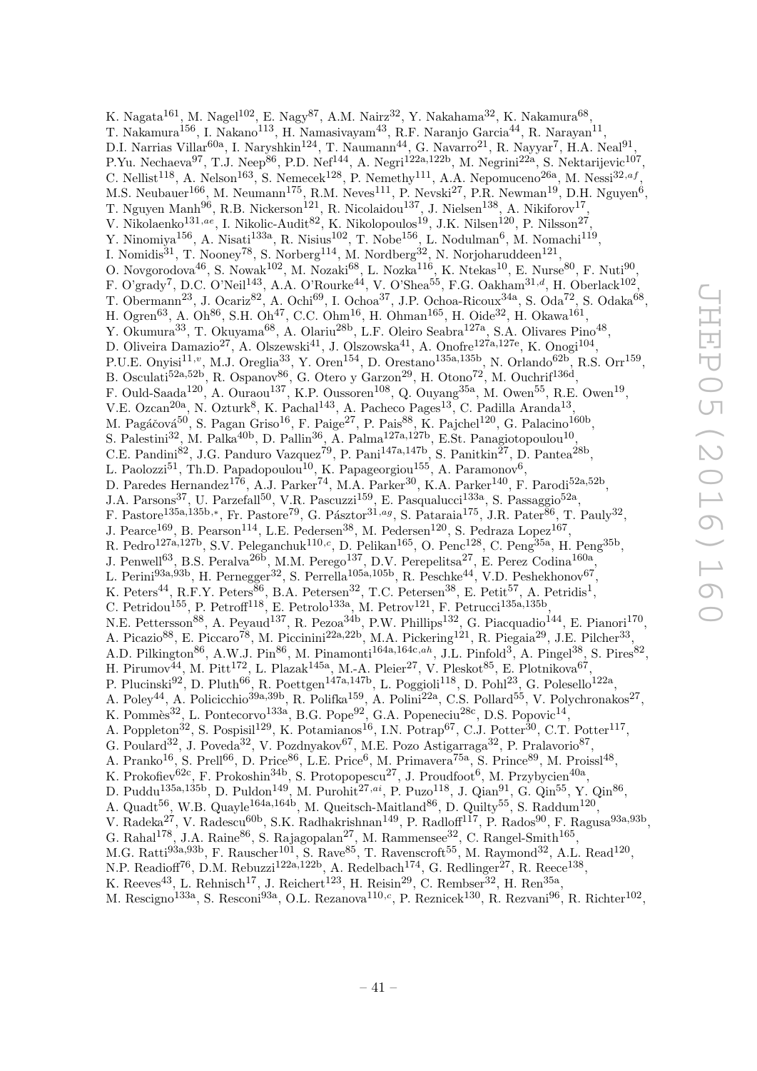K. Nagata[161], M. Nagel[102], E. Nagy[87], A.M. Nairz[32], Y. Nakahama[32], K. Nakamura[68], T. Nakamura[156], I. Nakano[113], H. Namasivayam[43], R.F. Naranjo Garcia[44], R. Narayan[11], D.I. Narrias Villar[60a], I. Naryshkin[124], T. Naumann[44], G. Navarro[21], R. Nayyar[7], H.A. Neal[91], P.Yu. Nechaeva[97], T.J. Neep[86], P.D. Nef[144], A. Negri[122a,122b], M. Negrini[22a], S. Nektarijevic[107], C. Nellist[118], A. Nelson[163], S. Nemecek[128], P. Nemethy[111], A.A. Nepomuceno[26a], M. Nessi[32,af], M.S. Neubauer[166], M. Neumann[175], R.M. Neves[111], P. Nevski[27], P.R. Newman[19], D.H. Nguyen[6], T. Nguyen Manh[96], R.B. Nickerson[121], R. Nicolaidou[137], J. Nielsen[138], A. Nikiforov[17], V. Nikolaenko[131,ae], I. Nikolic-Audit[82], K. Nikolopoulos[19], J.K. Nilsen[120], P. Nilsson[27], Y. Ninomiya[156], A. Nisati[133a], R. Nisius[102], T. Nobe[156], L. Nodulman[6], M. Nomachi[119], I. Nomidis[31], T. Nooney[78], S. Norberg[114], M. Nordberg[32], N. Norjoharuddeen[121], O. Novgorodova[46], S. Nowak[102], M. Nozaki[68], L. Nozka[116], K. Ntekas[10], E. Nurse[80], F. Nuti[90], F. O'grady[7], D.C. O'Neil[143], A.A. O'Rourke[44], V. O'Shea[55], F.G. Oakham[31,d], H. Oberlack[102], T. Obermann[23], J. Ocariz[82], A. Ochi[69], I. Ochoa[37], J.P. Ochoa-Ricoux[34a], S. Oda[72], S. Odaka[68], H. Ogren[63], A. Oh[86], S.H. Oh[47], C.C. Ohm[16], H. Ohman[165], H. Oide[32], H. Okawa[161], Y. Okumura[33], T. Okuyama[68], A. Olariu[28b], L.F. Oleiro Seabra[127a], S.A. Olivares Pino[48], D. Oliveira Damazio[27], A. Olszewski[41], J. Olszowska[41], A. Onofre[127a,127e], K. Onogi[104], P.U.E. Onyisi[11,v], M.J. Oreglia[33], Y. Oren[154], D. Orestano[135a,135b], N. Orlando[62b], R.S. Orr[159], B. Osculati[52a,52b], R. Ospanov[86], G. Otero y Garzon[29], H. Otono[72], M. Ouchrif[136d], F. Ould-Saada[120], A. Ouraou[137], K.P. Oussoren[108], Q. Ouyang[35a], M. Owen[55], R.E. Owen[19], V.E. Ozcan[20a], N. Ozturk[8], K. Pachal[143], A. Pacheco Pages[13], C. Padilla Aranda[13], M. Pagáčová[50], S. Pagan Griso[16], F. Paige[27], P. Pais[88], K. Pajchel[120], G. Palacino[160b], S. Palestini[32], M. Palka[40b], D. Pallin[36], A. Palma[127a,127b], E.St. Panagiotopoulou[10], C.E. Pandini[82], J.G. Panduro Vazquez[79], P. Pani[147a,147b], S. Panitkin[27], D. Pantea[28b], L. Paolozzi[51], Th.D. Papadopoulou[10], K. Papageorgiou[155], A. Paramonov[6], D. Paredes Hernandez[176], A.J. Parker[74], M.A. Parker[30], K.A. Parker[140], F. Parodi[52a,52b], J.A. Parsons[37], U. Parzefall[50], V.R. Pascuzzi[159], E. Pasqualucci[133a], S. Passaggio[52a], F. Pastore[135a,135b,*], Fr. Pastore[79], G. Pásztor[31,ag], S. Pataraia[175], J.R. Pater[86], T. Pauly[32], J. Pearce[169], B. Pearson[114], L.E. Pedersen[38], M. Pedersen[120], S. Pedraza Lopez[167], R. Pedro[127a,127b], S.V. Peleganchuk[110,c], D. Pelikan[165], O. Penc[128], C. Peng[35a], H. Peng[35b], J. Penwell[63], B.S. Peralva[26b], M.M. Perego[137], D.V. Perepelitsa[27], E. Perez Codina[160a], L. Perini[93a,93b], H. Pernegger[32], S. Perrella[105a,105b], R. Peschke[44], V.D. Peshekhonov[67], K. Peters[44], R.F.Y. Peters[86], B.A. Petersen[32], T.C. Petersen[38], E. Petit[57], A. Petridis[1], C. Petridou[155], P. Petroff[118], E. Petrolo[133a], M. Petrov[121], F. Petrucci[135a,135b], N.E. Pettersson[88], A. Peyaud[137], R. Pezoa[34b], P.W. Phillips[132], G. Piacquadio[144], E. Pianori[170], A. Picazio[88], E. Piccaro[78], M. Piccinini[22a,22b], M.A. Pickering[121], R. Piegaia[29], J.E. Pilcher[33], A.D. Pilkington[86], A.W.J. Pin[86], M. Pinamonti[164a,164c,ah], J.L. Pinfold[3], A. Pingel[38], S. Pires[82], H. Pirumov[44], M. Pitt[172], L. Plazak[145a], M.-A. Pleier[27], V. Pleskot[85], E. Plotnikova[67], P. Plucinski[92], D. Pluth[66], R. Poettgen[147a,147b], L. Poggioli[118], D. Pohl[23], G. Polesello[122a], A. Poley[44], A. Policicchio[39a,39b], R. Polifka[159], A. Polini[22a], C.S. Pollard[55], V. Polychronakos[27], K. Pommès[32], L. Pontecorvo[133a], B.G. Pope[92], G.A. Popeneciu[28c], D.S. Popovic[14], A. Poppleton[32], S. Pospisil[129], K. Potamianos[16], I.N. Potrap[67], C.J. Potter[30], C.T. Potter[117], G. Poulard[32], J. Poveda[32], V. Pozdnyakov[67], M.E. Pozo Astigarraga[32], P. Pralavorio[87], A. Pranko[16], S. Prell[66], D. Price[86], L.E. Price[6], M. Primavera[75a], S. Prince[89], M. Proissl[48], K. Prokofiev[62c], F. Prokoshin[34b], S. Protopopescu[27], J. Proudfoot[6], M. Przybycien[40a], D. Puddu[135a,135b], D. Puldon[149], M. Purohit[27,ai], P. Puzo[118], J. Qian[91], G. Qin[55], Y. Qin[86], A. Quadt[56], W.B. Quayle[164a,164b], M. Queitsch-Maitland[86], D. Quilty[55], S. Raddum[120], V. Radeka[27], V. Radescu[60b], S.K. Radhakrishnan[149], P. Radloff[117], P. Rados[90], F. Ragusa[93a,93b], G. Rahal[178], J.A. Raine[86], S. Rajagopalan[27], M. Rammensee[32], C. Rangel-Smith[165], M.G. Ratti[93a,93b], F. Rauscher[101], S. Rave[85], T. Ravenscroft[55], M. Raymond[32], A.L. Read[120], N.P. Readioff[76], D.M. Rebuzzi[122a,122b], A. Redelbach[174], G. Redlinger[27], R. Reece[138], K. Reeves[43], L. Rehnisch[17], J. Reichert[123], H. Reisin[29], C. Rembser[32], H. Ren[35a], M. Rescigno[133a], S. Resconi[93a], O.L. Rezanova[110,c], P. Reznicek[130], R. Rezvani[96], R. Richter[102],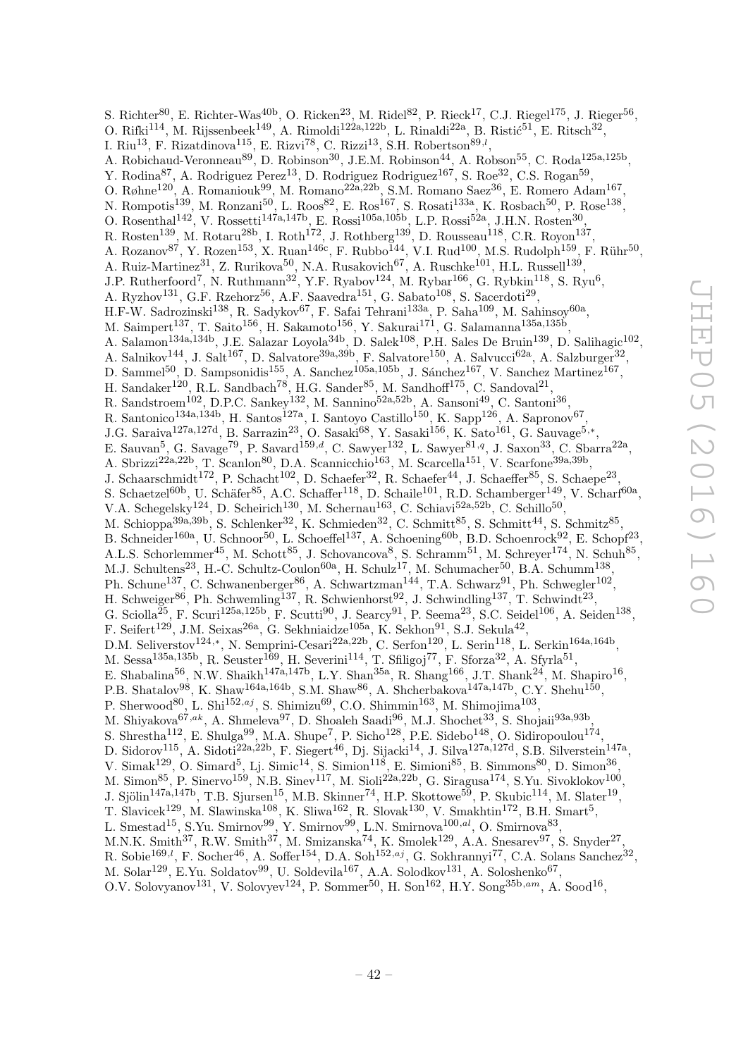S. Richter[80], E. Richter-Was[40b], O. Ricken[23], M. Ridel[82], P. Rieck[17], C.J. Riegel[175], J. Rieger[56], O. Rifki[114], M. Rijssenbeek[149], A. Rimoldi[122a,122b], L. Rinaldi[22a], B. Ristić[51], E. Ritsch[32], I. Riu[13], F. Rizatdinova[115], E. Rizvi[78], C. Rizzi[13], S.H. Robertson[89,l], A. Robichaud-Veronneau[89], D. Robinson[30], J.E.M. Robinson[44], A. Robson[55], C. Roda[125a,125b], Y. Rodina[87], A. Rodriguez Perez[13], D. Rodriguez Rodriguez[167], S. Roe[32], C.S. Rogan[59], O. Røhne[120], A. Romaniouk[99], M. Romano[22a,22b], S.M. Romano Saez[36], E. Romero Adam[167], N. Rompotis[139], M. Ronzani[50], L. Roos[82], E. Ros[167], S. Rosati[133a], K. Rosbach[50], P. Rose[138], O. Rosenthal[142], V. Rossetti[147a,147b], E. Rossi[105a,105b], L.P. Rossi[52a], J.H.N. Rosten[30], R. Rosten[139], M. Rotaru[28b], I. Roth[172], J. Rothberg[139], D. Rousseau[118], C.R. Royon[137], A. Rozanov[87], Y. Rozen[153], X. Ruan[146c], F. Rubbo[144], V.I. Rud[100], M.S. Rudolph[159], F. Rühr[50], A. Ruiz-Martinez[31], Z. Rurikova[50], N.A. Rusakovich[67], A. Ruschke[101], H.L. Russell[139], J.P. Rutherfoord[7], N. Ruthmann[32], Y.F. Ryabov[124], M. Rybar[166], G. Rybkin[118], S. Ryu[6], A. Ryzhov[131], G.F. Rzehorz[56], A.F. Saavedra[151], G. Sabato[108], S. Sacerdoti[29], H.F-W. Sadrozinski[138], R. Sadykov[67], F. Safai Tehrani[133a], P. Saha[109], M. Sahinsoy[60a], M. Saimpert[137], T. Saito[156], H. Sakamoto[156], Y. Sakurai[171], G. Salamanna[135a,135b], A. Salamon[134a,134b], J.E. Salazar Loyola[34b], D. Salek[108], P.H. Sales De Bruin[139], D. Salihagic[102], A. Salnikov[144], J. Salt[167], D. Salvatore[39a,39b], F. Salvatore[150], A. Salvucci[62a], A. Salzburger[32], D. Sammel[50], D. Sampsonidis[155], A. Sanchez[105a,105b], J. Sánchez[167], V. Sanchez Martinez[167], H. Sandaker[120], R.L. Sandbach[78], H.G. Sander[85], M. Sandhoff[175], C. Sandoval[21], R. Sandstroem[102], D.P.C. Sankey[132], M. Sannino[52a,52b], A. Sansoni[49], C. Santoni[36], R. Santonico[134a,134b], H. Santos[127a], I. Santoyo Castillo[150], K. Sapp[126], A. Sapronov[67], J.G. Saraiva[127a,127d], B. Sarrazin[23], O. Sasaki[68], Y. Sasaki[156], K. Sato[161], G. Sauvage[5,*], E. Sauvan[5], G. Savage[79], P. Savard[159,d], C. Sawyer[132], L. Sawyer[81,q], J. Saxon[33], C. Sbarra[22a], A. Sbrizzi[22a,22b], T. Scanlon[80], D.A. Scannicchio[163], M. Scarcella[151], V. Scarfone[39a,39b], J. Schaarschmidt[172], P. Schacht[102], D. Schaefer[32], R. Schaefer[44], J. Schaeffer[85], S. Schaepe[23], S. Schaetzel[60b], U. Schäfer[85], A.C. Schaffer[118], D. Schaile[101], R.D. Schamberger[149], V. Scharf[60a], V.A. Schegelsky[124], D. Scheirich[130], M. Schernau[163], C. Schiavi[52a,52b], C. Schillo[50], M. Schioppa[39a,39b], S. Schlenker[32], K. Schmieden[32], C. Schmitt[85], S. Schmitt[44], S. Schmitz[85], B. Schneider[160a], U. Schnoor[50], L. Schoeffel[137], A. Schoening[60b], B.D. Schoenrock[92], E. Schopf[23], A.L.S. Schorlemmer[45], M. Schott[85], J. Schovancova[8], S. Schramm[51], M. Schreyer[174], N. Schuh[85], M.J. Schultens[23], H.-C. Schultz-Coulon[60a], H. Schulz[17], M. Schumacher[50], B.A. Schumm[138], Ph. Schune[137], C. Schwanenberger[86], A. Schwartzman[144], T.A. Schwarz[91], Ph. Schwegler[102], H. Schweiger[86], Ph. Schwemling[137], R. Schwienhorst[92], J. Schwindling[137], T. Schwindt[23], G. Sciolla[25], F. Scuri[125a,125b], F. Scutti[90], J. Searcy[91], P. Seema[23], S.C. Seidel[106], A. Seiden[138], F. Seifert[129], J.M. Seixas[26a], G. Sekhniaidze[105a], K. Sekhon[91], S.J. Sekula[42], D.M. Seliverstov[124,*], N. Semprini-Cesari[22a,22b], C. Serfon[120], L. Serin[118], L. Serkin[164a,164b], M. Sessa[135a,135b], R. Seuster[169], H. Severini[114], T. Sfiligoj[77], F. Sforza[32], A. Sfyrla[51], E. Shabalina[56], N.W. Shaikh[147a,147b], L.Y. Shan[35a], R. Shang[166], J.T. Shank[24], M. Shapiro[16], P.B. Shatalov[98], K. Shaw[164a,164b], S.M. Shaw[86], A. Shcherbakova[147a,147b], C.Y. Shehu[150], P. Sherwood[80], L. Shi[152,aj], S. Shimizu[69], C.O. Shimmin[163], M. Shimojima[103], M. Shiyakova[67,ak], A. Shmeleva[97], D. Shoaleh Saadi[96], M.J. Shochet[33], S. Shojaii[93a,93b], S. Shrestha[112], E. Shulga[99], M.A. Shupe[7], P. Sicho[128], P.E. Sidebo[148], O. Sidiropoulou[174], D. Sidorov[115], A. Sidoti[22a,22b], F. Siegert[46], Dj. Sijacki[14], J. Silva[127a,127d], S.B. Silverstein[147a], V. Simak[129], O. Simard[5], Lj. Simic[14], S. Simion[118], E. Simioni[85], B. Simmons[80], D. Simon[36], M. Simon[85], P. Sinervo[159], N.B. Sinev[117], M. Sioli[22a,22b], G. Siragusa[174], S.Yu. Sivoklokov[100], J. Sjölin[147a,147b], T.B. Sjursen[15], M.B. Skinner[74], H.P. Skottowe[59], P. Skubic[114], M. Slater[19], T. Slavicek[129], M. Slawinska[108], K. Sliwa[162], R. Slovak[130], V. Smakhtin[172], B.H. Smart[5], L. Smestad[15], S.Yu. Smirnov[99], Y. Smirnov[99], L.N. Smirnova[100,al], O. Smirnova[83], M.N.K. Smith[37], R.W. Smith[37], M. Smizanska[74], K. Smolek[129], A.A. Snesarev[97], S. Snyder[27], R. Sobie[169,l], F. Socher[46], A. Soffer[154], D.A. Soh[152,aj], G. Sokhrannyi[77], C.A. Solans Sanchez[32], M. Solar[129], E.Yu. Soldatov[99], U. Soldevila[167], A.A. Solodkov[131], A. Soloshenko[67], O.V. Solovyanov[131], V. Solovyev[124], P. Sommer[50], H. Son[162], H.Y. Song[35b,am], A. Sood[16],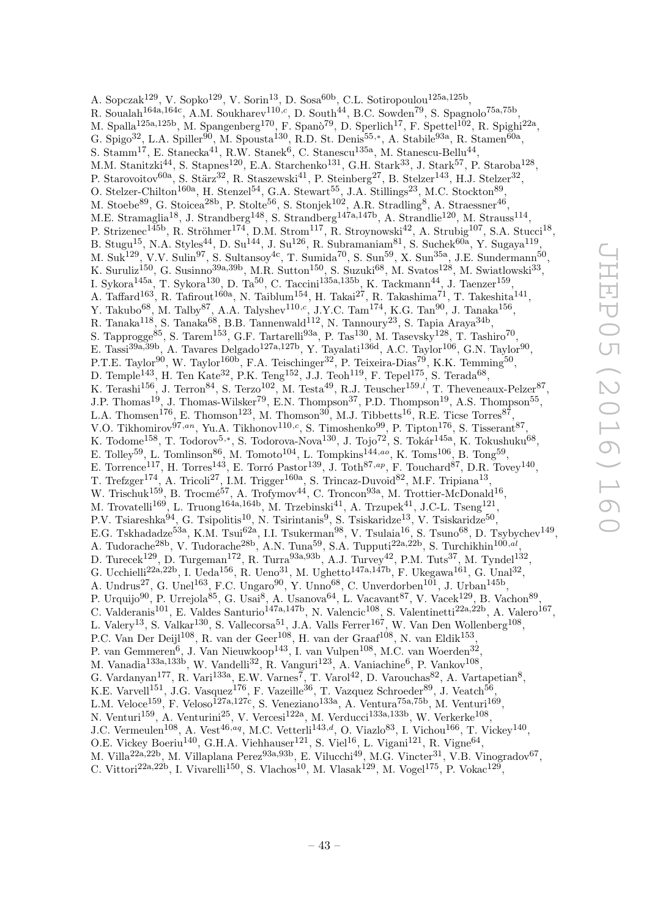A. Sopczak[129], V. Sopko[129], V. Sorin[13], D. Sosa[60b], C.L. Sotiropoulou[125a,125b], R. Soualah[164a,164c], A.M. Soukharev[110,c], D. South[44], B.C. Sowden[79], S. Spagnolo[75a,75b], M. Spalla[125a,125b], M. Spangenberg[170], F. Spanò[79], D. Sperlich[17], F. Spettel[102], R. Spighi[22a], G. Spigo[32], L.A. Spiller[90], M. Spousta[130], R.D. St. Denis[55,*], A. Stabile[93a], R. Stamen[60a], S. Stamm[17], E. Stanecka[41], R.W. Stanek[6], C. Stanescu[135a], M. Stanescu-Bellu[44], M.M. Stanitzki[44], S. Stapnes[120], E.A. Starchenko[131], G.H. Stark[33], J. Stark[57], P. Staroba[128], P. Starovoitov[60a], S. Stärz[32], R. Staszewski[41], P. Steinberg[27], B. Stelzer[143], H.J. Stelzer[32], O. Stelzer-Chilton[160a], H. Stenzel[54], G.A. Stewart[55], J.A. Stillings[23], M.C. Stockton[89], M. Stoebe[89], G. Stoicea[28b], P. Stolte[56], S. Stonjek[102], A.R. Stradling[8], A. Straessner[46], M.E. Stramaglia[18], J. Strandberg[148], S. Strandberg[147a,147b], A. Strandlie[120], M. Strauss[114], P. Strizenec[145b], R. Ströhmer[174], D.M. Strom[117], R. Stroynowski[42], A. Strubig[107], S.A. Stucci[18], B. Stugu[15], N.A. Styles[44], D. Su[144], J. Su[126], R. Subramaniam[81], S. Suchek[60a], Y. Sugaya[119], M. Suk[129], V.V. Sulin[97], S. Sultansoy[4c], T. Sumida[70], S. Sun[59], X. Sun[35a], J.E. Sundermann[50], K. Suruliz[150], G. Susinno[39a,39b], M.R. Sutton[150], S. Suzuki[68], M. Svatos[128], M. Swiatlowski[33], I. Sykora[145a], T. Sykora[130], D. Ta[50], C. Taccini[135a,135b], K. Tackmann[44], J. Taenzer[159], A. Taffard[163], R. Tafirout[160a], N. Taiblum[154], H. Takai[27], R. Takashima[71], T. Takeshita[141], Y. Takubo[68], M. Talby[87], A.A. Talyshev[110,c], J.Y.C. Tam[174], K.G. Tan[90], J. Tanaka[156], R. Tanaka[118], S. Tanaka[68], B.B. Tannenwald[112], N. Tannoury[23], S. Tapia Araya[34b], S. Tapprogge[85], S. Tarem[153], G.F. Tartarelli[93a], P. Tas[130], M. Tasevsky[128], T. Tashiro[70], E. Tassi[39a,39b], A. Tavares Delgado[127a,127b], Y. Tayalati[136d], A.C. Taylor[106], G.N. Taylor[90], P.T.E. Taylor[90], W. Taylor[160b], F.A. Teischinger[32], P. Teixeira-Dias[79], K.K. Temming[50], D. Temple[143], H. Ten Kate[32], P.K. Teng[152], J.J. Teoh[119], F. Tepel[175], S. Terada[68], K. Terashi[156], J. Terron[84], S. Terzo[102], M. Testa[49], R.J. Teuscher[159,l], T. Theveneaux-Pelzer[87], J.P. Thomas[19], J. Thomas-Wilsker[79], E.N. Thompson[37], P.D. Thompson[19], A.S. Thompson[55], L.A. Thomsen[176], E. Thomson[123], M. Thomson[30], M.J. Tibbetts[16], R.E. Ticse Torres[87], V.O. Tikhomirov[97,an], Yu.A. Tikhonov[110,c], S. Timoshenko[99], P. Tipton[176], S. Tisserant[87], K. Todome[158], T. Todorov[5,*], S. Todorova-Nova[130], J. Tojo[72], S. Tokár[145a], K. Tokushuku[68], E. Tolley[59], L. Tomlinson[86], M. Tomoto[104], L. Tompkins[144,ao], K. Toms[106], B. Tong[59], E. Torrence[117], H. Torres[143], E. Torró Pastor[139], J. Toth[87,ap], F. Touchard[87], D.R. Tovey[140], T. Trefzger[174], A. Tricoli[27], I.M. Trigger[160a], S. Trincaz-Duvoid[82], M.F. Tripiana[13], W. Trischuk[159], B. Trocmé[57], A. Trofymov[44], C. Troncon[93a], M. Trottier-McDonald[16], M. Trovatelli[169], L. Truong[164a,164b], M. Trzebinski[41], A. Trzupek[41], J-C.L. Tseng[121], P.V. Tsiareshka[94], G. Tsipolitis[10], N. Tsirintanis[9], S. Tsiskaridze[13], V. Tsiskaridze[50], E.G. Tskhadadze[53a], K.M. Tsui[62a], I.I. Tsukerman[98], V. Tsulaia[16], S. Tsuno[68], D. Tsybychev[149], A. Tudorache[28b], V. Tudorache[28b], A.N. Tuna[59], S.A. Tupputi[22a,22b], S. Turchikhin[100,al], D. Turecek[129], D. Turgeman[172], R. Turra[93a,93b], A.J. Turvey[42], P.M. Tuts[37], M. Tyndel[132], G. Ucchielli[22a,22b], I. Ueda[156], R. Ueno[31], M. Ughetto[147a,147b], F. Ukegawa[161], G. Unal[32], A. Undrus[27], G. Unel[163], F.C. Ungaro[90], Y. Unno[68], C. Unverdorben[101], J. Urban[145b], P. Urquijo[90], P. Urrejola[85], G. Usai[8], A. Usanova[64], L. Vacavant[87], V. Vacek[129], B. Vachon[89], C. Valderanis[101], E. Valdes Santurio[147a,147b], N. Valencic[108], S. Valentinetti[22a,22b], A. Valero[167], L. Valery[13], S. Valkar[130], S. Vallecorsa[51], J.A. Valls Ferrer[167], W. Van Den Wollenberg[108], P.C. Van Der Deijl[108], R. van der Geer[108], H. van der Graaf[108], N. van Eldik[153], P. van Gemmeren[6], J. Van Nieuwkoop[143], I. van Vulpen[108], M.C. van Woerden[32], M. Vanadia[133a,133b], W. Vandelli[32], R. Vanguri[123], A. Vaniachine[6], P. Vankov[108], G. Vardanyan[177], R. Vari[133a], E.W. Varnes[7], T. Varol[42], D. Varouchas[82], A. Vartapetian[8], K.E. Varvell[151], J.G. Vasquez[176], F. Vazeille[36], T. Vazquez Schroeder[89], J. Veatch[56], L.M. Veloce[159], F. Veloso[127a,127c], S. Veneziano[133a], A. Ventura[75a,75b], M. Venturi[169], N. Venturi[159], A. Venturini[25], V. Vercesi[122a], M. Verducci[133a,133b], W. Verkerke[108], J.C. Vermeulen[108], A. Vest[46,aq], M.C. Vetterli[143,d], O. Viazlo[83], I. Vichou[166], T. Vickey[140], O.E. Vickey Boeriu[140], G.H.A. Viehhauser[121], S. Viel[16], L. Vigani[121], R. Vigne[64], M. Villa[22a,22b], M. Villaplana Perez[93a,93b], E. Vilucchi[49], M.G. Vincter[31], V.B. Vinogradov[67], C. Vittori[22a,22b], I. Vivarelli[150], S. Vlachos[10], M. Vlasak[129], M. Vogel[175], P. Vokac[129],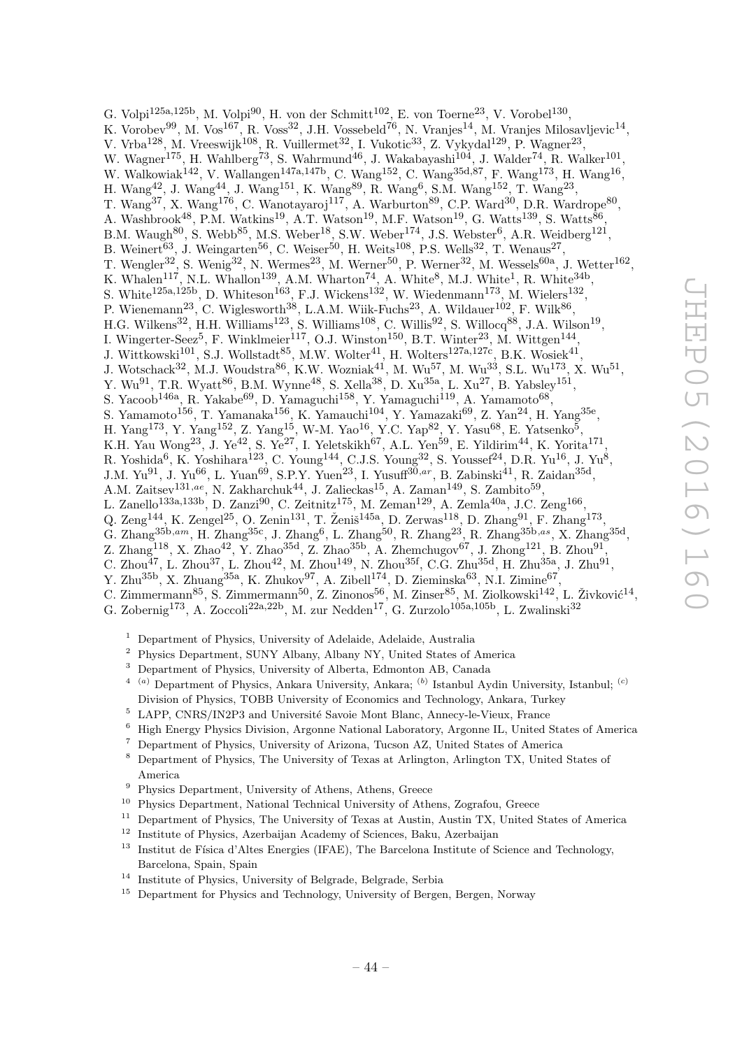G. Volpi[125a,125b], M. Volpi[90], H. von der Schmitt[102], E. von Toerne[23], V. Vorobel[130], K. Vorobev[99], M. Vos[167], R. Voss[32], J.H. Vossebeld[76], N. Vranjes[14], M. Vranjes Milosavljevic[14], V. Vrba[128], M. Vreeswijk[108], R. Vuillermet[32], I. Vukotic[33], Z. Vykydal[129], P. Wagner[23], W. Wagner[175], H. Wahlberg[73], S. Wahrmund[46], J. Wakabayashi[104], J. Walder[74], R. Walker[101], W. Walkowiak[142], V. Wallangen[147a,147b], C. Wang[152], C. Wang[35d,87], F. Wang[173], H. Wang[16], H. Wang[42], J. Wang[44], J. Wang[151], K. Wang[89], R. Wang[6], S.M. Wang[152], T. Wang[23], T. Wang[37], X. Wang[176], C. Wanotayaroj[117], A. Warburton[89], C.P. Ward[30], D.R. Wardrope[80], A. Washbrook[48], P.M. Watkins[19], A.T. Watson[19], M.F. Watson[19], G. Watts[139], S. Watts[86], B.M. Waugh[80], S. Webb[85], M.S. Weber[18], S.W. Weber[174], J.S. Webster[6], A.R. Weidberg[121], B. Weinert[63], J. Weingarten[56], C. Weiser[50], H. Weits[108], P.S. Wells[32], T. Wenaus[27], T. Wengler[32], S. Wenig[32], N. Wermes[23], M. Werner[50], P. Werner[32], M. Wessels[60a], J. Wetter[162], K. Whalen[117], N.L. Whallon[139], A.M. Wharton[74], A. White[8], M.J. White[1], R. White[34b], S. White[125a,125b], D. Whiteson[163], F.J. Wickens[132], W. Wiedenmann[173], M. Wielers[132], P. Wienemann[23], C. Wiglesworth[38], L.A.M. Wiik-Fuchs[23], A. Wildauer[102], F. Wilk[86], H.G. Wilkens[32], H.H. Williams[123], S. Williams[108], C. Willis[92], S. Willocq[88], J.A. Wilson[19], I. Wingerter-Seez[5], F. Winklmeier[117], O.J. Winston[150], B.T. Winter[23], M. Wittgen[144], J. Wittkowski[101], S.J. Wollstadt[85], M.W. Wolter[41], H. Wolters[127a,127c], B.K. Wosiek[41], J. Wotschack[32], M.J. Woudstra[86], K.W. Wozniak[41], M. Wu[57], M. Wu[33], S.L. Wu[173], X. Wu[51], Y. Wu[91], T.R. Wyatt[86], B.M. Wynne[48], S. Xella[38], D. Xu[35a], L. Xu[27], B. Yabsley[151], S. Yacoob[146a], R. Yakabe[69], D. Yamaguchi[158], Y. Yamaguchi[119], A. Yamamoto[68], S. Yamamoto[156], T. Yamanaka[156], K. Yamauchi[104], Y. Yamazaki[69], Z. Yan[24], H. Yang[35e], H. Yang[173], Y. Yang[152], Z. Yang[15], W-M. Yao[16], Y.C. Yap[82], Y. Yasu[68], E. Yatsenko[5], K.H. Yau Wong[23], J. Ye[42], S. Ye[27], I. Yeletskikh[67], A.L. Yen[59], E. Yildirim[44], K. Yorita[171], R. Yoshida[6], K. Yoshihara[123], C. Young[144], C.J.S. Young[32], S. Youssef[24], D.R. Yu[16], J. Yu[8], J.M. Yu[91], J. Yu[66], L. Yuan[69], S.P.Y. Yuen[23], I. Yusuff[30,ar], B. Zabinski[41], R. Zaidan[35d], A.M. Zaitsev[131,ae], N. Zakharchuk[44], J. Zalieckas[15], A. Zaman[149], S. Zambito[59], L. Zanello[133a,133b], D. Zanzi[90], C. Zeitnitz[175], M. Zeman[129], A. Zemla[40a], J.C. Zeng[166], Q. Zeng[144], K. Zengel[25], O. Zenin[131], T. Ženiš[145a], D. Zerwas[118], D. Zhang[91], F. Zhang[173], G. Zhang[35b,am], H. Zhang[35c], J. Zhang[6], L. Zhang[50], R. Zhang[23], R. Zhang[35b,as], X. Zhang[35d], Z. Zhang[118], X. Zhao[42], Y. Zhao[35d], Z. Zhao[35b], A. Zhemchugov[67], J. Zhong[121], B. Zhou[91], C. Zhou[47], L. Zhou[37], L. Zhou[42], M. Zhou[149], N. Zhou[35f], C.G. Zhu[35d], H. Zhu[35a], J. Zhu[91], Y. Zhu[35b], X. Zhuang[35a], K. Zhukov[97], A. Zibell[174], D. Zieminska[63], N.I. Zimine[67], C. Zimmermann[85], S. Zimmermann[50], Z. Zinonos[56], M. Zinser[85], M. Ziolkowski[142], L. Živković[14], G. Zobernig[173], A. Zoccoli[22a,22b], M. zur Nedden[17], G. Zurzolo[105a,105b], L. Zwalinski[32]

[1] Department of Physics, University of Adelaide, Adelaide, Australia

[2] Physics Department, SUNY Albany, Albany NY, United States of America

[3] Department of Physics, University of Alberta, Edmonton AB, Canada

[4] [(a)] Department of Physics, Ankara University, Ankara; [(b)] Istanbul Aydin University, Istanbul; [(c)] Division of Physics, TOBB University of Economics and Technology, Ankara, Turkey

[5] LAPP, CNRS/IN2P3 and Université Savoie Mont Blanc, Annecy-le-Vieux, France

[6] High Energy Physics Division, Argonne National Laboratory, Argonne IL, United States of America

[7] Department of Physics, University of Arizona, Tucson AZ, United States of America

[8] Department of Physics, The University of Texas at Arlington, Arlington TX, United States of America

[9] Physics Department, University of Athens, Athens, Greece

[10] Physics Department, National Technical University of Athens, Zografou, Greece

[11] Department of Physics, The University of Texas at Austin, Austin TX, United States of America

[12] Institute of Physics, Azerbaijan Academy of Sciences, Baku, Azerbaijan

[13] Institut de Física d'Altes Energies (IFAE), The Barcelona Institute of Science and Technology, Barcelona, Spain, Spain

[14] Institute of Physics, University of Belgrade, Belgrade, Serbia

[15] Department for Physics and Technology, University of Bergen, Bergen, Norway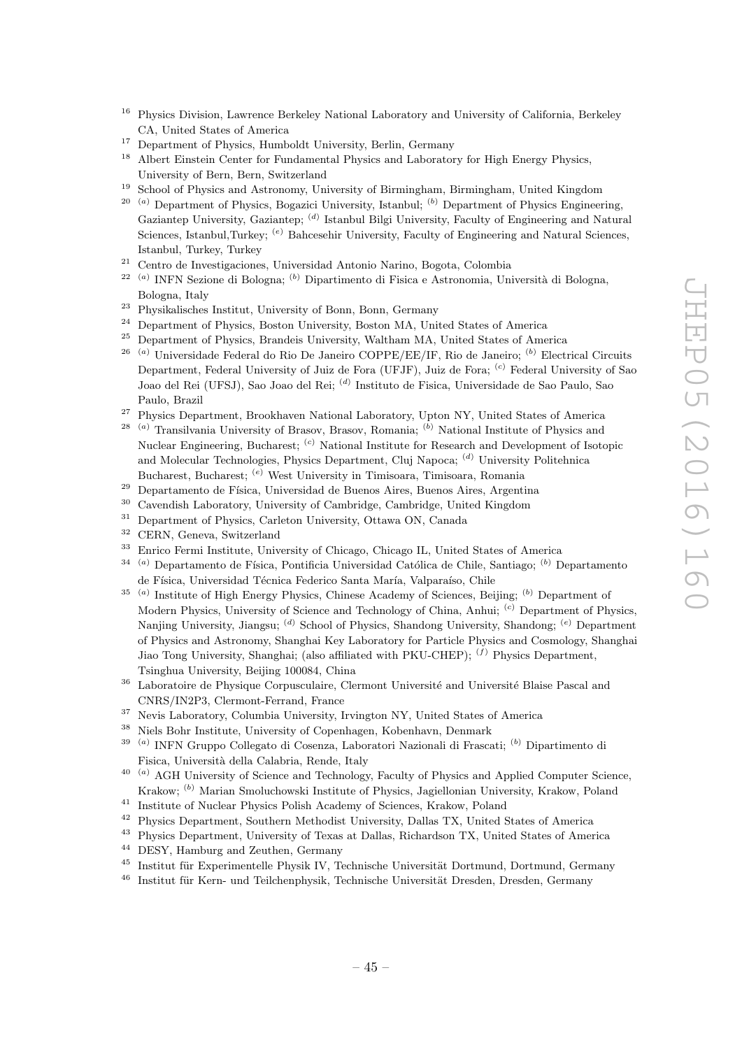[16] Physics Division, Lawrence Berkeley National Laboratory and University of California, Berkeley CA, United States of America

[17] Department of Physics, Humboldt University, Berlin, Germany

[18] Albert Einstein Center for Fundamental Physics and Laboratory for High Energy Physics, University of Bern, Bern, Switzerland

[19] School of Physics and Astronomy, University of Birmingham, Birmingham, United Kingdom

[20] [(a)] Department of Physics, Bogazici University, Istanbul; [(b)] Department of Physics Engineering, Gaziantep University, Gaziantep; [(d)] Istanbul Bilgi University, Faculty of Engineering and Natural Sciences, Istanbul,Turkey; [(e)] Bahcesehir University, Faculty of Engineering and Natural Sciences, Istanbul, Turkey, Turkey

[21] Centro de Investigaciones, Universidad Antonio Narino, Bogota, Colombia

[22] [(a)] INFN Sezione di Bologna; [(b)] Dipartimento di Fisica e Astronomia, Università di Bologna, Bologna, Italy

[23] Physikalisches Institut, University of Bonn, Bonn, Germany

[24] Department of Physics, Boston University, Boston MA, United States of America

[25] Department of Physics, Brandeis University, Waltham MA, United States of America

[26] [(a)] Universidade Federal do Rio De Janeiro COPPE/EE/IF, Rio de Janeiro; [(b)] Electrical Circuits Department, Federal University of Juiz de Fora (UFJF), Juiz de Fora; [(c)] Federal University of Sao Joao del Rei (UFSJ), Sao Joao del Rei; [(d)] Instituto de Fisica, Universidade de Sao Paulo, Sao Paulo, Brazil

[27] Physics Department, Brookhaven National Laboratory, Upton NY, United States of America

[28] [(a)] Transilvania University of Brasov, Brasov, Romania; [(b)] National Institute of Physics and Nuclear Engineering, Bucharest; [(c)] National Institute for Research and Development of Isotopic and Molecular Technologies, Physics Department, Cluj Napoca; [(d)] University Politehnica Bucharest, Bucharest; [(e)] West University in Timisoara, Timisoara, Romania

[29] Departamento de Física, Universidad de Buenos Aires, Buenos Aires, Argentina

[30] Cavendish Laboratory, University of Cambridge, Cambridge, United Kingdom

[31] Department of Physics, Carleton University, Ottawa ON, Canada

[32] CERN, Geneva, Switzerland

[33] Enrico Fermi Institute, University of Chicago, Chicago IL, United States of America

[34] [(a)] Departamento de Física, Pontificia Universidad Católica de Chile, Santiago; [(b)] Departamento de Física, Universidad Técnica Federico Santa María, Valparaíso, Chile

[35] [(a)] Institute of High Energy Physics, Chinese Academy of Sciences, Beijing; [(b)] Department of Modern Physics, University of Science and Technology of China, Anhui; [(c)] Department of Physics, Nanjing University, Jiangsu; [(d)] School of Physics, Shandong University, Shandong; [(e)] Department of Physics and Astronomy, Shanghai Key Laboratory for Particle Physics and Cosmology, Shanghai Jiao Tong University, Shanghai; (also affiliated with PKU-CHEP); [(f)] Physics Department, Tsinghua University, Beijing 100084, China

[36] Laboratoire de Physique Corpusculaire, Clermont Université and Université Blaise Pascal and CNRS/IN2P3, Clermont-Ferrand, France

[37] Nevis Laboratory, Columbia University, Irvington NY, United States of America

[38] Niels Bohr Institute, University of Copenhagen, Kobenhavn, Denmark

[39] [(a)] INFN Gruppo Collegato di Cosenza, Laboratori Nazionali di Frascati; [(b)] Dipartimento di Fisica, Università della Calabria, Rende, Italy

[40] [(a)] AGH University of Science and Technology, Faculty of Physics and Applied Computer Science, Krakow; [(b)] Marian Smoluchowski Institute of Physics, Jagiellonian University, Krakow, Poland

[41] Institute of Nuclear Physics Polish Academy of Sciences, Krakow, Poland

[42] Physics Department, Southern Methodist University, Dallas TX, United States of America

[43] Physics Department, University of Texas at Dallas, Richardson TX, United States of America

[44] DESY, Hamburg and Zeuthen, Germany

[45] Institut für Experimentelle Physik IV, Technische Universität Dortmund, Dortmund, Germany

[46] Institut für Kern- und Teilchenphysik, Technische Universität Dresden, Dresden, Germany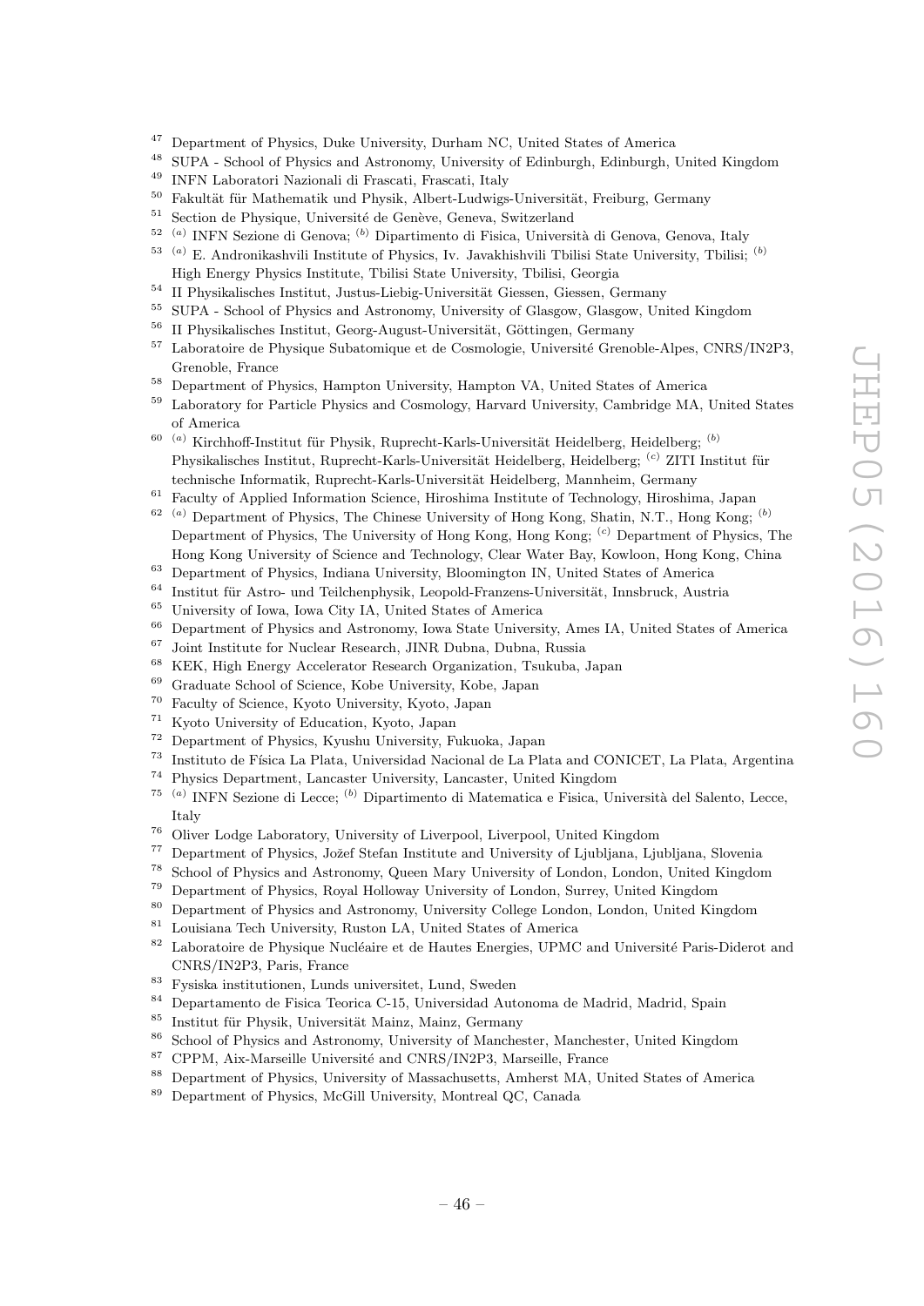[47] Department of Physics, Duke University, Durham NC, United States of America
[48] SUPA - School of Physics and Astronomy, University of Edinburgh, Edinburgh, United Kingdom
[49] INFN Laboratori Nazionali di Frascati, Frascati, Italy
[50] Fakultät für Mathematik und Physik, Albert-Ludwigs-Universität, Freiburg, Germany
[51] Section de Physique, Université de Genève, Geneva, Switzerland
[52] [(a)] INFN Sezione di Genova; [(b)] Dipartimento di Fisica, Università di Genova, Genova, Italy
[53] [(a)] E. Andronikashvili Institute of Physics, Iv. Javakhishvili Tbilisi State University, Tbilisi; [(b)] High Energy Physics Institute, Tbilisi State University, Tbilisi, Georgia
[54] II Physikalisches Institut, Justus-Liebig-Universität Giessen, Giessen, Germany
[55] SUPA - School of Physics and Astronomy, University of Glasgow, Glasgow, United Kingdom
[56] II Physikalisches Institut, Georg-August-Universität, Göttingen, Germany
[57] Laboratoire de Physique Subatomique et de Cosmologie, Université Grenoble-Alpes, CNRS/IN2P3, Grenoble, France
[58] Department of Physics, Hampton University, Hampton VA, United States of America
[59] Laboratory for Particle Physics and Cosmology, Harvard University, Cambridge MA, United States of America
[60] [(a)] Kirchhoff-Institut für Physik, Ruprecht-Karls-Universität Heidelberg, Heidelberg; [(b)] Physikalisches Institut, Ruprecht-Karls-Universität Heidelberg, Heidelberg; [(c)] ZITI Institut für technische Informatik, Ruprecht-Karls-Universität Heidelberg, Mannheim, Germany
[61] Faculty of Applied Information Science, Hiroshima Institute of Technology, Hiroshima, Japan
[62] [(a)] Department of Physics, The Chinese University of Hong Kong, Shatin, N.T., Hong Kong; [(b)] Department of Physics, The University of Hong Kong, Hong Kong; [(c)] Department of Physics, The Hong Kong University of Science and Technology, Clear Water Bay, Kowloon, Hong Kong, China
[63] Department of Physics, Indiana University, Bloomington IN, United States of America
[64] Institut für Astro- und Teilchenphysik, Leopold-Franzens-Universität, Innsbruck, Austria
[65] University of Iowa, Iowa City IA, United States of America
[66] Department of Physics and Astronomy, Iowa State University, Ames IA, United States of America
[67] Joint Institute for Nuclear Research, JINR Dubna, Dubna, Russia
[68] KEK, High Energy Accelerator Research Organization, Tsukuba, Japan
[69] Graduate School of Science, Kobe University, Kobe, Japan
[70] Faculty of Science, Kyoto University, Kyoto, Japan
[71] Kyoto University of Education, Kyoto, Japan
[72] Department of Physics, Kyushu University, Fukuoka, Japan
[73] Instituto de Física La Plata, Universidad Nacional de La Plata and CONICET, La Plata, Argentina
[74] Physics Department, Lancaster University, Lancaster, United Kingdom
[75] [(a)] INFN Sezione di Lecce; [(b)] Dipartimento di Matematica e Fisica, Università del Salento, Lecce, Italy
[76] Oliver Lodge Laboratory, University of Liverpool, Liverpool, United Kingdom
[77] Department of Physics, Jožef Stefan Institute and University of Ljubljana, Ljubljana, Slovenia
[78] School of Physics and Astronomy, Queen Mary University of London, London, United Kingdom
[79] Department of Physics, Royal Holloway University of London, Surrey, United Kingdom
[80] Department of Physics and Astronomy, University College London, London, United Kingdom
[81] Louisiana Tech University, Ruston LA, United States of America
[82] Laboratoire de Physique Nucléaire et de Hautes Energies, UPMC and Université Paris-Diderot and CNRS/IN2P3, Paris, France
[83] Fysiska institutionen, Lunds universitet, Lund, Sweden
[84] Departamento de Fisica Teorica C-15, Universidad Autonoma de Madrid, Madrid, Spain
[85] Institut für Physik, Universität Mainz, Mainz, Germany
[86] School of Physics and Astronomy, University of Manchester, Manchester, United Kingdom
[87] CPPM, Aix-Marseille Université and CNRS/IN2P3, Marseille, France
[88] Department of Physics, University of Massachusetts, Amherst MA, United States of America
[89] Department of Physics, McGill University, Montreal QC, Canada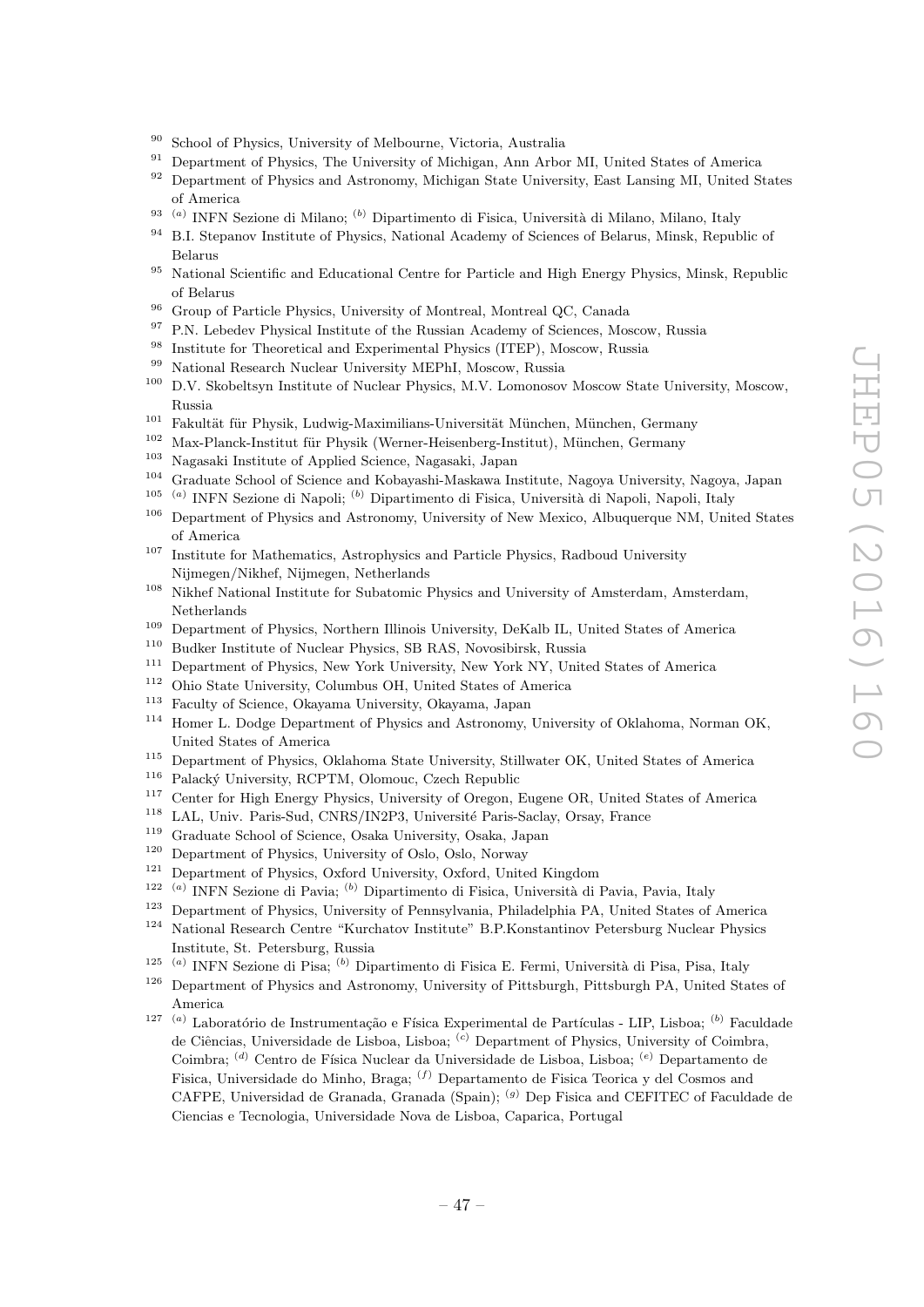[90] School of Physics, University of Melbourne, Victoria, Australia
[91] Department of Physics, The University of Michigan, Ann Arbor MI, United States of America
[92] Department of Physics and Astronomy, Michigan State University, East Lansing MI, United States of America
[93] [(a)] INFN Sezione di Milano; [(b)] Dipartimento di Fisica, Università di Milano, Milano, Italy
[94] B.I. Stepanov Institute of Physics, National Academy of Sciences of Belarus, Minsk, Republic of Belarus
[95] National Scientific and Educational Centre for Particle and High Energy Physics, Minsk, Republic of Belarus
[96] Group of Particle Physics, University of Montreal, Montreal QC, Canada
[97] P.N. Lebedev Physical Institute of the Russian Academy of Sciences, Moscow, Russia
[98] Institute for Theoretical and Experimental Physics (ITEP), Moscow, Russia
[99] National Research Nuclear University MEPhI, Moscow, Russia
[100] D.V. Skobeltsyn Institute of Nuclear Physics, M.V. Lomonosov Moscow State University, Moscow, Russia
[101] Fakultät für Physik, Ludwig-Maximilians-Universität München, München, Germany
[102] Max-Planck-Institut für Physik (Werner-Heisenberg-Institut), München, Germany
[103] Nagasaki Institute of Applied Science, Nagasaki, Japan
[104] Graduate School of Science and Kobayashi-Maskawa Institute, Nagoya University, Nagoya, Japan
[105] [(a)] INFN Sezione di Napoli; [(b)] Dipartimento di Fisica, Università di Napoli, Napoli, Italy
[106] Department of Physics and Astronomy, University of New Mexico, Albuquerque NM, United States of America
[107] Institute for Mathematics, Astrophysics and Particle Physics, Radboud University Nijmegen/Nikhef, Nijmegen, Netherlands
[108] Nikhef National Institute for Subatomic Physics and University of Amsterdam, Amsterdam, Netherlands
[109] Department of Physics, Northern Illinois University, DeKalb IL, United States of America
[110] Budker Institute of Nuclear Physics, SB RAS, Novosibirsk, Russia
[111] Department of Physics, New York University, New York NY, United States of America
[112] Ohio State University, Columbus OH, United States of America
[113] Faculty of Science, Okayama University, Okayama, Japan
[114] Homer L. Dodge Department of Physics and Astronomy, University of Oklahoma, Norman OK, United States of America
[115] Department of Physics, Oklahoma State University, Stillwater OK, United States of America
[116] Palacký University, RCPTM, Olomouc, Czech Republic
[117] Center for High Energy Physics, University of Oregon, Eugene OR, United States of America
[118] LAL, Univ. Paris-Sud, CNRS/IN2P3, Université Paris-Saclay, Orsay, France
[119] Graduate School of Science, Osaka University, Osaka, Japan
[120] Department of Physics, University of Oslo, Oslo, Norway
[121] Department of Physics, Oxford University, Oxford, United Kingdom
[122] [(a)] INFN Sezione di Pavia; [(b)] Dipartimento di Fisica, Università di Pavia, Pavia, Italy
[123] Department of Physics, University of Pennsylvania, Philadelphia PA, United States of America
[124] National Research Centre "Kurchatov Institute" B.P.Konstantinov Petersburg Nuclear Physics Institute, St. Petersburg, Russia
[125] [(a)] INFN Sezione di Pisa; [(b)] Dipartimento di Fisica E. Fermi, Università di Pisa, Pisa, Italy
[126] Department of Physics and Astronomy, University of Pittsburgh, Pittsburgh PA, United States of America
[127] [(a)] Laboratório de Instrumentação e Física Experimental de Partículas - LIP, Lisboa; [(b)] Faculdade de Ciências, Universidade de Lisboa, Lisboa; [(c)] Department of Physics, University of Coimbra, Coimbra; [(d)] Centro de Física Nuclear da Universidade de Lisboa, Lisboa; [(e)] Departamento de Fisica, Universidade do Minho, Braga; [(f)] Departamento de Fisica Teorica y del Cosmos and CAFPE, Universidad de Granada, Granada (Spain); [(g)] Dep Fisica and CEFITEC of Faculdade de Ciencias e Tecnologia, Universidade Nova de Lisboa, Caparica, Portugal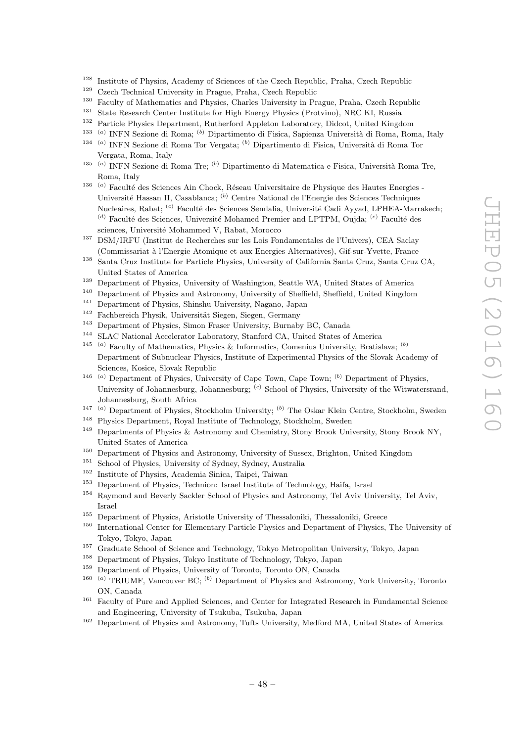[128] Institute of Physics, Academy of Sciences of the Czech Republic, Praha, Czech Republic
[129] Czech Technical University in Prague, Praha, Czech Republic
[130] Faculty of Mathematics and Physics, Charles University in Prague, Praha, Czech Republic
[131] State Research Center Institute for High Energy Physics (Protvino), NRC KI, Russia
[132] Particle Physics Department, Rutherford Appleton Laboratory, Didcot, United Kingdom
[133] [(a)] INFN Sezione di Roma; [(b)] Dipartimento di Fisica, Sapienza Università di Roma, Roma, Italy
[134] [(a)] INFN Sezione di Roma Tor Vergata; [(b)] Dipartimento di Fisica, Università di Roma Tor Vergata, Roma, Italy
[135] [(a)] INFN Sezione di Roma Tre; [(b)] Dipartimento di Matematica e Fisica, Università Roma Tre, Roma, Italy
[136] [(a)] Faculté des Sciences Ain Chock, Réseau Universitaire de Physique des Hautes Energies - Université Hassan II, Casablanca; [(b)] Centre National de l'Energie des Sciences Techniques Nucleaires, Rabat; [(c)] Faculté des Sciences Semlalia, Université Cadi Ayyad, LPHEA-Marrakech; [(d)] Faculté des Sciences, Université Mohamed Premier and LPTPM, Oujda; [(e)] Faculté des sciences, Université Mohammed V, Rabat, Morocco
[137] DSM/IRFU (Institut de Recherches sur les Lois Fondamentales de l'Univers), CEA Saclay (Commissariat à l'Energie Atomique et aux Energies Alternatives), Gif-sur-Yvette, France
[138] Santa Cruz Institute for Particle Physics, University of California Santa Cruz, Santa Cruz CA, United States of America
[139] Department of Physics, University of Washington, Seattle WA, United States of America
[140] Department of Physics and Astronomy, University of Sheffield, Sheffield, United Kingdom
[141] Department of Physics, Shinshu University, Nagano, Japan
[142] Fachbereich Physik, Universität Siegen, Siegen, Germany
[143] Department of Physics, Simon Fraser University, Burnaby BC, Canada
[144] SLAC National Accelerator Laboratory, Stanford CA, United States of America
[145] [(a)] Faculty of Mathematics, Physics & Informatics, Comenius University, Bratislava; [(b)] Department of Subnuclear Physics, Institute of Experimental Physics of the Slovak Academy of Sciences, Kosice, Slovak Republic
[146] [(a)] Department of Physics, University of Cape Town, Cape Town; [(b)] Department of Physics, University of Johannesburg, Johannesburg; [(c)] School of Physics, University of the Witwatersrand, Johannesburg, South Africa
[147] [(a)] Department of Physics, Stockholm University; [(b)] The Oskar Klein Centre, Stockholm, Sweden
[148] Physics Department, Royal Institute of Technology, Stockholm, Sweden
[149] Departments of Physics & Astronomy and Chemistry, Stony Brook University, Stony Brook NY, United States of America
[150] Department of Physics and Astronomy, University of Sussex, Brighton, United Kingdom
[151] School of Physics, University of Sydney, Sydney, Australia
[152] Institute of Physics, Academia Sinica, Taipei, Taiwan
[153] Department of Physics, Technion: Israel Institute of Technology, Haifa, Israel
[154] Raymond and Beverly Sackler School of Physics and Astronomy, Tel Aviv University, Tel Aviv, Israel
[155] Department of Physics, Aristotle University of Thessaloniki, Thessaloniki, Greece
[156] International Center for Elementary Particle Physics and Department of Physics, The University of Tokyo, Tokyo, Japan
[157] Graduate School of Science and Technology, Tokyo Metropolitan University, Tokyo, Japan
[158] Department of Physics, Tokyo Institute of Technology, Tokyo, Japan
[159] Department of Physics, University of Toronto, Toronto ON, Canada
[160] [(a)] TRIUMF, Vancouver BC; [(b)] Department of Physics and Astronomy, York University, Toronto ON, Canada
[161] Faculty of Pure and Applied Sciences, and Center for Integrated Research in Fundamental Science and Engineering, University of Tsukuba, Tsukuba, Japan
[162] Department of Physics and Astronomy, Tufts University, Medford MA, United States of America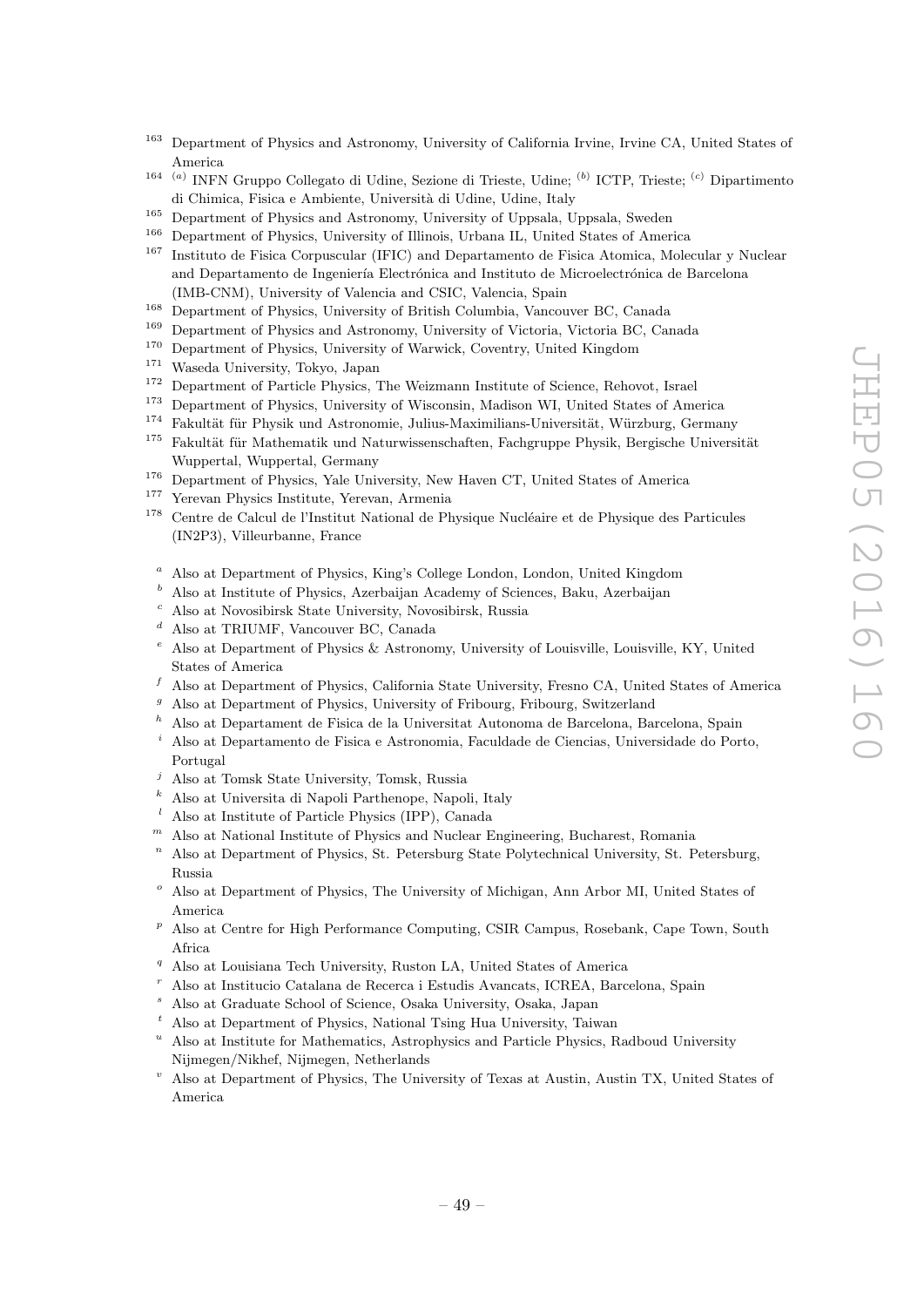[163] Department of Physics and Astronomy, University of California Irvine, Irvine CA, United States of America

[164] [(a)] INFN Gruppo Collegato di Udine, Sezione di Trieste, Udine; [(b)] ICTP, Trieste; [(c)] Dipartimento di Chimica, Fisica e Ambiente, Università di Udine, Udine, Italy

[165] Department of Physics and Astronomy, University of Uppsala, Uppsala, Sweden

[166] Department of Physics, University of Illinois, Urbana IL, United States of America

[167] Instituto de Fisica Corpuscular (IFIC) and Departamento de Fisica Atomica, Molecular y Nuclear and Departamento de Ingeniería Electrónica and Instituto de Microelectrónica de Barcelona (IMB-CNM), University of Valencia and CSIC, Valencia, Spain

[168] Department of Physics, University of British Columbia, Vancouver BC, Canada

[169] Department of Physics and Astronomy, University of Victoria, Victoria BC, Canada

[170] Department of Physics, University of Warwick, Coventry, United Kingdom

[171] Waseda University, Tokyo, Japan

[172] Department of Particle Physics, The Weizmann Institute of Science, Rehovot, Israel

[173] Department of Physics, University of Wisconsin, Madison WI, United States of America

[174] Fakultät für Physik und Astronomie, Julius-Maximilians-Universität, Würzburg, Germany

[175] Fakultät für Mathematik und Naturwissenschaften, Fachgruppe Physik, Bergische Universität Wuppertal, Wuppertal, Germany

[176] Department of Physics, Yale University, New Haven CT, United States of America

[177] Yerevan Physics Institute, Yerevan, Armenia

[178] Centre de Calcul de l'Institut National de Physique Nucléaire et de Physique des Particules (IN2P3), Villeurbanne, France

[a] Also at Department of Physics, King's College London, London, United Kingdom

[b] Also at Institute of Physics, Azerbaijan Academy of Sciences, Baku, Azerbaijan

[c] Also at Novosibirsk State University, Novosibirsk, Russia

[d] Also at TRIUMF, Vancouver BC, Canada

[e] Also at Department of Physics & Astronomy, University of Louisville, Louisville, KY, United States of America

[f] Also at Department of Physics, California State University, Fresno CA, United States of America

[g] Also at Department of Physics, University of Fribourg, Fribourg, Switzerland

[h] Also at Departament de Fisica de la Universitat Autonoma de Barcelona, Barcelona, Spain

[i] Also at Departamento de Fisica e Astronomia, Faculdade de Ciencias, Universidade do Porto, Portugal

[j] Also at Tomsk State University, Tomsk, Russia

[k] Also at Universita di Napoli Parthenope, Napoli, Italy

[l] Also at Institute of Particle Physics (IPP), Canada

[m] Also at National Institute of Physics and Nuclear Engineering, Bucharest, Romania

[n] Also at Department of Physics, St. Petersburg State Polytechnical University, St. Petersburg, Russia

[o] Also at Department of Physics, The University of Michigan, Ann Arbor MI, United States of America

[p] Also at Centre for High Performance Computing, CSIR Campus, Rosebank, Cape Town, South Africa

[q] Also at Louisiana Tech University, Ruston LA, United States of America

[r] Also at Institucio Catalana de Recerca i Estudis Avancats, ICREA, Barcelona, Spain

[s] Also at Graduate School of Science, Osaka University, Osaka, Japan

[t] Also at Department of Physics, National Tsing Hua University, Taiwan

[u] Also at Institute for Mathematics, Astrophysics and Particle Physics, Radboud University Nijmegen/Nikhef, Nijmegen, Netherlands

[v] Also at Department of Physics, The University of Texas at Austin, Austin TX, United States of America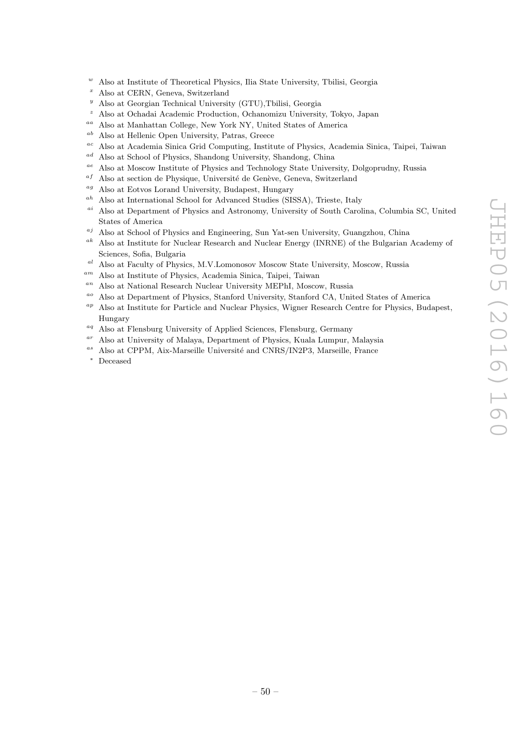[w] Also at Institute of Theoretical Physics, Ilia State University, Tbilisi, Georgia
[x] Also at CERN, Geneva, Switzerland
[y] Also at Georgian Technical University (GTU),Tbilisi, Georgia
[z] Also at Ochadai Academic Production, Ochanomizu University, Tokyo, Japan
[aa] Also at Manhattan College, New York NY, United States of America
[ab] Also at Hellenic Open University, Patras, Greece
[ac] Also at Academia Sinica Grid Computing, Institute of Physics, Academia Sinica, Taipei, Taiwan
[ad] Also at School of Physics, Shandong University, Shandong, China
[ae] Also at Moscow Institute of Physics and Technology State University, Dolgoprudny, Russia
[af] Also at section de Physique, Université de Genève, Geneva, Switzerland
[ag] Also at Eotvos Lorand University, Budapest, Hungary
[ah] Also at International School for Advanced Studies (SISSA), Trieste, Italy
[ai] Also at Department of Physics and Astronomy, University of South Carolina, Columbia SC, United States of America
[aj] Also at School of Physics and Engineering, Sun Yat-sen University, Guangzhou, China
[ak] Also at Institute for Nuclear Research and Nuclear Energy (INRNE) of the Bulgarian Academy of Sciences, Sofia, Bulgaria
[al] Also at Faculty of Physics, M.V.Lomonosov Moscow State University, Moscow, Russia
[am] Also at Institute of Physics, Academia Sinica, Taipei, Taiwan
[an] Also at National Research Nuclear University MEPhI, Moscow, Russia
[ao] Also at Department of Physics, Stanford University, Stanford CA, United States of America
[ap] Also at Institute for Particle and Nuclear Physics, Wigner Research Centre for Physics, Budapest, Hungary
[aq] Also at Flensburg University of Applied Sciences, Flensburg, Germany
[ar] Also at University of Malaya, Department of Physics, Kuala Lumpur, Malaysia
[as] Also at CPPM, Aix-Marseille Université and CNRS/IN2P3, Marseille, France
[*] Deceased